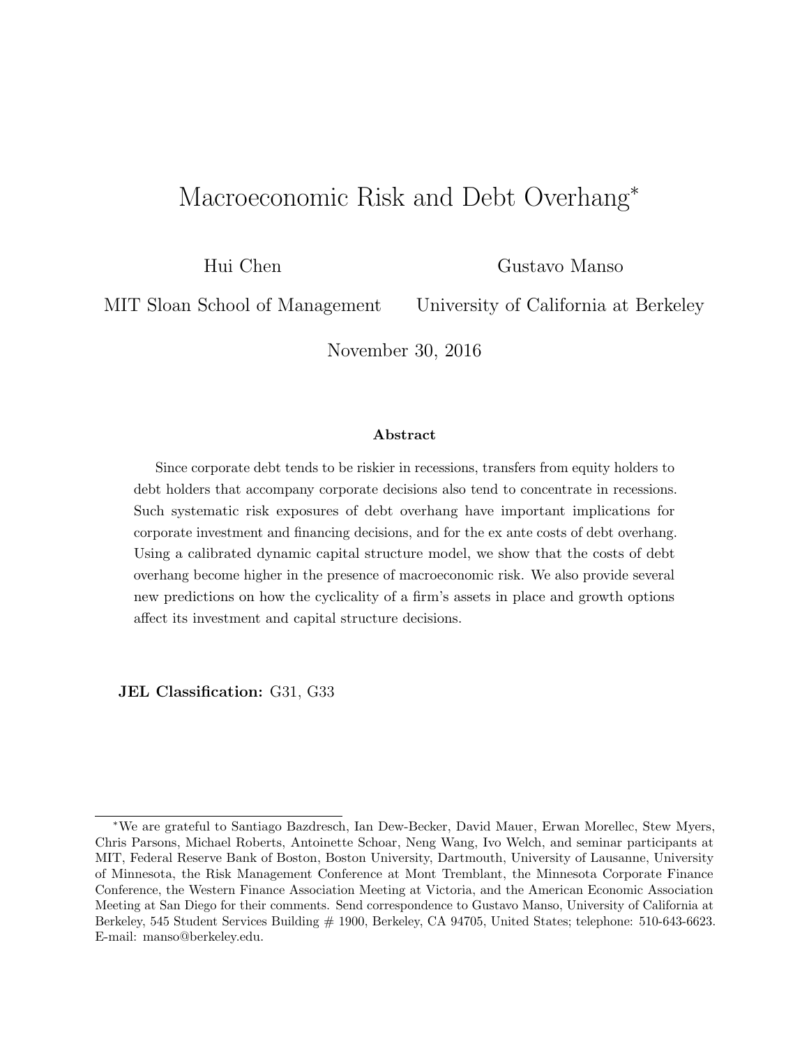# Macroeconomic Risk and Debt Overhang*

Hui Chen
MIT Sloan School of Management

Gustavo Manso
University of California at Berkeley

November 30, 2016

### Abstract

Since corporate debt tends to be riskier in recessions, transfers from equity holders to debt holders that accompany corporate decisions also tend to concentrate in recessions. Such systematic risk exposures of debt overhang have important implications for corporate investment and financing decisions, and for the ex ante costs of debt overhang. Using a calibrated dynamic capital structure model, we show that the costs of debt overhang become higher in the presence of macroeconomic risk. We also provide several new predictions on how the cyclicality of a firm's assets in place and growth options affect its investment and capital structure decisions.

**JEL Classification:** G31, G33

*We are grateful to Santiago Bazdresch, Ian Dew-Becker, David Mauer, Erwan Morellec, Stew Myers, Chris Parsons, Michael Roberts, Antoinette Schoar, Neng Wang, Ivo Welch, and seminar participants at MIT, Federal Reserve Bank of Boston, Boston University, Dartmouth, University of Lausanne, University of Minnesota, the Risk Management Conference at Mont Tremblant, the Minnesota Corporate Finance Conference, the Western Finance Association Meeting at Victoria, and the American Economic Association Meeting at San Diego for their comments. Send correspondence to Gustavo Manso, University of California at Berkeley, 545 Student Services Building # 1900, Berkeley, CA 94705, United States; telephone: 510-643-6623. E-mail: manso@berkeley.edu.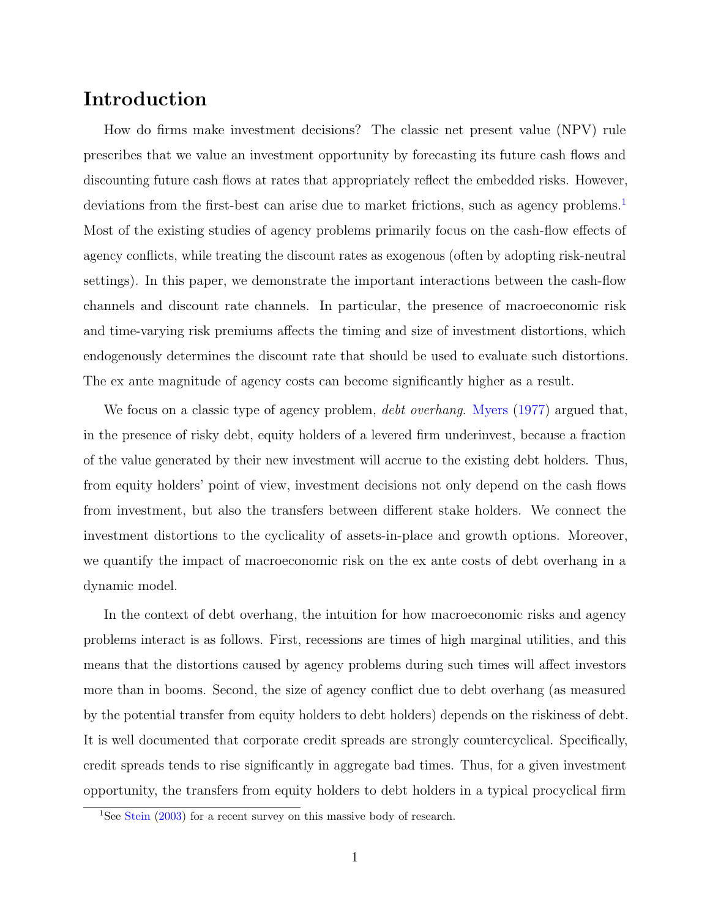# Introduction

How do firms make investment decisions? The classic net present value (NPV) rule prescribes that we value an investment opportunity by forecasting its future cash flows and discounting future cash flows at rates that appropriately reflect the embedded risks. However, deviations from the first-best can arise due to market frictions, such as agency problems.[1] Most of the existing studies of agency problems primarily focus on the cash-flow effects of agency conflicts, while treating the discount rates as exogenous (often by adopting risk-neutral settings). In this paper, we demonstrate the important interactions between the cash-flow channels and discount rate channels. In particular, the presence of macroeconomic risk and time-varying risk premiums affects the timing and size of investment distortions, which endogenously determines the discount rate that should be used to evaluate such distortions. The ex ante magnitude of agency costs can become significantly higher as a result.

We focus on a classic type of agency problem, *debt overhang*. Myers (1977) argued that, in the presence of risky debt, equity holders of a levered firm underinvest, because a fraction of the value generated by their new investment will accrue to the existing debt holders. Thus, from equity holders' point of view, investment decisions not only depend on the cash flows from investment, but also the transfers between different stake holders. We connect the investment distortions to the cyclicality of assets-in-place and growth options. Moreover, we quantify the impact of macroeconomic risk on the ex ante costs of debt overhang in a dynamic model.

In the context of debt overhang, the intuition for how macroeconomic risks and agency problems interact is as follows. First, recessions are times of high marginal utilities, and this means that the distortions caused by agency problems during such times will affect investors more than in booms. Second, the size of agency conflict due to debt overhang (as measured by the potential transfer from equity holders to debt holders) depends on the riskiness of debt. It is well documented that corporate credit spreads are strongly countercyclical. Specifically, credit spreads tends to rise significantly in aggregate bad times. Thus, for a given investment opportunity, the transfers from equity holders to debt holders in a typical procyclical firm

[1] See Stein (2003) for a recent survey on this massive body of research.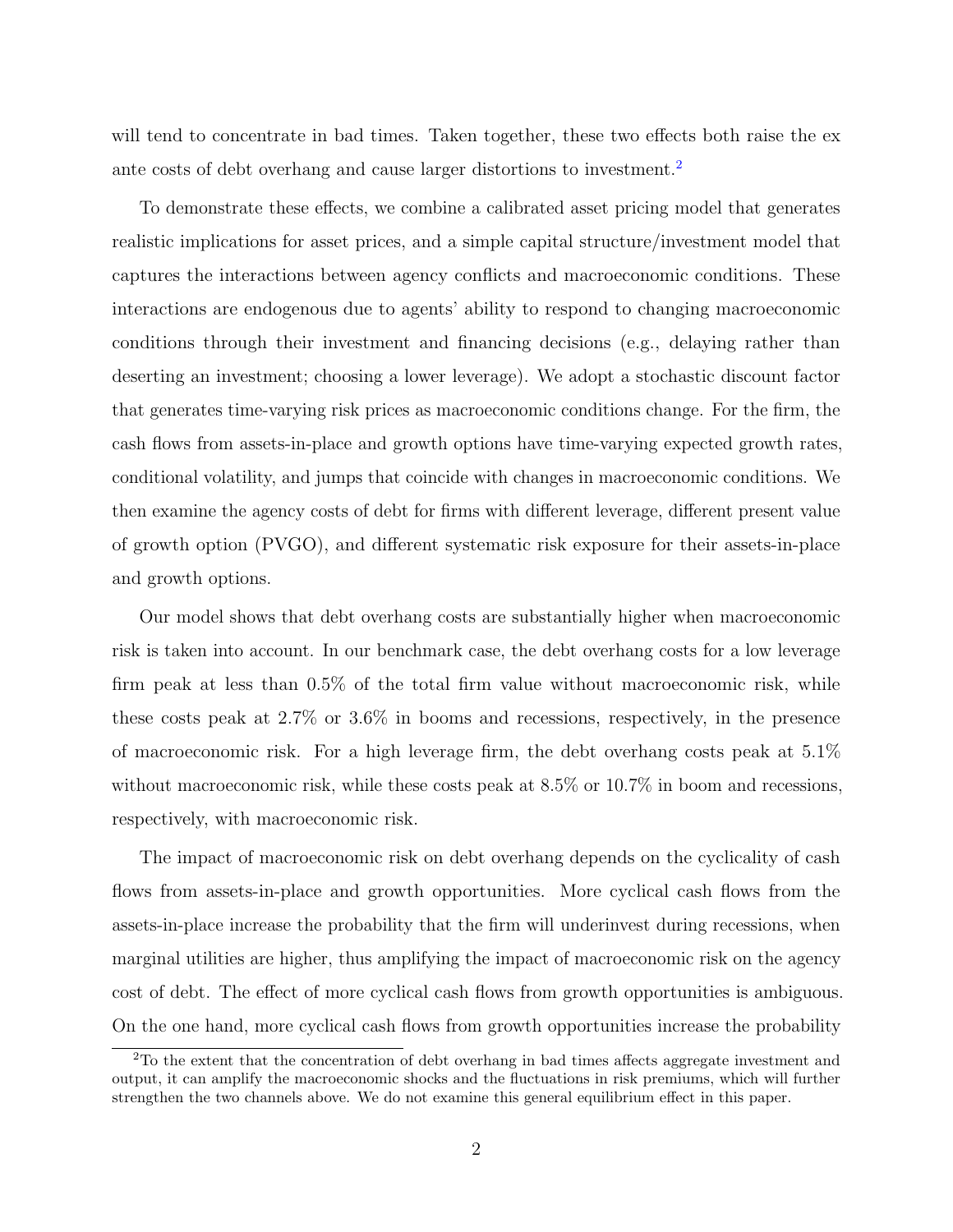will tend to concentrate in bad times. Taken together, these two effects both raise the ex ante costs of debt overhang and cause larger distortions to investment.[2]

To demonstrate these effects, we combine a calibrated asset pricing model that generates realistic implications for asset prices, and a simple capital structure/investment model that captures the interactions between agency conflicts and macroeconomic conditions. These interactions are endogenous due to agents' ability to respond to changing macroeconomic conditions through their investment and financing decisions (e.g., delaying rather than deserting an investment; choosing a lower leverage). We adopt a stochastic discount factor that generates time-varying risk prices as macroeconomic conditions change. For the firm, the cash flows from assets-in-place and growth options have time-varying expected growth rates, conditional volatility, and jumps that coincide with changes in macroeconomic conditions. We then examine the agency costs of debt for firms with different leverage, different present value of growth option (PVGO), and different systematic risk exposure for their assets-in-place and growth options.

Our model shows that debt overhang costs are substantially higher when macroeconomic risk is taken into account. In our benchmark case, the debt overhang costs for a low leverage firm peak at less than 0.5% of the total firm value without macroeconomic risk, while these costs peak at 2.7% or 3.6% in booms and recessions, respectively, in the presence of macroeconomic risk. For a high leverage firm, the debt overhang costs peak at 5.1% without macroeconomic risk, while these costs peak at 8.5% or 10.7% in boom and recessions, respectively, with macroeconomic risk.

The impact of macroeconomic risk on debt overhang depends on the cyclicality of cash flows from assets-in-place and growth opportunities. More cyclical cash flows from the assets-in-place increase the probability that the firm will underinvest during recessions, when marginal utilities are higher, thus amplifying the impact of macroeconomic risk on the agency cost of debt. The effect of more cyclical cash flows from growth opportunities is ambiguous. On the one hand, more cyclical cash flows from growth opportunities increase the probability

[2] To the extent that the concentration of debt overhang in bad times affects aggregate investment and output, it can amplify the macroeconomic shocks and the fluctuations in risk premiums, which will further strengthen the two channels above. We do not examine this general equilibrium effect in this paper.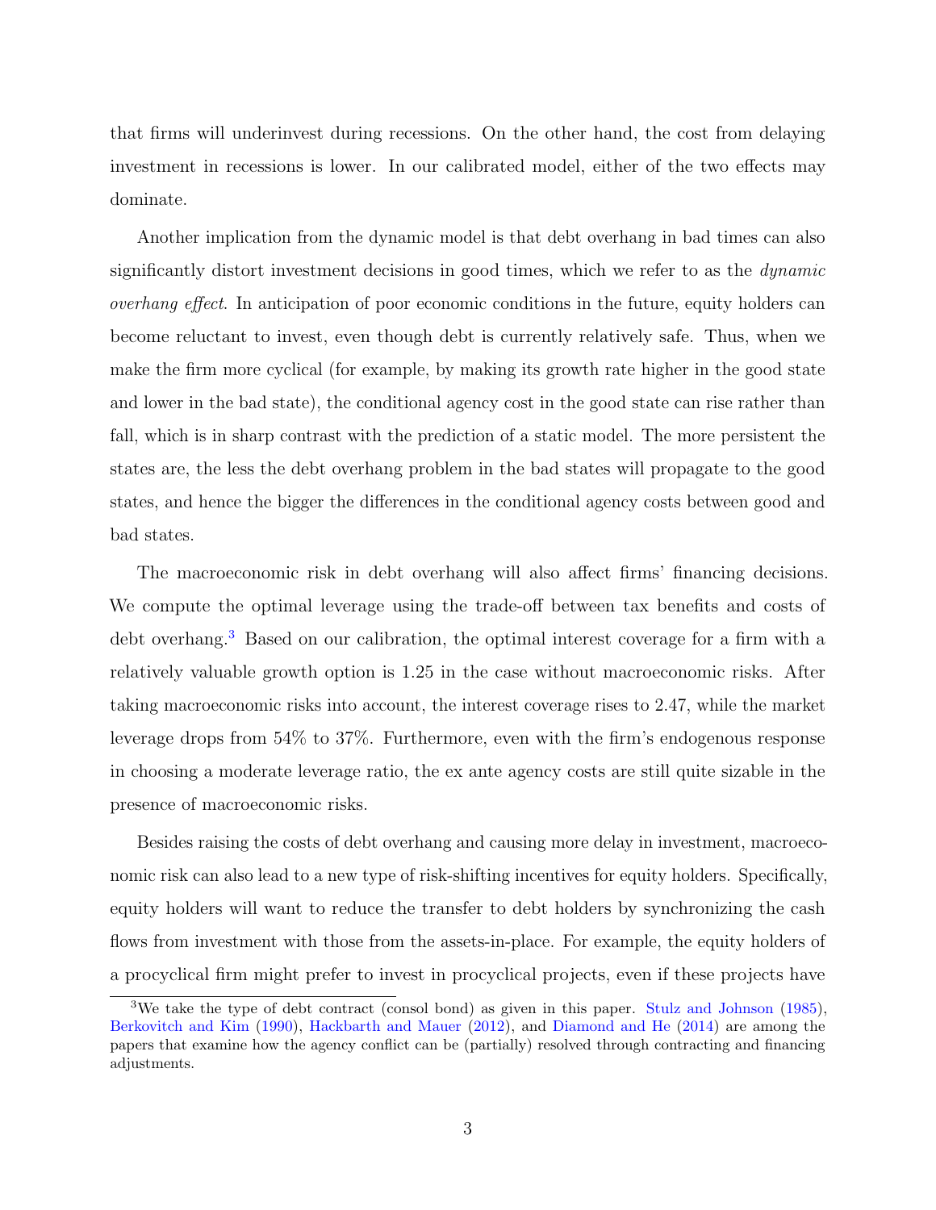that firms will underinvest during recessions. On the other hand, the cost from delaying investment in recessions is lower. In our calibrated model, either of the two effects may dominate.

Another implication from the dynamic model is that debt overhang in bad times can also significantly distort investment decisions in good times, which we refer to as the *dynamic overhang effect*. In anticipation of poor economic conditions in the future, equity holders can become reluctant to invest, even though debt is currently relatively safe. Thus, when we make the firm more cyclical (for example, by making its growth rate higher in the good state and lower in the bad state), the conditional agency cost in the good state can rise rather than fall, which is in sharp contrast with the prediction of a static model. The more persistent the states are, the less the debt overhang problem in the bad states will propagate to the good states, and hence the bigger the differences in the conditional agency costs between good and bad states.

The macroeconomic risk in debt overhang will also affect firms' financing decisions. We compute the optimal leverage using the trade-off between tax benefits and costs of debt overhang.[3] Based on our calibration, the optimal interest coverage for a firm with a relatively valuable growth option is 1.25 in the case without macroeconomic risks. After taking macroeconomic risks into account, the interest coverage rises to 2.47, while the market leverage drops from 54% to 37%. Furthermore, even with the firm's endogenous response in choosing a moderate leverage ratio, the ex ante agency costs are still quite sizable in the presence of macroeconomic risks.

Besides raising the costs of debt overhang and causing more delay in investment, macroeconomic risk can also lead to a new type of risk-shifting incentives for equity holders. Specifically, equity holders will want to reduce the transfer to debt holders by synchronizing the cash flows from investment with those from the assets-in-place. For example, the equity holders of a procyclical firm might prefer to invest in procyclical projects, even if these projects have

[3] We take the type of debt contract (consol bond) as given in this paper. Stulz and Johnson (1985), Berkovitch and Kim (1990), Hackbarth and Mauer (2012), and Diamond and He (2014) are among the papers that examine how the agency conflict can be (partially) resolved through contracting and financing adjustments.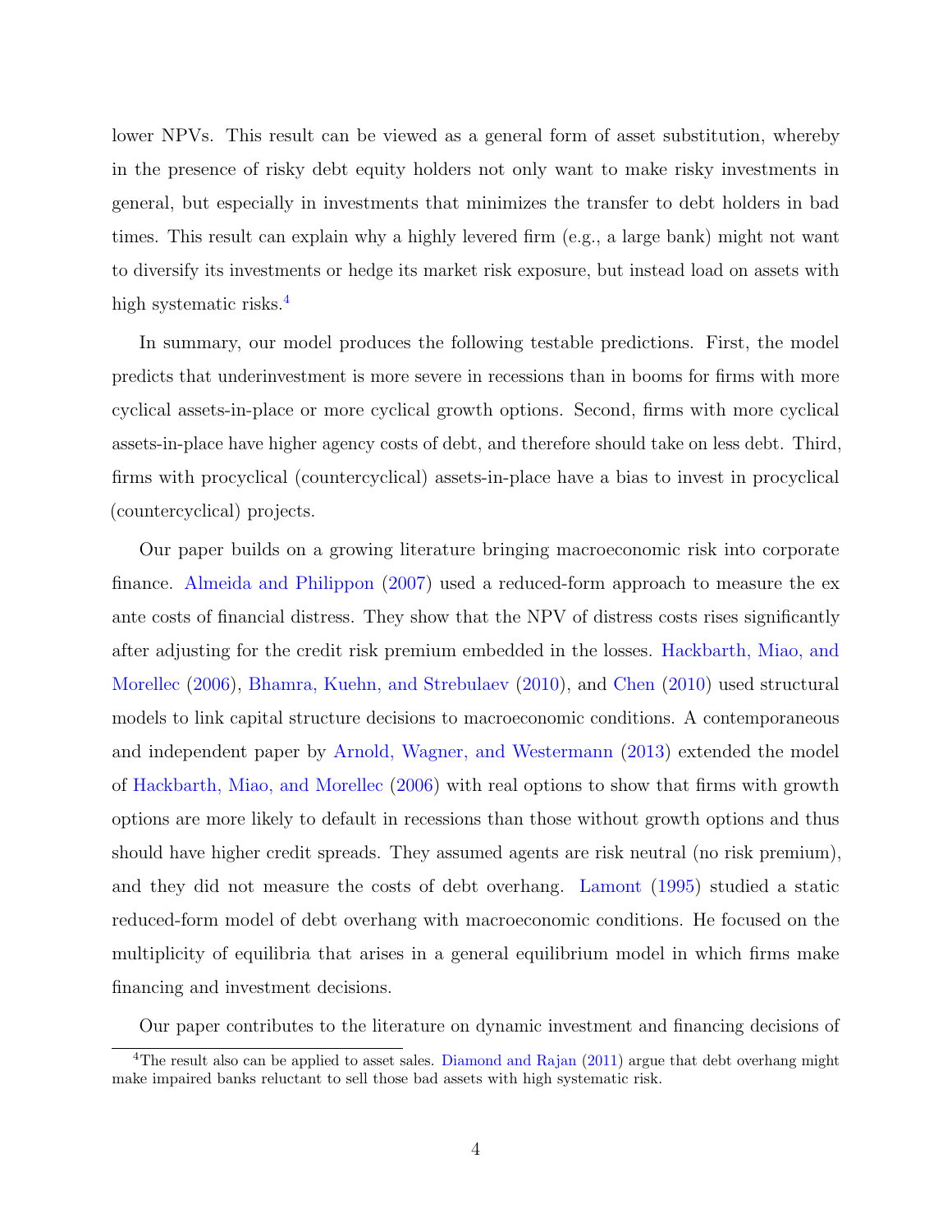lower NPVs. This result can be viewed as a general form of asset substitution, whereby in the presence of risky debt equity holders not only want to make risky investments in general, but especially in investments that minimizes the transfer to debt holders in bad times. This result can explain why a highly levered firm (e.g., a large bank) might not want to diversify its investments or hedge its market risk exposure, but instead load on assets with high systematic risks.[4]

In summary, our model produces the following testable predictions. First, the model predicts that underinvestment is more severe in recessions than in booms for firms with more cyclical assets-in-place or more cyclical growth options. Second, firms with more cyclical assets-in-place have higher agency costs of debt, and therefore should take on less debt. Third, firms with procyclical (countercyclical) assets-in-place have a bias to invest in procyclical (countercyclical) projects.

Our paper builds on a growing literature bringing macroeconomic risk into corporate finance. Almeida and Philippon (2007) used a reduced-form approach to measure the ex ante costs of financial distress. They show that the NPV of distress costs rises significantly after adjusting for the credit risk premium embedded in the losses. Hackbarth, Miao, and Morellec (2006), Bhamra, Kuehn, and Strebulaev (2010), and Chen (2010) used structural models to link capital structure decisions to macroeconomic conditions. A contemporaneous and independent paper by Arnold, Wagner, and Westermann (2013) extended the model of Hackbarth, Miao, and Morellec (2006) with real options to show that firms with growth options are more likely to default in recessions than those without growth options and thus should have higher credit spreads. They assumed agents are risk neutral (no risk premium), and they did not measure the costs of debt overhang. Lamont (1995) studied a static reduced-form model of debt overhang with macroeconomic conditions. He focused on the multiplicity of equilibria that arises in a general equilibrium model in which firms make financing and investment decisions.

Our paper contributes to the literature on dynamic investment and financing decisions of

[4] The result also can be applied to asset sales. Diamond and Rajan (2011) argue that debt overhang might make impaired banks reluctant to sell those bad assets with high systematic risk.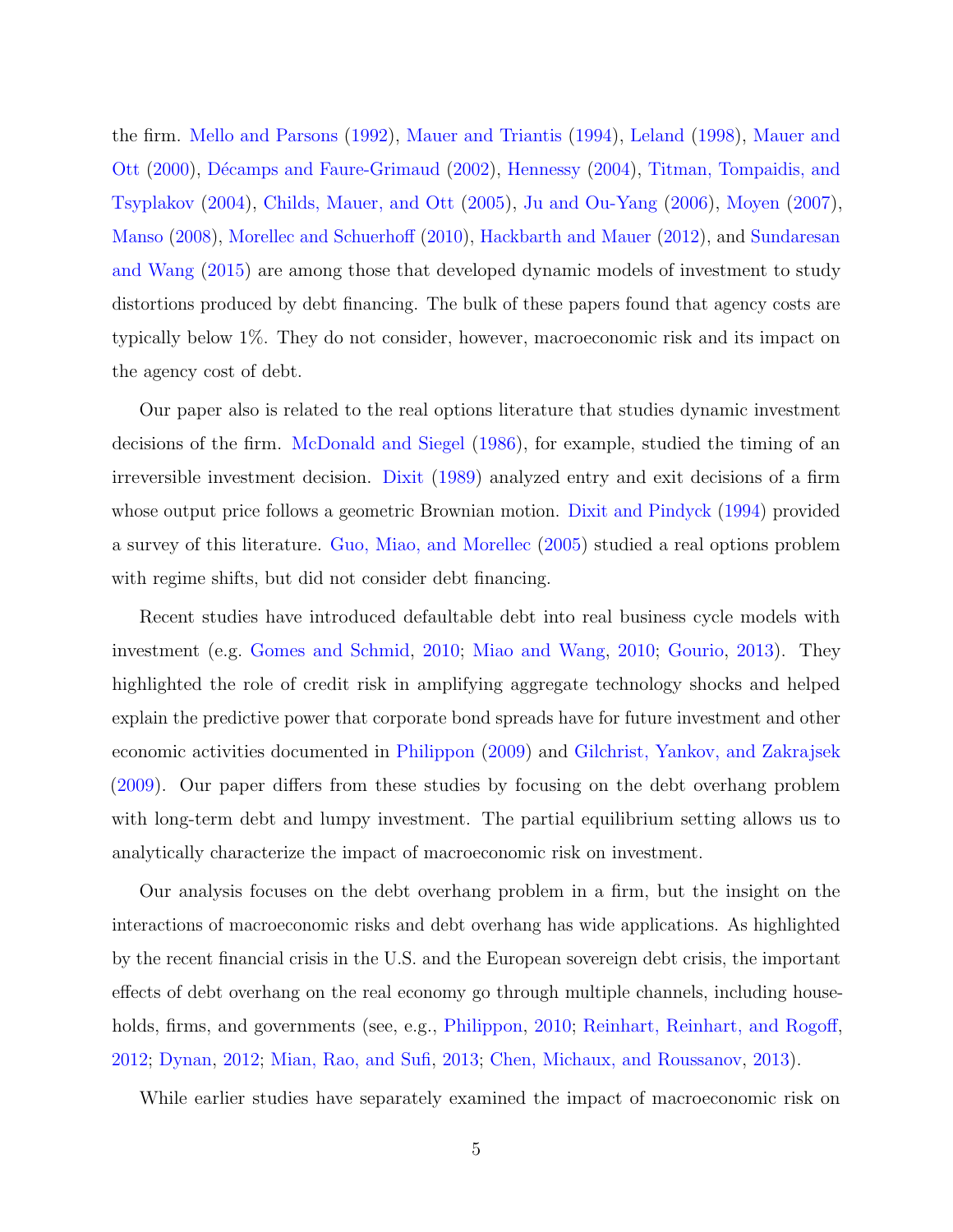the firm. Mello and Parsons (1992), Mauer and Triantis (1994), Leland (1998), Mauer and Ott (2000), Décamps and Faure-Grimaud (2002), Hennessy (2004), Titman, Tompaidis, and Tsyplakov (2004), Childs, Mauer, and Ott (2005), Ju and Ou-Yang (2006), Moyen (2007), Manso (2008), Morellec and Schuerhoff (2010), Hackbarth and Mauer (2012), and Sundaresan and Wang (2015) are among those that developed dynamic models of investment to study distortions produced by debt financing. The bulk of these papers found that agency costs are typically below 1%. They do not consider, however, macroeconomic risk and its impact on the agency cost of debt.

Our paper also is related to the real options literature that studies dynamic investment decisions of the firm. McDonald and Siegel (1986), for example, studied the timing of an irreversible investment decision. Dixit (1989) analyzed entry and exit decisions of a firm whose output price follows a geometric Brownian motion. Dixit and Pindyck (1994) provided a survey of this literature. Guo, Miao, and Morellec (2005) studied a real options problem with regime shifts, but did not consider debt financing.

Recent studies have introduced defaultable debt into real business cycle models with investment (e.g. Gomes and Schmid, 2010; Miao and Wang, 2010; Gourio, 2013). They highlighted the role of credit risk in amplifying aggregate technology shocks and helped explain the predictive power that corporate bond spreads have for future investment and other economic activities documented in Philippon (2009) and Gilchrist, Yankov, and Zakrajsek (2009). Our paper differs from these studies by focusing on the debt overhang problem with long-term debt and lumpy investment. The partial equilibrium setting allows us to analytically characterize the impact of macroeconomic risk on investment.

Our analysis focuses on the debt overhang problem in a firm, but the insight on the interactions of macroeconomic risks and debt overhang has wide applications. As highlighted by the recent financial crisis in the U.S. and the European sovereign debt crisis, the important effects of debt overhang on the real economy go through multiple channels, including households, firms, and governments (see, e.g., Philippon, 2010; Reinhart, Reinhart, and Rogoff, 2012; Dynan, 2012; Mian, Rao, and Sufi, 2013; Chen, Michaux, and Roussanov, 2013).

While earlier studies have separately examined the impact of macroeconomic risk on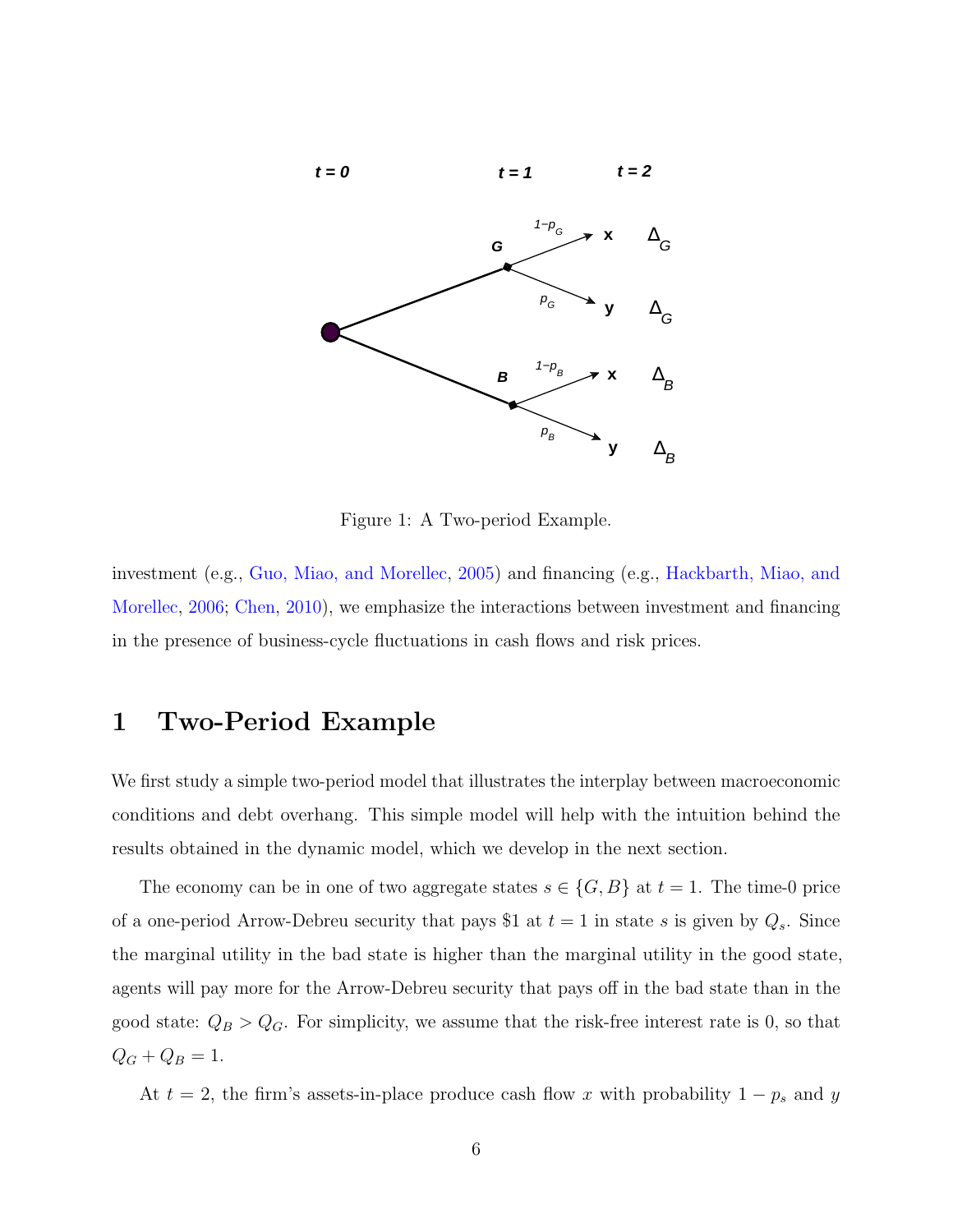Figure 1: A Two-period Example.

investment (e.g., Guo, Miao, and Morellec, 2005) and financing (e.g., Hackbarth, Miao, and Morellec, 2006; Chen, 2010), we emphasize the interactions between investment and financing in the presence of business-cycle fluctuations in cash flows and risk prices.

# 1 Two-Period Example

We first study a simple two-period model that illustrates the interplay between macroeconomic conditions and debt overhang. This simple model will help with the intuition behind the results obtained in the dynamic model, which we develop in the next section.

The economy can be in one of two aggregate states $s \in \{G, B\}$ at $t = 1$. The time-0 price of a one-period Arrow-Debreu security that pays \$1 at $t = 1$ in state $s$ is given by $Q_s$. Since the marginal utility in the bad state is higher than the marginal utility in the good state, agents will pay more for the Arrow-Debreu security that pays off in the bad state than in the good state: $Q_B > Q_G$. For simplicity, we assume that the risk-free interest rate is 0, so that $Q_G + Q_B = 1$.

At $t = 2$, the firm's assets-in-place produce cash flow $x$ with probability $1 - p_s$ and $y$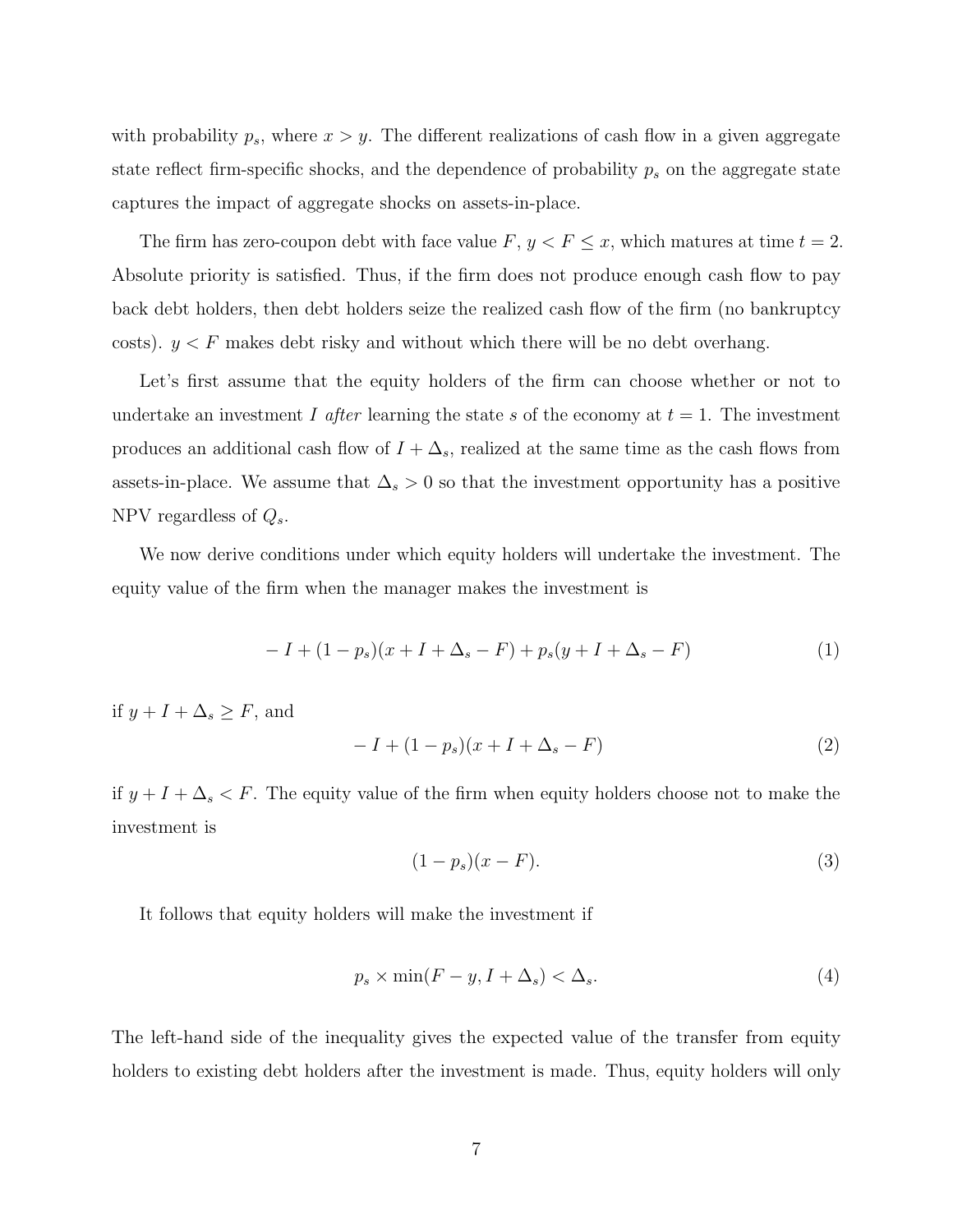with probability $p_s$, where $x > y$. The different realizations of cash flow in a given aggregate state reflect firm-specific shocks, and the dependence of probability $p_s$ on the aggregate state captures the impact of aggregate shocks on assets-in-place.

The firm has zero-coupon debt with face value $F$, $y < F \leq x$, which matures at time $t = 2$. Absolute priority is satisfied. Thus, if the firm does not produce enough cash flow to pay back debt holders, then debt holders seize the realized cash flow of the firm (no bankruptcy costs). $y < F$ makes debt risky and without which there will be no debt overhang.

Let's first assume that the equity holders of the firm can choose whether or not to undertake an investment $I$ *after* learning the state $s$ of the economy at $t = 1$. The investment produces an additional cash flow of $I + \Delta_s$, realized at the same time as the cash flows from assets-in-place. We assume that $\Delta_s > 0$ so that the investment opportunity has a positive NPV regardless of $Q_s$.

We now derive conditions under which equity holders will undertake the investment. The equity value of the firm when the manager makes the investment is

$$-I + (1 - p_s)(x + I + \Delta_s - F) + p_s(y + I + \Delta_s - F) \tag{1}$$

if $y + I + \Delta_s \geq F$, and

$$-I + (1 - p_s)(x + I + \Delta_s - F) \tag{2}$$

if $y + I + \Delta_s < F$. The equity value of the firm when equity holders choose not to make the investment is

$$(1 - p_s)(x - F). \tag{3}$$

It follows that equity holders will make the investment if

$$p_s \times \min(F - y, I + \Delta_s) < \Delta_s. \tag{4}$$

The left-hand side of the inequality gives the expected value of the transfer from equity holders to existing debt holders after the investment is made. Thus, equity holders will only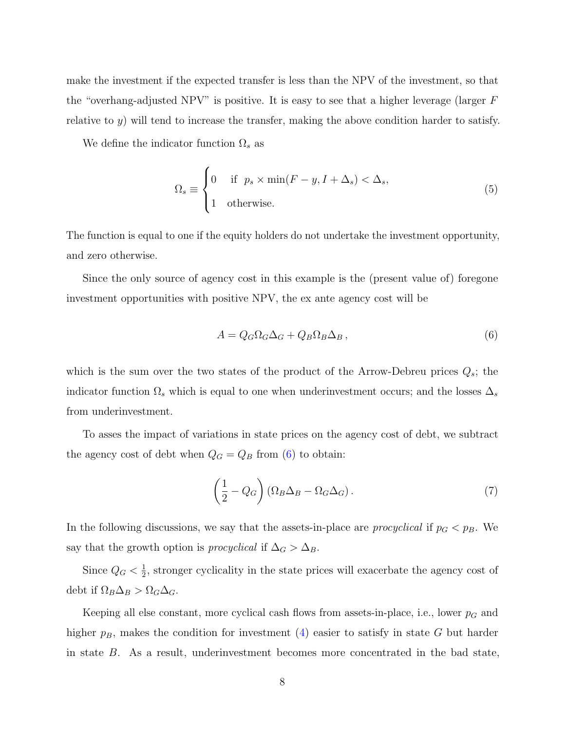make the investment if the expected transfer is less than the NPV of the investment, so that the "overhang-adjusted NPV" is positive. It is easy to see that a higher leverage (larger $F$ relative to $y$) will tend to increase the transfer, making the above condition harder to satisfy.

We define the indicator function $\Omega_s$ as

$$\Omega_s \equiv \begin{cases} 0 & \text{if } \; p_s \times \min(F - y, I + \Delta_s) < \Delta_s, \\ 1 & \text{otherwise.} \end{cases} \tag{5}$$

The function is equal to one if the equity holders do not undertake the investment opportunity, and zero otherwise.

Since the only source of agency cost in this example is the (present value of) foregone investment opportunities with positive NPV, the ex ante agency cost will be

$$A = Q_G \Omega_G \Delta_G + Q_B \Omega_B \Delta_B \,, \tag{6}$$

which is the sum over the two states of the product of the Arrow-Debreu prices $Q_s$; the indicator function $\Omega_s$ which is equal to one when underinvestment occurs; and the losses $\Delta_s$ from underinvestment.

To asses the impact of variations in state prices on the agency cost of debt, we subtract the agency cost of debt when $Q_G = Q_B$ from (6) to obtain:

$$\left( \frac{1}{2} - Q_G \right) \left( \Omega_B \Delta_B - \Omega_G \Delta_G \right). \tag{7}$$

In the following discussions, we say that the assets-in-place are *procyclical* if $p_G < p_B$. We say that the growth option is *procyclical* if $\Delta_G > \Delta_B$.

Since $Q_G < \frac{1}{2}$, stronger cyclicality in the state prices will exacerbate the agency cost of debt if $\Omega_B \Delta_B > \Omega_G \Delta_G$.

Keeping all else constant, more cyclical cash flows from assets-in-place, i.e., lower $p_G$ and higher $p_B$, makes the condition for investment (4) easier to satisfy in state $G$ but harder in state $B$. As a result, underinvestment becomes more concentrated in the bad state,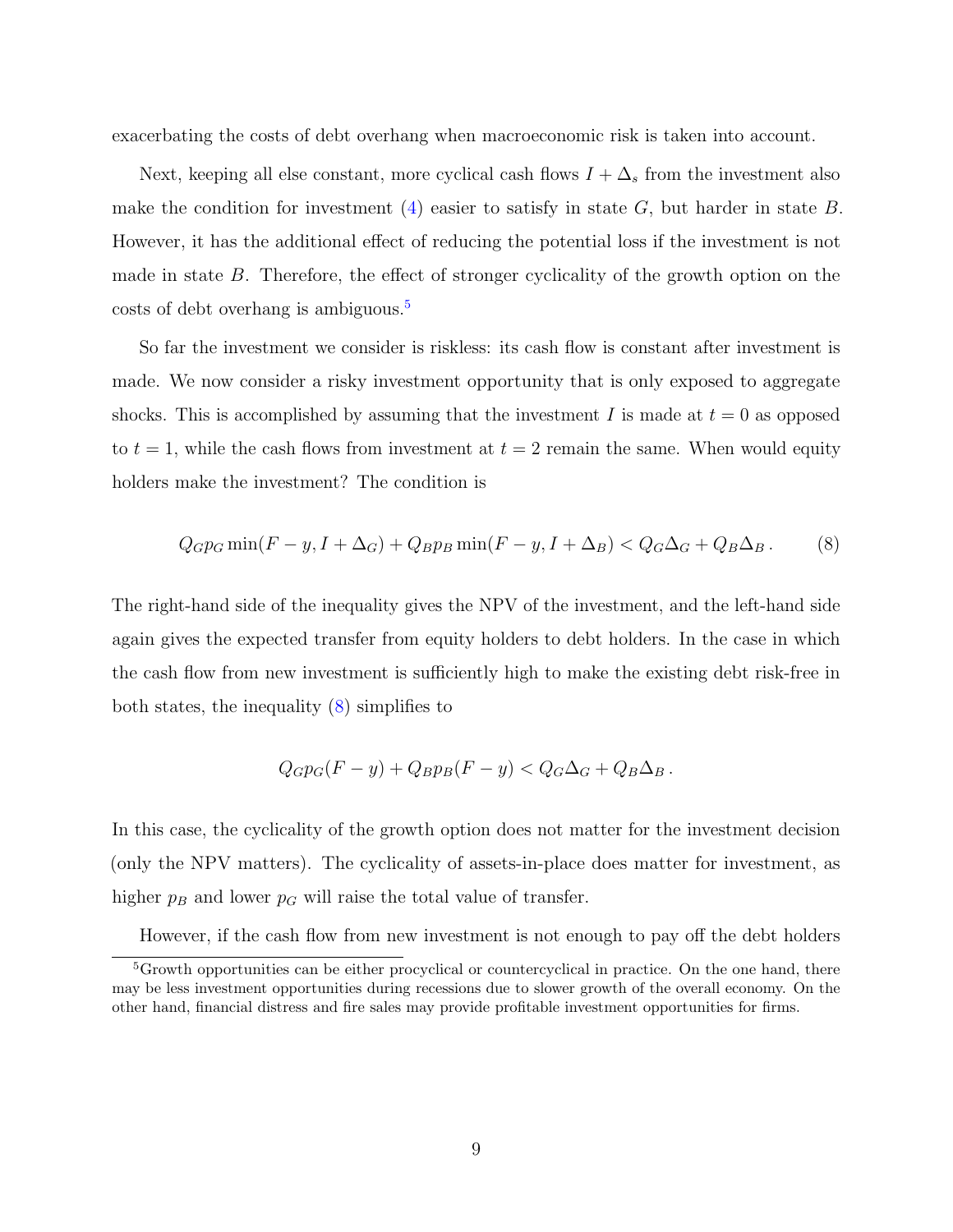exacerbating the costs of debt overhang when macroeconomic risk is taken into account.

Next, keeping all else constant, more cyclical cash flows $I + \Delta_s$ from the investment also make the condition for investment (4) easier to satisfy in state $G$, but harder in state $B$. However, it has the additional effect of reducing the potential loss if the investment is not made in state $B$. Therefore, the effect of stronger cyclicality of the growth option on the costs of debt overhang is ambiguous.[5]

So far the investment we consider is riskless: its cash flow is constant after investment is made. We now consider a risky investment opportunity that is only exposed to aggregate shocks. This is accomplished by assuming that the investment $I$ is made at $t = 0$ as opposed to $t = 1$, while the cash flows from investment at $t = 2$ remain the same. When would equity holders make the investment? The condition is

$$Q_G p_G \min(F - y, I + \Delta_G) + Q_B p_B \min(F - y, I + \Delta_B) < Q_G \Delta_G + Q_B \Delta_B \,. \tag{8}$$

The right-hand side of the inequality gives the NPV of the investment, and the left-hand side again gives the expected transfer from equity holders to debt holders. In the case in which the cash flow from new investment is sufficiently high to make the existing debt risk-free in both states, the inequality (8) simplifies to

$$Q_G p_G (F - y) + Q_B p_B (F - y) < Q_G \Delta_G + Q_B \Delta_B \,.$$

In this case, the cyclicality of the growth option does not matter for the investment decision (only the NPV matters). The cyclicality of assets-in-place does matter for investment, as higher $p_B$ and lower $p_G$ will raise the total value of transfer.

However, if the cash flow from new investment is not enough to pay off the debt holders

[5]Growth opportunities can be either procyclical or countercyclical in practice. On the one hand, there may be less investment opportunities during recessions due to slower growth of the overall economy. On the other hand, financial distress and fire sales may provide profitable investment opportunities for firms.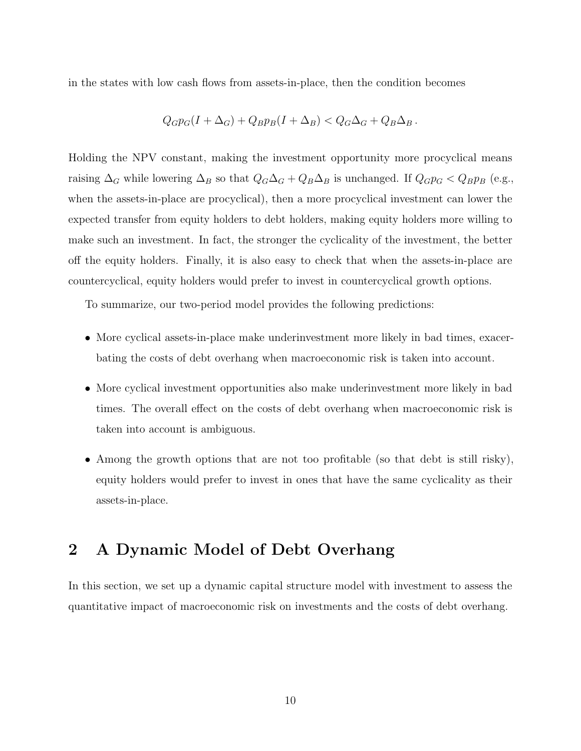in the states with low cash flows from assets-in-place, then the condition becomes

$$
Q_G p_G (I + \Delta_G) + Q_B p_B (I + \Delta_B) < Q_G \Delta_G + Q_B \Delta_B \,.
$$

Holding the NPV constant, making the investment opportunity more procyclical means raising $\Delta_G$ while lowering $\Delta_B$ so that $Q_G \Delta_G + Q_B \Delta_B$ is unchanged. If $Q_G p_G < Q_B p_B$ (e.g., when the assets-in-place are procyclical), then a more procyclical investment can lower the expected transfer from equity holders to debt holders, making equity holders more willing to make such an investment. In fact, the stronger the cyclicality of the investment, the better off the equity holders. Finally, it is also easy to check that when the assets-in-place are countercyclical, equity holders would prefer to invest in countercyclical growth options.

To summarize, our two-period model provides the following predictions:

- More cyclical assets-in-place make underinvestment more likely in bad times, exacerbating the costs of debt overhang when macroeconomic risk is taken into account.
- More cyclical investment opportunities also make underinvestment more likely in bad times. The overall effect on the costs of debt overhang when macroeconomic risk is taken into account is ambiguous.
- Among the growth options that are not too profitable (so that debt is still risky), equity holders would prefer to invest in ones that have the same cyclicality as their assets-in-place.

# 2 A Dynamic Model of Debt Overhang

In this section, we set up a dynamic capital structure model with investment to assess the quantitative impact of macroeconomic risk on investments and the costs of debt overhang.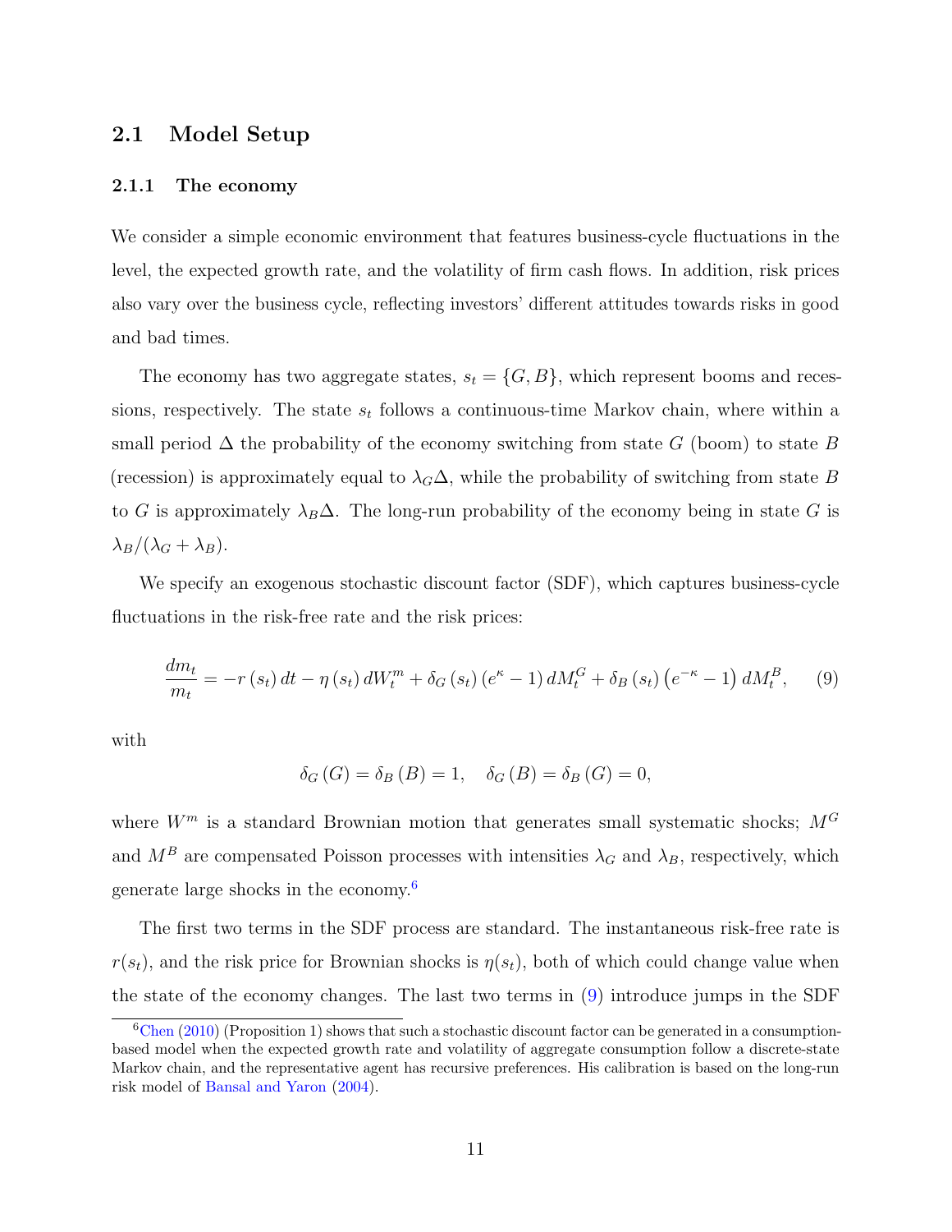## 2.1 Model Setup

### 2.1.1 The economy

We consider a simple economic environment that features business-cycle fluctuations in the level, the expected growth rate, and the volatility of firm cash flows. In addition, risk prices also vary over the business cycle, reflecting investors' different attitudes towards risks in good and bad times.

The economy has two aggregate states, $s_t = \{G, B\}$, which represent booms and recessions, respectively. The state $s_t$ follows a continuous-time Markov chain, where within a small period $\Delta$ the probability of the economy switching from state $G$ (boom) to state $B$ (recession) is approximately equal to $\lambda_G \Delta$, while the probability of switching from state $B$ to $G$ is approximately $\lambda_B \Delta$. The long-run probability of the economy being in state $G$ is $\lambda_B/(\lambda_G + \lambda_B)$.

We specify an exogenous stochastic discount factor (SDF), which captures business-cycle fluctuations in the risk-free rate and the risk prices:

$$\frac{dm_t}{m_t} = -r(s_t)\,dt - \eta(s_t)\,dW_t^m + \delta_G(s_t)\left(e^{\kappa} - 1\right)dM_t^G + \delta_B(s_t)\left(e^{-\kappa} - 1\right)dM_t^B, \qquad (9)$$

with

$$\delta_G(G) = \delta_B(B) = 1, \quad \delta_G(B) = \delta_B(G) = 0,$$

where $W^m$ is a standard Brownian motion that generates small systematic shocks; $M^G$ and $M^B$ are compensated Poisson processes with intensities $\lambda_G$ and $\lambda_B$, respectively, which generate large shocks in the economy.[6]

The first two terms in the SDF process are standard. The instantaneous risk-free rate is $r(s_t)$, and the risk price for Brownian shocks is $\eta(s_t)$, both of which could change value when the state of the economy changes. The last two terms in (9) introduce jumps in the SDF

[6] Chen (2010) (Proposition 1) shows that such a stochastic discount factor can be generated in a consumption-based model when the expected growth rate and volatility of aggregate consumption follow a discrete-state Markov chain, and the representative agent has recursive preferences. His calibration is based on the long-run risk model of Bansal and Yaron (2004).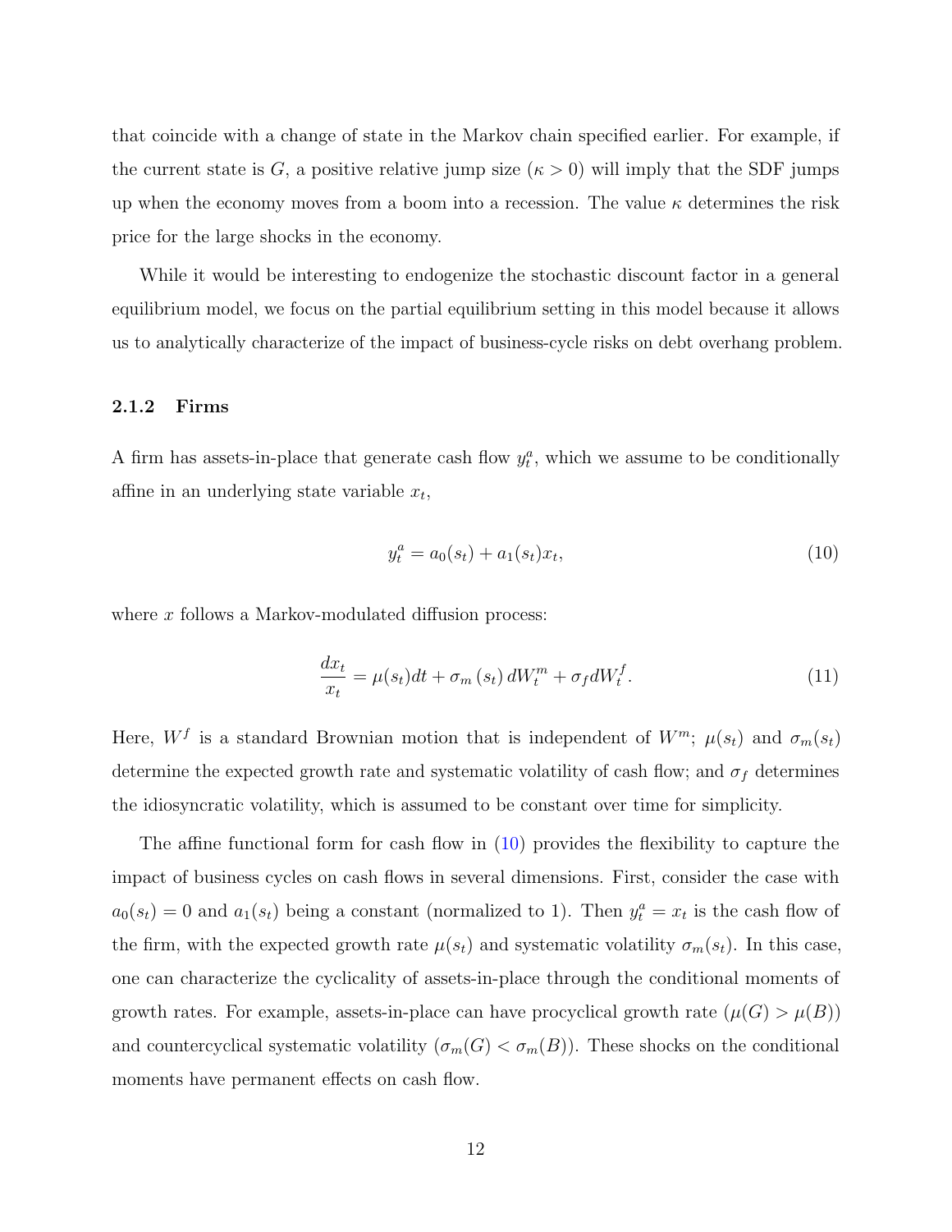that coincide with a change of state in the Markov chain specified earlier. For example, if the current state is $G$, a positive relative jump size ($\kappa > 0$) will imply that the SDF jumps up when the economy moves from a boom into a recession. The value $\kappa$ determines the risk price for the large shocks in the economy.

While it would be interesting to endogenize the stochastic discount factor in a general equilibrium model, we focus on the partial equilibrium setting in this model because it allows us to analytically characterize of the impact of business-cycle risks on debt overhang problem.

### 2.1.2 Firms

A firm has assets-in-place that generate cash flow $y_t^a$, which we assume to be conditionally affine in an underlying state variable $x_t$,

$$y_t^a = a_0(s_t) + a_1(s_t)x_t, \tag{10}$$

where $x$ follows a Markov-modulated diffusion process:

$$\frac{dx_t}{x_t} = \mu(s_t)dt + \sigma_m(s_t)\, dW_t^m + \sigma_f dW_t^f. \tag{11}$$

Here, $W^f$ is a standard Brownian motion that is independent of $W^m$; $\mu(s_t)$ and $\sigma_m(s_t)$ determine the expected growth rate and systematic volatility of cash flow; and $\sigma_f$ determines the idiosyncratic volatility, which is assumed to be constant over time for simplicity.

The affine functional form for cash flow in (10) provides the flexibility to capture the impact of business cycles on cash flows in several dimensions. First, consider the case with $a_0(s_t) = 0$ and $a_1(s_t)$ being a constant (normalized to 1). Then $y_t^a = x_t$ is the cash flow of the firm, with the expected growth rate $\mu(s_t)$ and systematic volatility $\sigma_m(s_t)$. In this case, one can characterize the cyclicality of assets-in-place through the conditional moments of growth rates. For example, assets-in-place can have procyclical growth rate ($\mu(G) > \mu(B)$) and countercyclical systematic volatility ($\sigma_m(G) < \sigma_m(B)$). These shocks on the conditional moments have permanent effects on cash flow.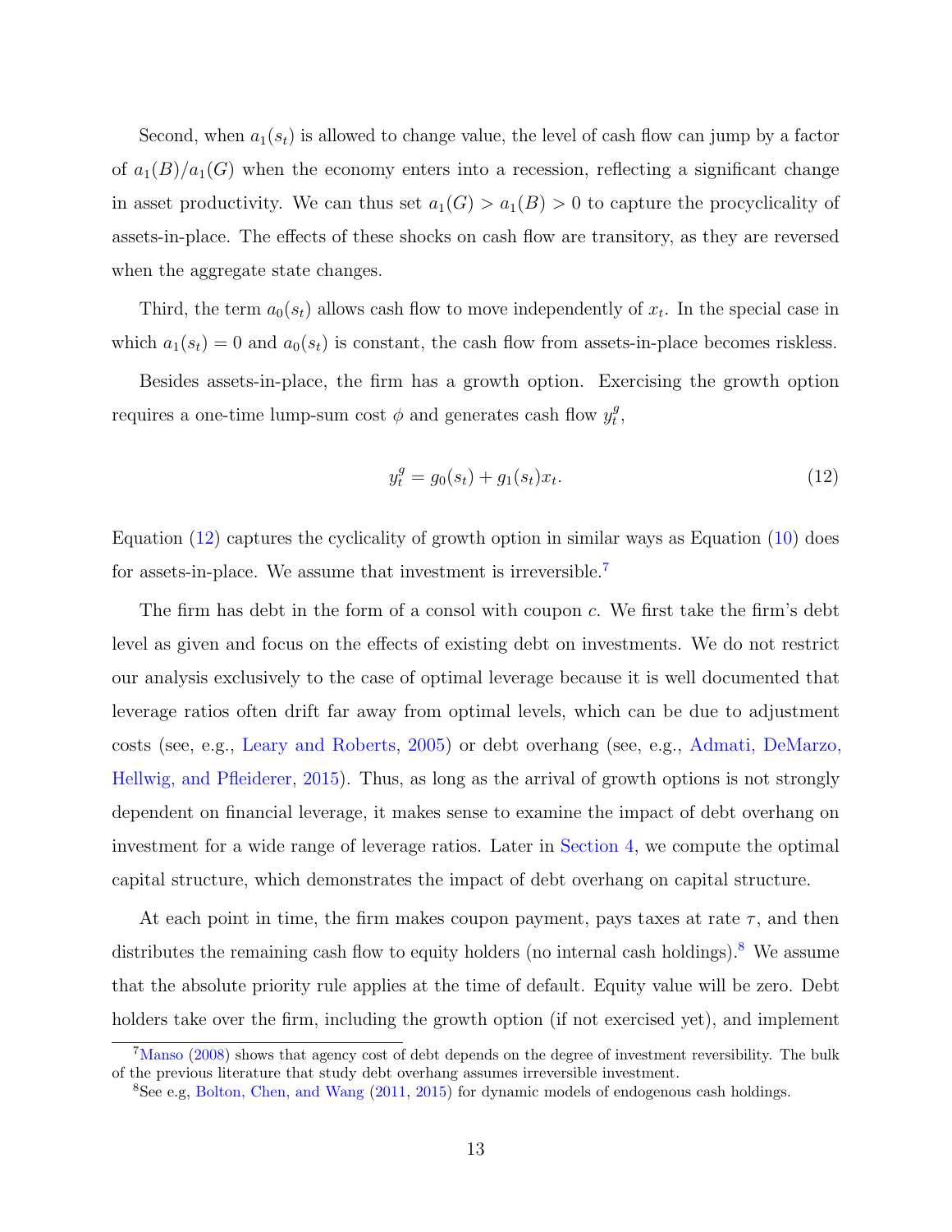Second, when $a_1(s_t)$ is allowed to change value, the level of cash flow can jump by a factor of $a_1(B)/a_1(G)$ when the economy enters into a recession, reflecting a significant change in asset productivity. We can thus set $a_1(G) > a_1(B) > 0$ to capture the procyclicality of assets-in-place. The effects of these shocks on cash flow are transitory, as they are reversed when the aggregate state changes.

Third, the term $a_0(s_t)$ allows cash flow to move independently of $x_t$. In the special case in which $a_1(s_t) = 0$ and $a_0(s_t)$ is constant, the cash flow from assets-in-place becomes riskless.

Besides assets-in-place, the firm has a growth option. Exercising the growth option requires a one-time lump-sum cost $\phi$ and generates cash flow $y_t^g$,

$$y_t^g = g_0(s_t) + g_1(s_t)x_t. \tag{12}$$

Equation (12) captures the cyclicality of growth option in similar ways as Equation (10) does for assets-in-place. We assume that investment is irreversible.[7]

The firm has debt in the form of a consol with coupon $c$. We first take the firm's debt level as given and focus on the effects of existing debt on investments. We do not restrict our analysis exclusively to the case of optimal leverage because it is well documented that leverage ratios often drift far away from optimal levels, which can be due to adjustment costs (see, e.g., Leary and Roberts, 2005) or debt overhang (see, e.g., Admati, DeMarzo, Hellwig, and Pfleiderer, 2015). Thus, as long as the arrival of growth options is not strongly dependent on financial leverage, it makes sense to examine the impact of debt overhang on investment for a wide range of leverage ratios. Later in Section 4, we compute the optimal capital structure, which demonstrates the impact of debt overhang on capital structure.

At each point in time, the firm makes coupon payment, pays taxes at rate $\tau$, and then distributes the remaining cash flow to equity holders (no internal cash holdings).[8] We assume that the absolute priority rule applies at the time of default. Equity value will be zero. Debt holders take over the firm, including the growth option (if not exercised yet), and implement

[7] Manso (2008) shows that agency cost of debt depends on the degree of investment reversibility. The bulk of the previous literature that study debt overhang assumes irreversible investment.

[8] See e.g, Bolton, Chen, and Wang (2011, 2015) for dynamic models of endogenous cash holdings.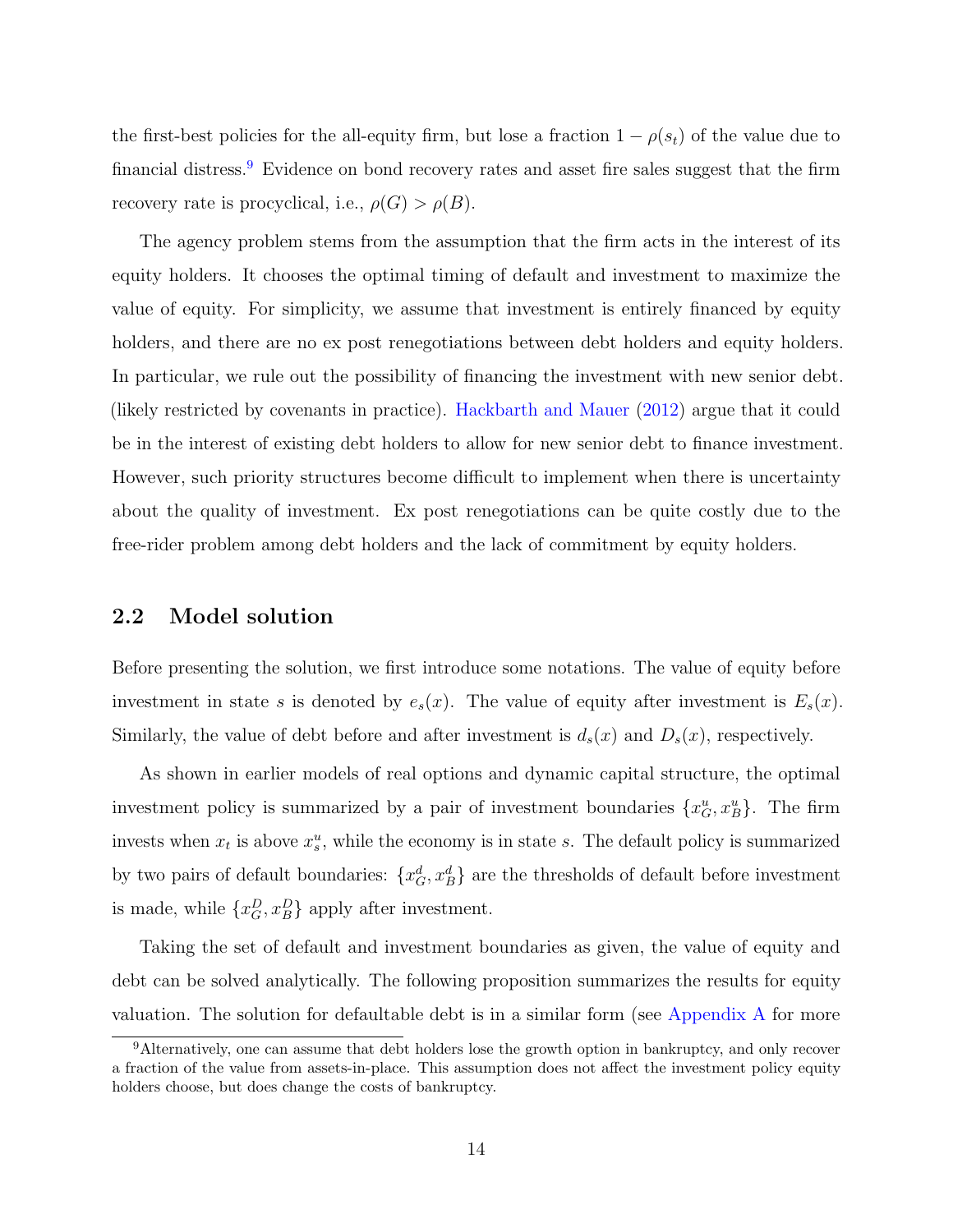the first-best policies for the all-equity firm, but lose a fraction $1 - \rho(s_t)$ of the value due to financial distress.[9] Evidence on bond recovery rates and asset fire sales suggest that the firm recovery rate is procyclical, i.e., $\rho(G) > \rho(B)$.

The agency problem stems from the assumption that the firm acts in the interest of its equity holders. It chooses the optimal timing of default and investment to maximize the value of equity. For simplicity, we assume that investment is entirely financed by equity holders, and there are no ex post renegotiations between debt holders and equity holders. In particular, we rule out the possibility of financing the investment with new senior debt. (likely restricted by covenants in practice). Hackbarth and Mauer (2012) argue that it could be in the interest of existing debt holders to allow for new senior debt to finance investment. However, such priority structures become difficult to implement when there is uncertainty about the quality of investment. Ex post renegotiations can be quite costly due to the free-rider problem among debt holders and the lack of commitment by equity holders.

## 2.2 Model solution

Before presenting the solution, we first introduce some notations. The value of equity before investment in state $s$ is denoted by $e_s(x)$. The value of equity after investment is $E_s(x)$. Similarly, the value of debt before and after investment is $d_s(x)$ and $D_s(x)$, respectively.

As shown in earlier models of real options and dynamic capital structure, the optimal investment policy is summarized by a pair of investment boundaries $\{x^u_G, x^u_B\}$. The firm invests when $x_t$ is above $x^u_s$, while the economy is in state $s$. The default policy is summarized by two pairs of default boundaries: $\{x^d_G, x^d_B\}$ are the thresholds of default before investment is made, while $\{x^D_G, x^D_B\}$ apply after investment.

Taking the set of default and investment boundaries as given, the value of equity and debt can be solved analytically. The following proposition summarizes the results for equity valuation. The solution for defaultable debt is in a similar form (see Appendix A for more

[9] Alternatively, one can assume that debt holders lose the growth option in bankruptcy, and only recover a fraction of the value from assets-in-place. This assumption does not affect the investment policy equity holders choose, but does change the costs of bankruptcy.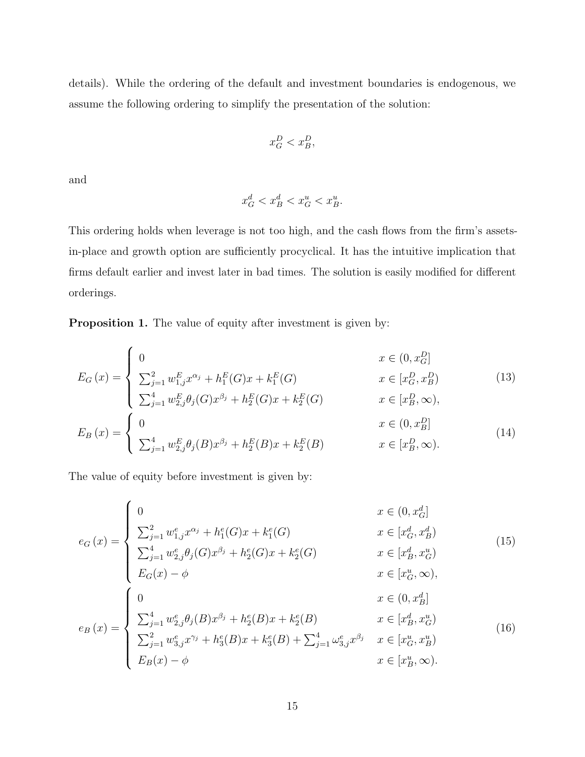details). While the ordering of the default and investment boundaries is endogenous, we assume the following ordering to simplify the presentation of the solution:

$$x_G^D < x_B^D,$$

and

$$x_G^d < x_B^d < x_G^u < x_B^u.$$

This ordering holds when leverage is not too high, and the cash flows from the firm's assets-in-place and growth option are sufficiently procyclical. It has the intuitive implication that firms default earlier and invest later in bad times. The solution is easily modified for different orderings.

**Proposition 1.** The value of equity after investment is given by:

$$E_G(x) = \begin{cases} 0 & x \in (0, x_G^D] \\ \sum_{j=1}^{2} w_{1,j}^E x^{\alpha_j} + h_1^E(G)x + k_1^E(G) & x \in [x_G^D, x_B^D) \\ \sum_{j=1}^{4} w_{2,j}^E \theta_j(G) x^{\beta_j} + h_2^E(G)x + k_2^E(G) & x \in [x_B^D, \infty), \end{cases} \tag{13}$$

$$E_B(x) = \begin{cases} 0 & x \in (0, x_B^D] \\ \sum_{j=1}^{4} w_{2,j}^E \theta_j(B) x^{\beta_j} + h_2^E(B)x + k_2^E(B) & x \in [x_B^D, \infty). \end{cases} \tag{14}$$

The value of equity before investment is given by:

$$e_G(x) = \begin{cases} 0 & x \in (0, x_G^d] \\ \sum_{j=1}^{2} w_{1,j}^e x^{\alpha_j} + h_1^e(G)x + k_1^e(G) & x \in [x_G^d, x_B^d) \\ \sum_{j=1}^{4} w_{2,j}^e \theta_j(G) x^{\beta_j} + h_2^e(G)x + k_2^e(G) & x \in [x_B^d, x_G^u) \\ E_G(x) - \phi & x \in [x_G^u, \infty), \end{cases} \tag{15}$$

$$e_B(x) = \begin{cases} 0 & x \in (0, x_B^d] \\ \sum_{j=1}^{4} w_{2,j}^e \theta_j(B) x^{\beta_j} + h_2^e(B)x + k_2^e(B) & x \in [x_B^d, x_G^u) \\ \sum_{j=1}^{2} w_{3,j}^e x^{\gamma_j} + h_3^e(B)x + k_3^e(B) + \sum_{j=1}^{4} \omega_{3,j}^e x^{\beta_j} & x \in [x_G^u, x_B^u) \\ E_B(x) - \phi & x \in [x_B^u, \infty). \end{cases} \tag{16}$$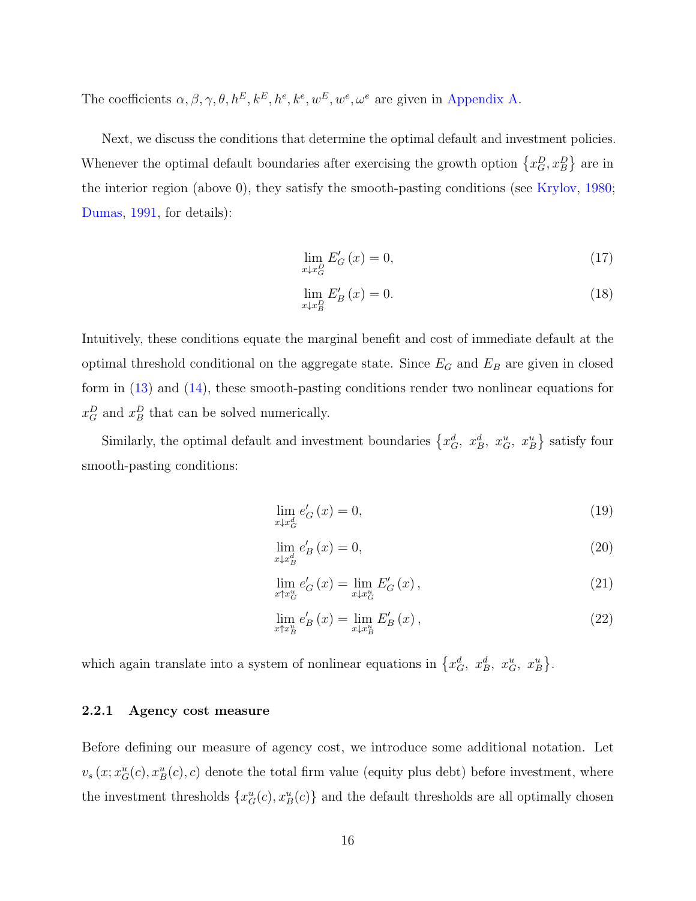The coefficients $\alpha, \beta, \gamma, \theta, h^E, k^E, h^e, k^e, w^E, w^e, \omega^e$ are given in Appendix A.

Next, we discuss the conditions that determine the optimal default and investment policies. Whenever the optimal default boundaries after exercising the growth option $\{x_G^D, x_B^D\}$ are in the interior region (above 0), they satisfy the smooth-pasting conditions (see Krylov, 1980; Dumas, 1991, for details):

$$\lim_{x \downarrow x_G^D} E_G'(x) = 0, \tag{17}$$

$$\lim_{x \downarrow x_B^D} E_B'(x) = 0. \tag{18}$$

Intuitively, these conditions equate the marginal benefit and cost of immediate default at the optimal threshold conditional on the aggregate state. Since $E_G$ and $E_B$ are given in closed form in (13) and (14), these smooth-pasting conditions render two nonlinear equations for $x_G^D$ and $x_B^D$ that can be solved numerically.

Similarly, the optimal default and investment boundaries $\{x_G^d,\ x_B^d,\ x_G^u,\ x_B^u\}$ satisfy four smooth-pasting conditions:

$$\lim_{x \downarrow x_G^d} e_G'(x) = 0, \tag{19}$$

$$\lim_{x \downarrow x_B^d} e_B'(x) = 0, \tag{20}$$

$$\lim_{x \uparrow x_G^u} e_G'(x) = \lim_{x \downarrow x_G^u} E_G'(x), \tag{21}$$

$$\lim_{x \uparrow x_B^u} e_B'(x) = \lim_{x \downarrow x_B^u} E_B'(x), \tag{22}$$

which again translate into a system of nonlinear equations in $\{x_G^d,\ x_B^d,\ x_G^u,\ x_B^u\}$.

### 2.2.1 Agency cost measure

Before defining our measure of agency cost, we introduce some additional notation. Let $v_s\left(x; x_G^u(c), x_B^u(c), c\right)$ denote the total firm value (equity plus debt) before investment, where the investment thresholds $\{x_G^u(c), x_B^u(c)\}$ and the default thresholds are all optimally chosen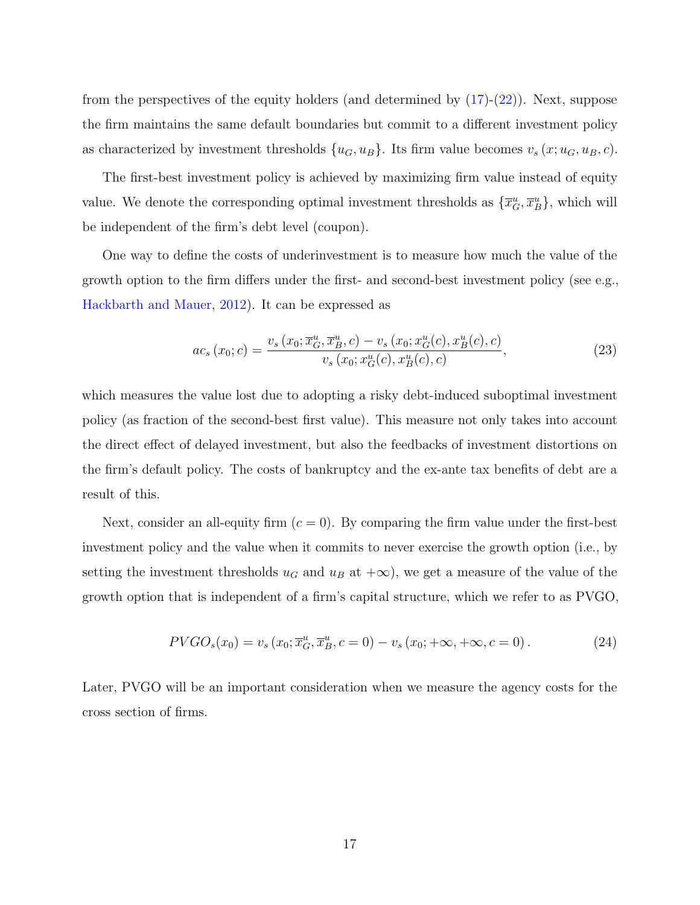from the perspectives of the equity holders (and determined by (17)-(22)). Next, suppose the firm maintains the same default boundaries but commit to a different investment policy as characterized by investment thresholds $\{u_G, u_B\}$. Its firm value becomes $v_s(x; u_G, u_B, c)$.

The first-best investment policy is achieved by maximizing firm value instead of equity value. We denote the corresponding optimal investment thresholds as $\{\overline{x}_G^u, \overline{x}_B^u\}$, which will be independent of the firm's debt level (coupon).

One way to define the costs of underinvestment is to measure how much the value of the growth option to the firm differs under the first- and second-best investment policy (see e.g., Hackbarth and Mauer, 2012). It can be expressed as

$$ac_s(x_0; c) = \frac{v_s(x_0; \overline{x}_G^u, \overline{x}_B^u, c) - v_s(x_0; x_G^u(c), x_B^u(c), c)}{v_s(x_0; x_G^u(c), x_B^u(c), c)}, \tag{23}$$

which measures the value lost due to adopting a risky debt-induced suboptimal investment policy (as fraction of the second-best first value). This measure not only takes into account the direct effect of delayed investment, but also the feedbacks of investment distortions on the firm's default policy. The costs of bankruptcy and the ex-ante tax benefits of debt are a result of this.

Next, consider an all-equity firm ($c = 0$). By comparing the firm value under the first-best investment policy and the value when it commits to never exercise the growth option (i.e., by setting the investment thresholds $u_G$ and $u_B$ at $+\infty$), we get a measure of the value of the growth option that is independent of a firm's capital structure, which we refer to as PVGO,

$$PVGO_s(x_0) = v_s(x_0; \overline{x}_G^u, \overline{x}_B^u, c = 0) - v_s(x_0; +\infty, +\infty, c = 0). \tag{24}$$

Later, PVGO will be an important consideration when we measure the agency costs for the cross section of firms.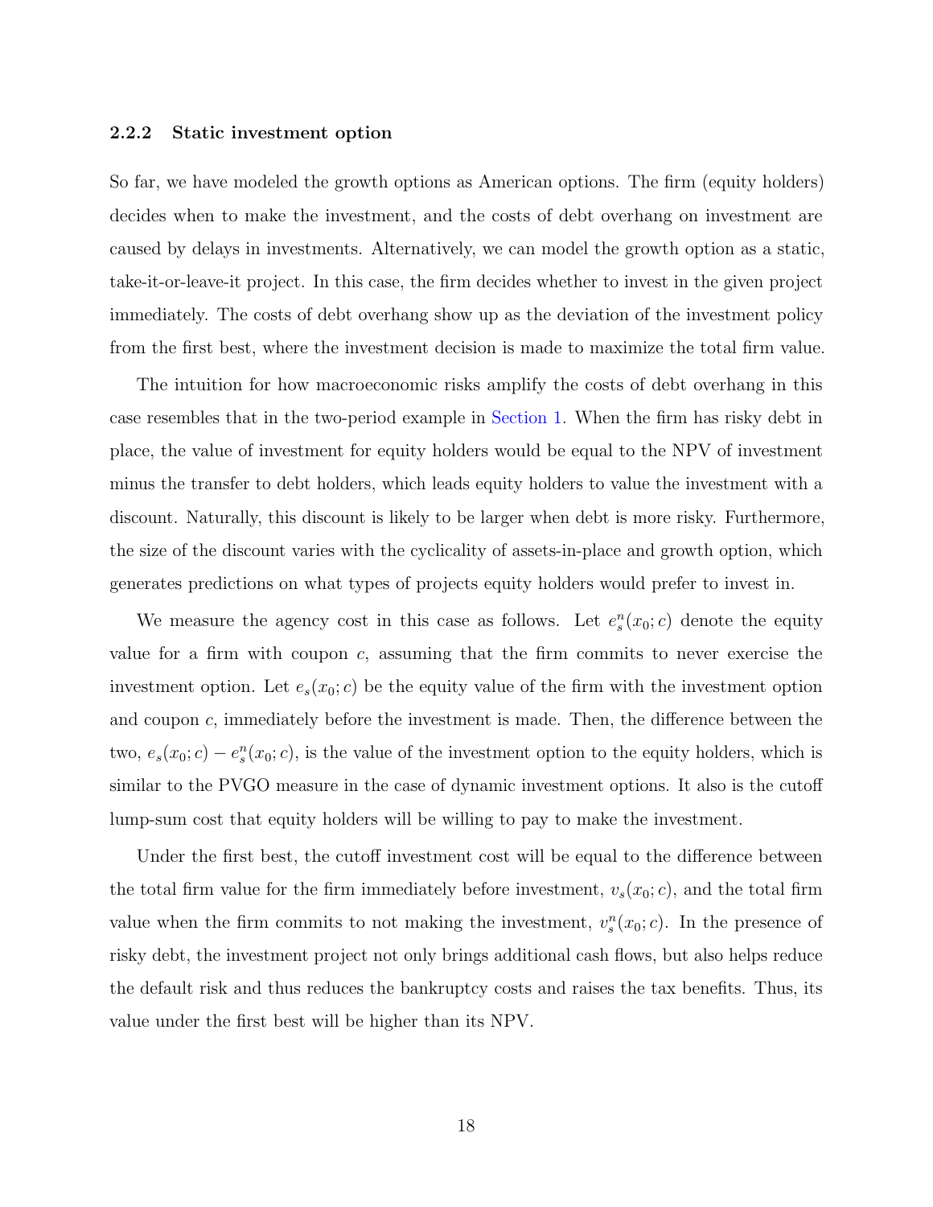### 2.2.2 Static investment option

So far, we have modeled the growth options as American options. The firm (equity holders) decides when to make the investment, and the costs of debt overhang on investment are caused by delays in investments. Alternatively, we can model the growth option as a static, take-it-or-leave-it project. In this case, the firm decides whether to invest in the given project immediately. The costs of debt overhang show up as the deviation of the investment policy from the first best, where the investment decision is made to maximize the total firm value.

The intuition for how macroeconomic risks amplify the costs of debt overhang in this case resembles that in the two-period example in Section 1. When the firm has risky debt in place, the value of investment for equity holders would be equal to the NPV of investment minus the transfer to debt holders, which leads equity holders to value the investment with a discount. Naturally, this discount is likely to be larger when debt is more risky. Furthermore, the size of the discount varies with the cyclicality of assets-in-place and growth option, which generates predictions on what types of projects equity holders would prefer to invest in.

We measure the agency cost in this case as follows. Let $e_s^n(x_0; c)$ denote the equity value for a firm with coupon $c$, assuming that the firm commits to never exercise the investment option. Let $e_s(x_0; c)$ be the equity value of the firm with the investment option and coupon $c$, immediately before the investment is made. Then, the difference between the two, $e_s(x_0; c) - e_s^n(x_0; c)$, is the value of the investment option to the equity holders, which is similar to the PVGO measure in the case of dynamic investment options. It also is the cutoff lump-sum cost that equity holders will be willing to pay to make the investment.

Under the first best, the cutoff investment cost will be equal to the difference between the total firm value for the firm immediately before investment, $v_s(x_0; c)$, and the total firm value when the firm commits to not making the investment, $v_s^n(x_0; c)$. In the presence of risky debt, the investment project not only brings additional cash flows, but also helps reduce the default risk and thus reduces the bankruptcy costs and raises the tax benefits. Thus, its value under the first best will be higher than its NPV.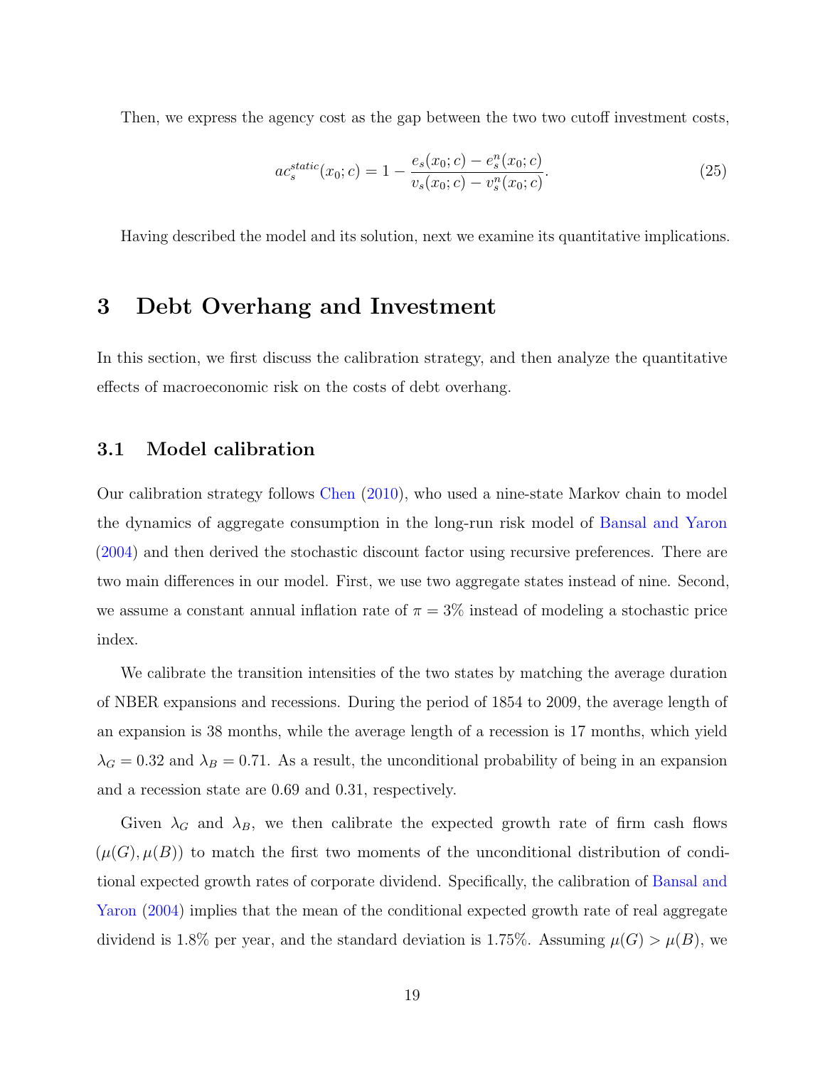Then, we express the agency cost as the gap between the two two cutoff investment costs,

$$ac_s^{static}(x_0; c) = 1 - \frac{e_s(x_0; c) - e_s^n(x_0; c)}{v_s(x_0; c) - v_s^n(x_0; c)}. \tag{25}$$

Having described the model and its solution, next we examine its quantitative implications.

# 3 Debt Overhang and Investment

In this section, we first discuss the calibration strategy, and then analyze the quantitative effects of macroeconomic risk on the costs of debt overhang.

## 3.1 Model calibration

Our calibration strategy follows Chen (2010), who used a nine-state Markov chain to model the dynamics of aggregate consumption in the long-run risk model of Bansal and Yaron (2004) and then derived the stochastic discount factor using recursive preferences. There are two main differences in our model. First, we use two aggregate states instead of nine. Second, we assume a constant annual inflation rate of $\pi = 3\%$ instead of modeling a stochastic price index.

We calibrate the transition intensities of the two states by matching the average duration of NBER expansions and recessions. During the period of 1854 to 2009, the average length of an expansion is 38 months, while the average length of a recession is 17 months, which yield $\lambda_G = 0.32$ and $\lambda_B = 0.71$. As a result, the unconditional probability of being in an expansion and a recession state are 0.69 and 0.31, respectively.

Given $\lambda_G$ and $\lambda_B$, we then calibrate the expected growth rate of firm cash flows $(\mu(G), \mu(B))$ to match the first two moments of the unconditional distribution of conditional expected growth rates of corporate dividend. Specifically, the calibration of Bansal and Yaron (2004) implies that the mean of the conditional expected growth rate of real aggregate dividend is 1.8% per year, and the standard deviation is 1.75%. Assuming $\mu(G) > \mu(B)$, we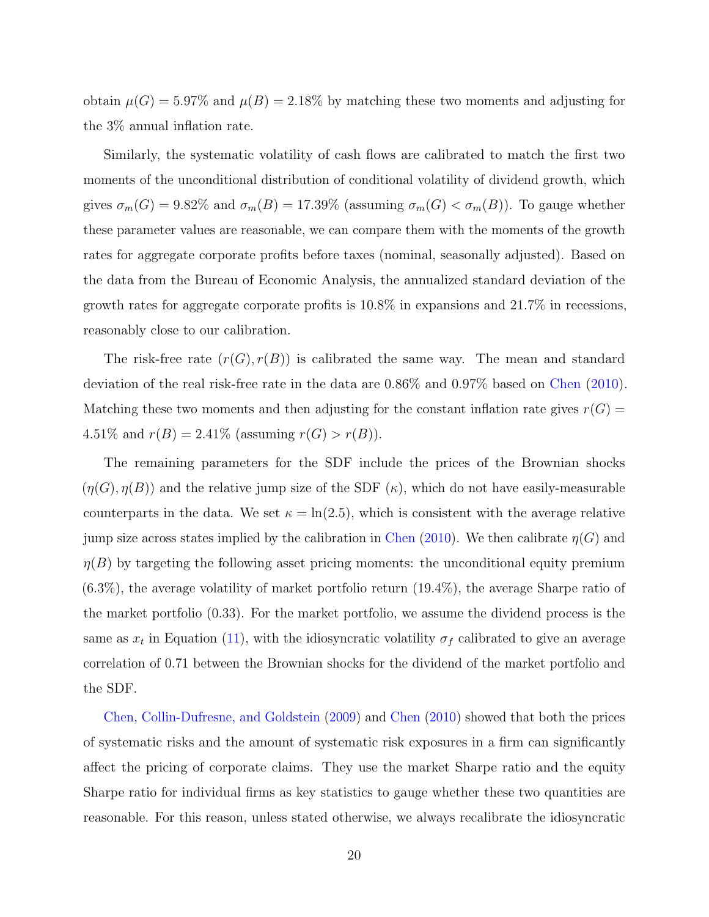obtain $\mu(G) = 5.97\%$ and $\mu(B) = 2.18\%$ by matching these two moments and adjusting for the 3% annual inflation rate.

Similarly, the systematic volatility of cash flows are calibrated to match the first two moments of the unconditional distribution of conditional volatility of dividend growth, which gives $\sigma_m(G) = 9.82\%$ and $\sigma_m(B) = 17.39\%$ (assuming $\sigma_m(G) < \sigma_m(B)$). To gauge whether these parameter values are reasonable, we can compare them with the moments of the growth rates for aggregate corporate profits before taxes (nominal, seasonally adjusted). Based on the data from the Bureau of Economic Analysis, the annualized standard deviation of the growth rates for aggregate corporate profits is 10.8% in expansions and 21.7% in recessions, reasonably close to our calibration.

The risk-free rate $(r(G), r(B))$ is calibrated the same way. The mean and standard deviation of the real risk-free rate in the data are 0.86% and 0.97% based on Chen (2010). Matching these two moments and then adjusting for the constant inflation rate gives $r(G) = 4.51\%$ and $r(B) = 2.41\%$ (assuming $r(G) > r(B)$).

The remaining parameters for the SDF include the prices of the Brownian shocks $(\eta(G), \eta(B))$ and the relative jump size of the SDF $(\kappa)$, which do not have easily-measurable counterparts in the data. We set $\kappa = \ln(2.5)$, which is consistent with the average relative jump size across states implied by the calibration in Chen (2010). We then calibrate $\eta(G)$ and $\eta(B)$ by targeting the following asset pricing moments: the unconditional equity premium (6.3%), the average volatility of market portfolio return (19.4%), the average Sharpe ratio of the market portfolio (0.33). For the market portfolio, we assume the dividend process is the same as $x_t$ in Equation (11), with the idiosyncratic volatility $\sigma_f$ calibrated to give an average correlation of 0.71 between the Brownian shocks for the dividend of the market portfolio and the SDF.

Chen, Collin-Dufresne, and Goldstein (2009) and Chen (2010) showed that both the prices of systematic risks and the amount of systematic risk exposures in a firm can significantly affect the pricing of corporate claims. They use the market Sharpe ratio and the equity Sharpe ratio for individual firms as key statistics to gauge whether these two quantities are reasonable. For this reason, unless stated otherwise, we always recalibrate the idiosyncratic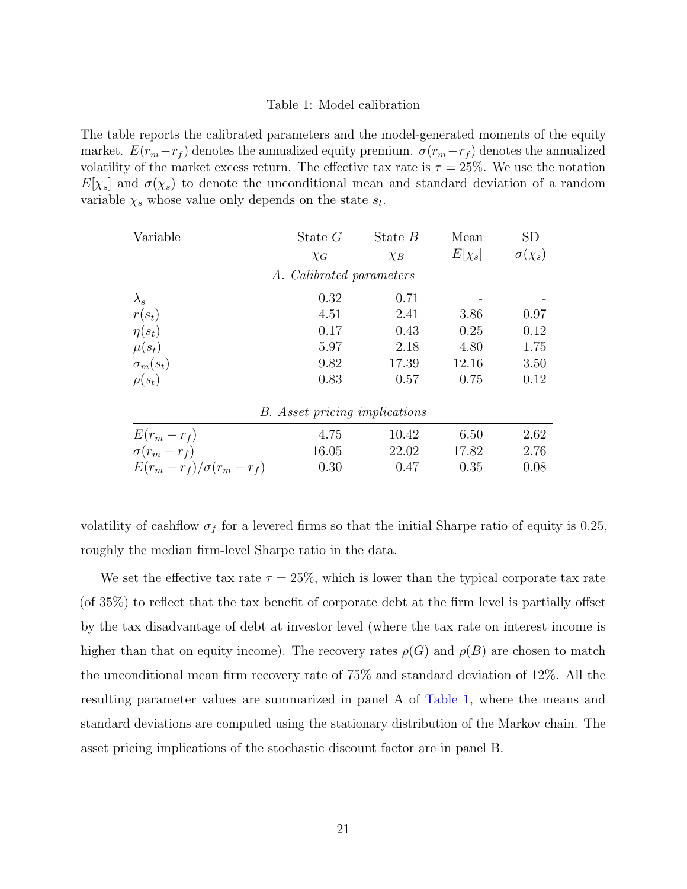Table 1: Model calibration

The table reports the calibrated parameters and the model-generated moments of the equity market. $E(r_m - r_f)$ denotes the annualized equity premium. $\sigma(r_m - r_f)$ denotes the annualized volatility of the market excess return. The effective tax rate is $\tau = 25\%$. We use the notation $E[\chi_s]$ and $\sigma(\chi_s)$ to denote the unconditional mean and standard deviation of a random variable $\chi_s$ whose value only depends on the state $s_t$.

| Variable | State $G$ $\chi_G$ | State $B$ $\chi_B$ | Mean $E[\chi_s]$ | SD $\sigma(\chi_s)$ |
|---|---|---|---|---|
| *A. Calibrated parameters* | | | | |
| $\lambda_s$ | 0.32 | 0.71 | - | - |
| $r(s_t)$ | 4.51 | 2.41 | 3.86 | 0.97 |
| $\eta(s_t)$ | 0.17 | 0.43 | 0.25 | 0.12 |
| $\mu(s_t)$ | 5.97 | 2.18 | 4.80 | 1.75 |
| $\sigma_m(s_t)$ | 9.82 | 17.39 | 12.16 | 3.50 |
| $\rho(s_t)$ | 0.83 | 0.57 | 0.75 | 0.12 |
| *B. Asset pricing implications* | | | | |
| $E(r_m - r_f)$ | 4.75 | 10.42 | 6.50 | 2.62 |
| $\sigma(r_m - r_f)$ | 16.05 | 22.02 | 17.82 | 2.76 |
| $E(r_m - r_f)/\sigma(r_m - r_f)$ | 0.30 | 0.47 | 0.35 | 0.08 |

volatility of cashflow $\sigma_f$ for a levered firms so that the initial Sharpe ratio of equity is 0.25, roughly the median firm-level Sharpe ratio in the data.

We set the effective tax rate $\tau = 25\%$, which is lower than the typical corporate tax rate (of 35%) to reflect that the tax benefit of corporate debt at the firm level is partially offset by the tax disadvantage of debt at investor level (where the tax rate on interest income is higher than that on equity income). The recovery rates $\rho(G)$ and $\rho(B)$ are chosen to match the unconditional mean firm recovery rate of 75% and standard deviation of 12%. All the resulting parameter values are summarized in panel A of Table 1, where the means and standard deviations are computed using the stationary distribution of the Markov chain. The asset pricing implications of the stochastic discount factor are in panel B.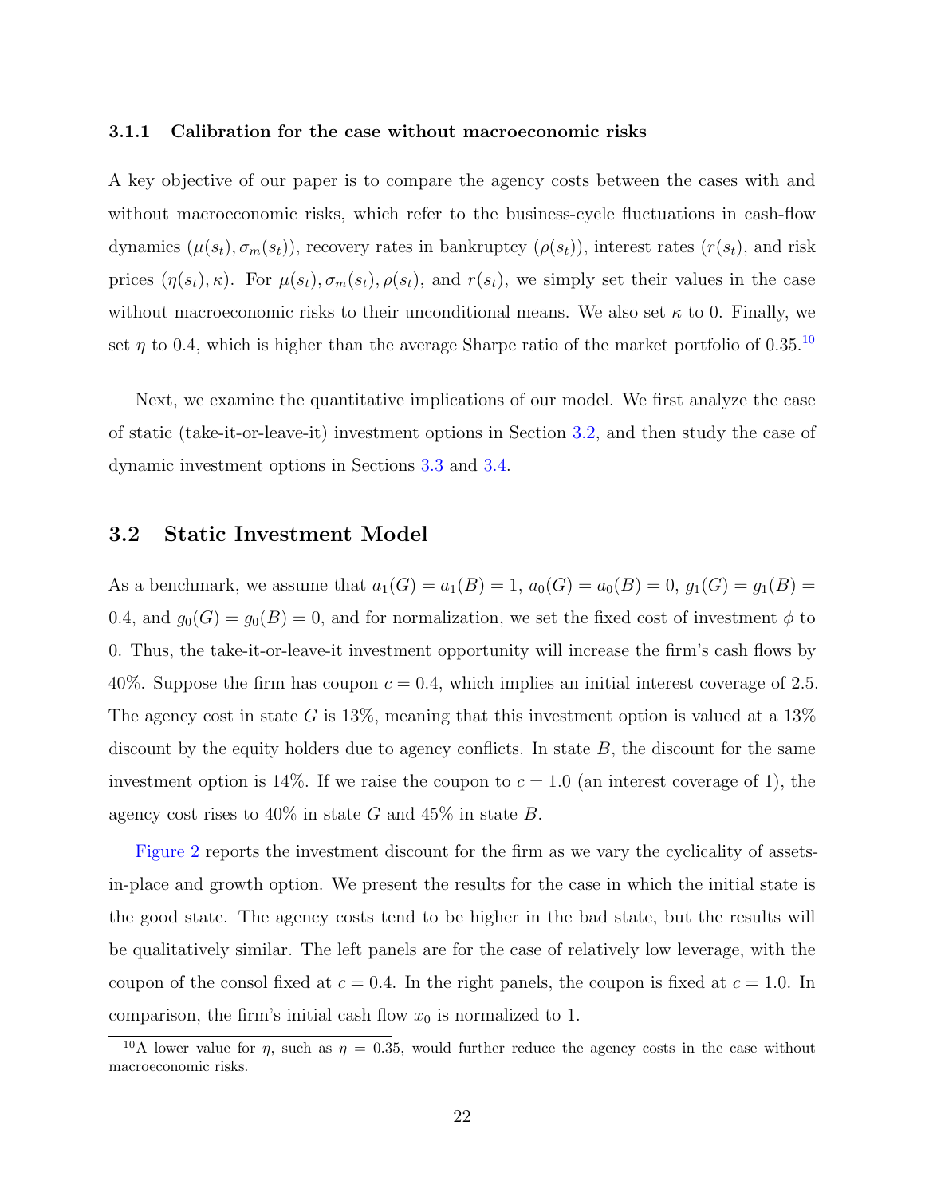### 3.1.1 Calibration for the case without macroeconomic risks

A key objective of our paper is to compare the agency costs between the cases with and without macroeconomic risks, which refer to the business-cycle fluctuations in cash-flow dynamics ($\mu(s_t), \sigma_m(s_t)$), recovery rates in bankruptcy ($\rho(s_t)$), interest rates ($r(s_t)$, and risk prices ($\eta(s_t), \kappa$). For $\mu(s_t), \sigma_m(s_t), \rho(s_t)$, and $r(s_t)$, we simply set their values in the case without macroeconomic risks to their unconditional means. We also set $\kappa$ to 0. Finally, we set $\eta$ to 0.4, which is higher than the average Sharpe ratio of the market portfolio of 0.35.[10]

Next, we examine the quantitative implications of our model. We first analyze the case of static (take-it-or-leave-it) investment options in Section 3.2, and then study the case of dynamic investment options in Sections 3.3 and 3.4.

## 3.2 Static Investment Model

As a benchmark, we assume that $a_1(G) = a_1(B) = 1$, $a_0(G) = a_0(B) = 0$, $g_1(G) = g_1(B) = 0.4$, and $g_0(G) = g_0(B) = 0$, and for normalization, we set the fixed cost of investment $\phi$ to 0. Thus, the take-it-or-leave-it investment opportunity will increase the firm's cash flows by 40%. Suppose the firm has coupon $c = 0.4$, which implies an initial interest coverage of 2.5. The agency cost in state $G$ is 13%, meaning that this investment option is valued at a 13% discount by the equity holders due to agency conflicts. In state $B$, the discount for the same investment option is 14%. If we raise the coupon to $c = 1.0$ (an interest coverage of 1), the agency cost rises to 40% in state $G$ and 45% in state $B$.

Figure 2 reports the investment discount for the firm as we vary the cyclicality of assets-in-place and growth option. We present the results for the case in which the initial state is the good state. The agency costs tend to be higher in the bad state, but the results will be qualitatively similar. The left panels are for the case of relatively low leverage, with the coupon of the consol fixed at $c = 0.4$. In the right panels, the coupon is fixed at $c = 1.0$. In comparison, the firm's initial cash flow $x_0$ is normalized to 1.

[10] A lower value for $\eta$, such as $\eta = 0.35$, would further reduce the agency costs in the case without macroeconomic risks.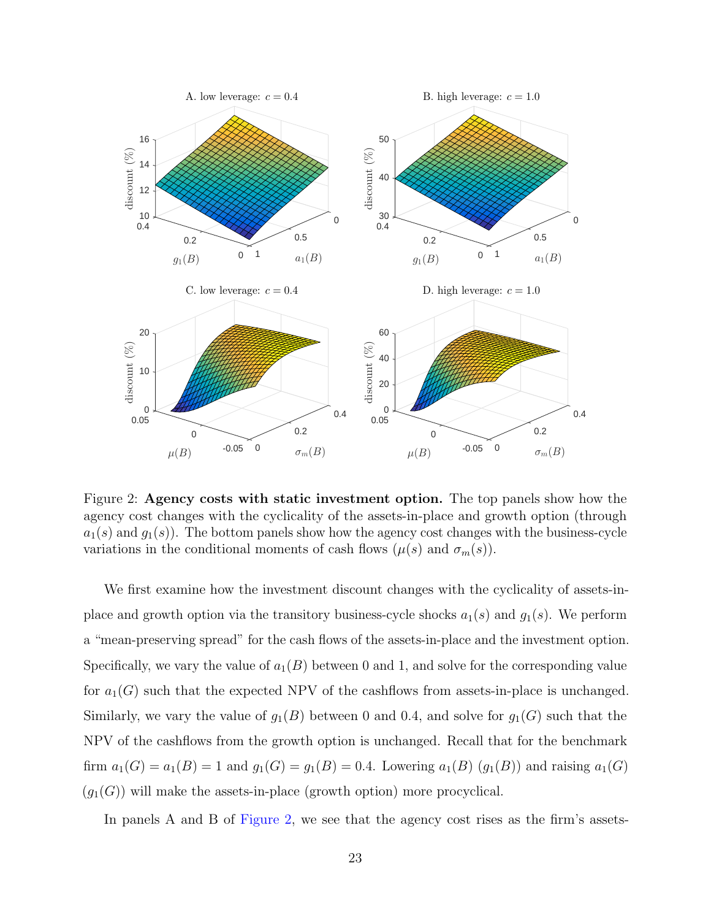Figure 2: **Agency costs with static investment option.** The top panels show how the agency cost changes with the cyclicality of the assets-in-place and growth option (through $a_1(s)$ and $g_1(s)$). The bottom panels show how the agency cost changes with the business-cycle variations in the conditional moments of cash flows ($\mu(s)$ and $\sigma_m(s)$).

We first examine how the investment discount changes with the cyclicality of assets-in-place and growth option via the transitory business-cycle shocks $a_1(s)$ and $g_1(s)$. We perform a "mean-preserving spread" for the cash flows of the assets-in-place and the investment option. Specifically, we vary the value of $a_1(B)$ between 0 and 1, and solve for the corresponding value for $a_1(G)$ such that the expected NPV of the cashflows from assets-in-place is unchanged. Similarly, we vary the value of $g_1(B)$ between 0 and 0.4, and solve for $g_1(G)$ such that the NPV of the cashflows from the growth option is unchanged. Recall that for the benchmark firm $a_1(G) = a_1(B) = 1$ and $g_1(G) = g_1(B) = 0.4$. Lowering $a_1(B)$ ($g_1(B)$) and raising $a_1(G)$ ($g_1(G)$) will make the assets-in-place (growth option) more procyclical.

In panels A and B of Figure 2, we see that the agency cost rises as the firm's assets-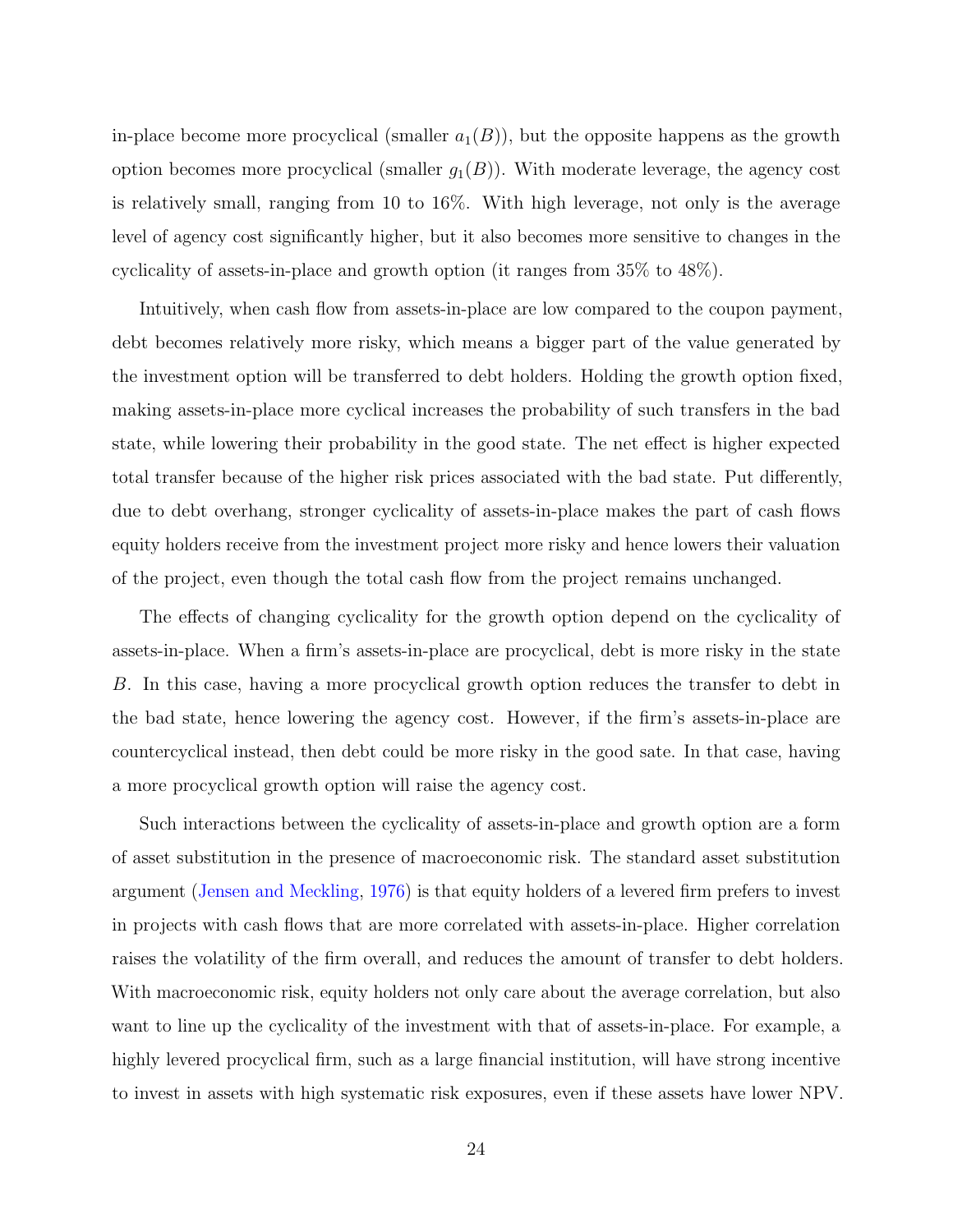in-place become more procyclical (smaller $a_1(B)$), but the opposite happens as the growth option becomes more procyclical (smaller $g_1(B)$). With moderate leverage, the agency cost is relatively small, ranging from 10 to 16%. With high leverage, not only is the average level of agency cost significantly higher, but it also becomes more sensitive to changes in the cyclicality of assets-in-place and growth option (it ranges from 35% to 48%).

Intuitively, when cash flow from assets-in-place are low compared to the coupon payment, debt becomes relatively more risky, which means a bigger part of the value generated by the investment option will be transferred to debt holders. Holding the growth option fixed, making assets-in-place more cyclical increases the probability of such transfers in the bad state, while lowering their probability in the good state. The net effect is higher expected total transfer because of the higher risk prices associated with the bad state. Put differently, due to debt overhang, stronger cyclicality of assets-in-place makes the part of cash flows equity holders receive from the investment project more risky and hence lowers their valuation of the project, even though the total cash flow from the project remains unchanged.

The effects of changing cyclicality for the growth option depend on the cyclicality of assets-in-place. When a firm's assets-in-place are procyclical, debt is more risky in the state $B$. In this case, having a more procyclical growth option reduces the transfer to debt in the bad state, hence lowering the agency cost. However, if the firm's assets-in-place are countercyclical instead, then debt could be more risky in the good sate. In that case, having a more procyclical growth option will raise the agency cost.

Such interactions between the cyclicality of assets-in-place and growth option are a form of asset substitution in the presence of macroeconomic risk. The standard asset substitution argument (Jensen and Meckling, 1976) is that equity holders of a levered firm prefers to invest in projects with cash flows that are more correlated with assets-in-place. Higher correlation raises the volatility of the firm overall, and reduces the amount of transfer to debt holders. With macroeconomic risk, equity holders not only care about the average correlation, but also want to line up the cyclicality of the investment with that of assets-in-place. For example, a highly levered procyclical firm, such as a large financial institution, will have strong incentive to invest in assets with high systematic risk exposures, even if these assets have lower NPV.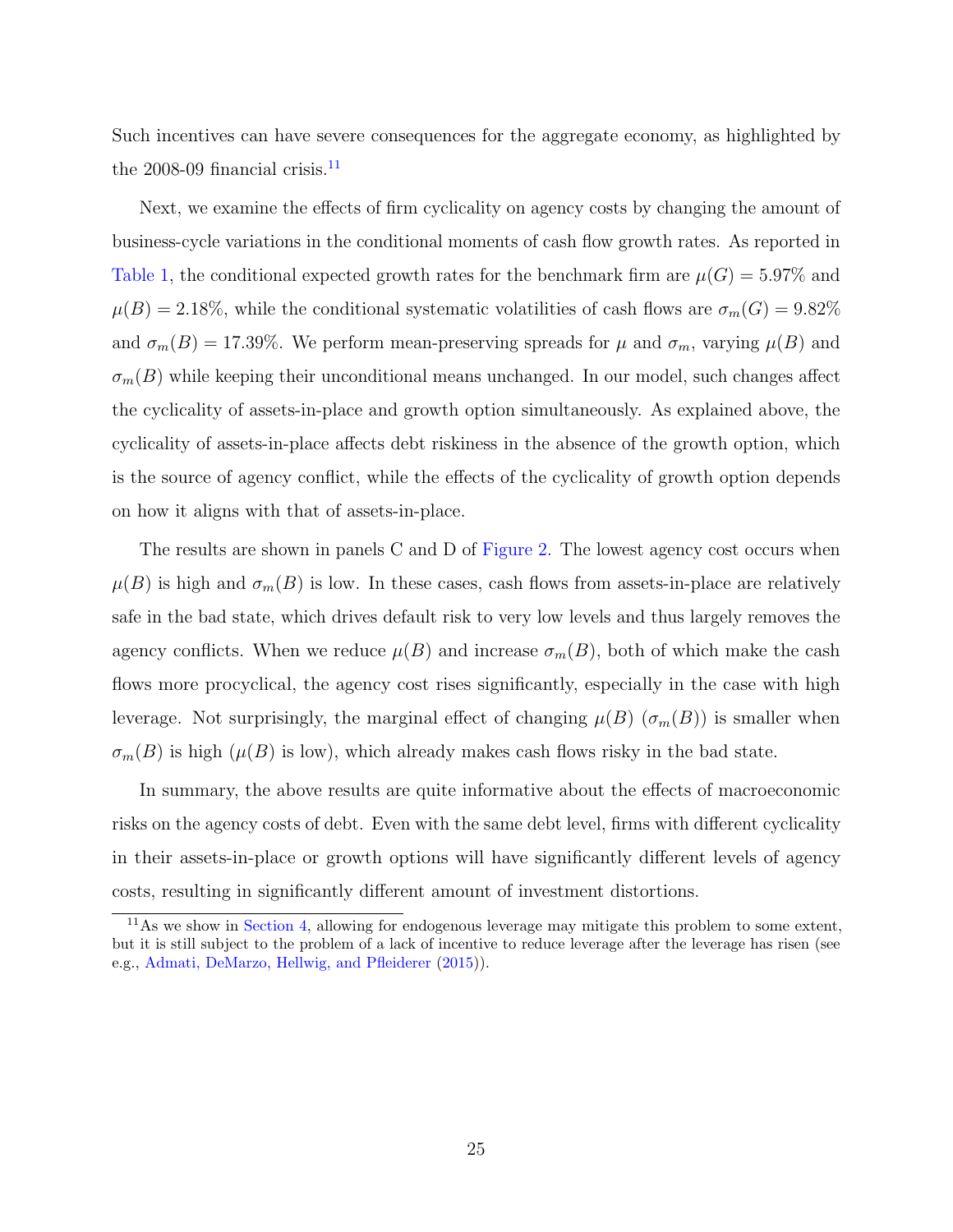Such incentives can have severe consequences for the aggregate economy, as highlighted by the 2008-09 financial crisis.[11]

Next, we examine the effects of firm cyclicality on agency costs by changing the amount of business-cycle variations in the conditional moments of cash flow growth rates. As reported in Table 1, the conditional expected growth rates for the benchmark firm are $\mu(G) = 5.97\%$ and $\mu(B) = 2.18\%$, while the conditional systematic volatilities of cash flows are $\sigma_m(G) = 9.82\%$ and $\sigma_m(B) = 17.39\%$. We perform mean-preserving spreads for $\mu$ and $\sigma_m$, varying $\mu(B)$ and $\sigma_m(B)$ while keeping their unconditional means unchanged. In our model, such changes affect the cyclicality of assets-in-place and growth option simultaneously. As explained above, the cyclicality of assets-in-place affects debt riskiness in the absence of the growth option, which is the source of agency conflict, while the effects of the cyclicality of growth option depends on how it aligns with that of assets-in-place.

The results are shown in panels C and D of Figure 2. The lowest agency cost occurs when $\mu(B)$ is high and $\sigma_m(B)$ is low. In these cases, cash flows from assets-in-place are relatively safe in the bad state, which drives default risk to very low levels and thus largely removes the agency conflicts. When we reduce $\mu(B)$ and increase $\sigma_m(B)$, both of which make the cash flows more procyclical, the agency cost rises significantly, especially in the case with high leverage. Not surprisingly, the marginal effect of changing $\mu(B)$ ($\sigma_m(B)$) is smaller when $\sigma_m(B)$ is high ($\mu(B)$ is low), which already makes cash flows risky in the bad state.

In summary, the above results are quite informative about the effects of macroeconomic risks on the agency costs of debt. Even with the same debt level, firms with different cyclicality in their assets-in-place or growth options will have significantly different levels of agency costs, resulting in significantly different amount of investment distortions.

[11] As we show in Section 4, allowing for endogenous leverage may mitigate this problem to some extent, but it is still subject to the problem of a lack of incentive to reduce leverage after the leverage has risen (see e.g., Admati, DeMarzo, Hellwig, and Pfleiderer (2015)).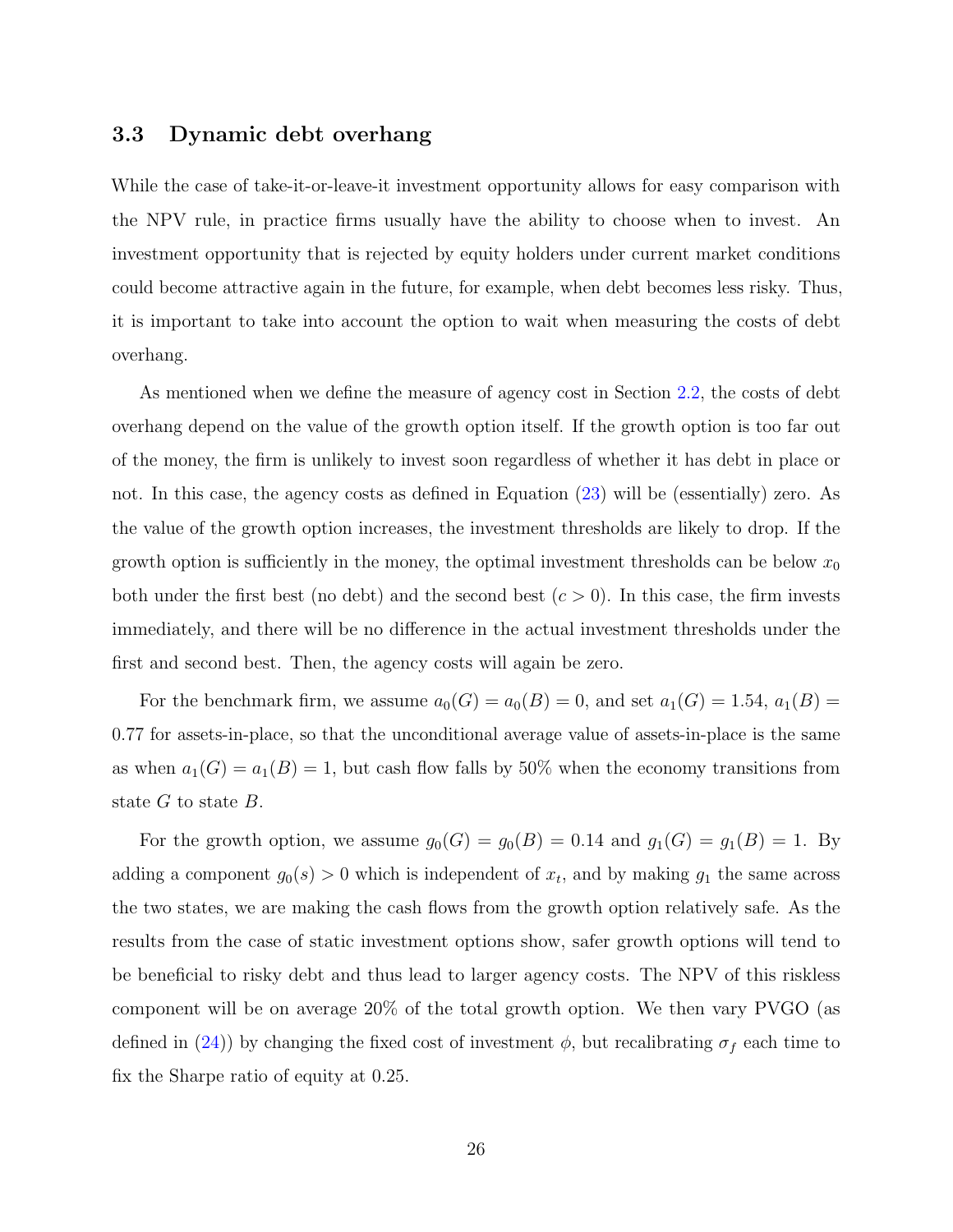### 3.3 Dynamic debt overhang

While the case of take-it-or-leave-it investment opportunity allows for easy comparison with the NPV rule, in practice firms usually have the ability to choose when to invest. An investment opportunity that is rejected by equity holders under current market conditions could become attractive again in the future, for example, when debt becomes less risky. Thus, it is important to take into account the option to wait when measuring the costs of debt overhang.

As mentioned when we define the measure of agency cost in Section 2.2, the costs of debt overhang depend on the value of the growth option itself. If the growth option is too far out of the money, the firm is unlikely to invest soon regardless of whether it has debt in place or not. In this case, the agency costs as defined in Equation (23) will be (essentially) zero. As the value of the growth option increases, the investment thresholds are likely to drop. If the growth option is sufficiently in the money, the optimal investment thresholds can be below $x_0$ both under the first best (no debt) and the second best ($c > 0$). In this case, the firm invests immediately, and there will be no difference in the actual investment thresholds under the first and second best. Then, the agency costs will again be zero.

For the benchmark firm, we assume $a_0(G) = a_0(B) = 0$, and set $a_1(G) = 1.54$, $a_1(B) = 0.77$ for assets-in-place, so that the unconditional average value of assets-in-place is the same as when $a_1(G) = a_1(B) = 1$, but cash flow falls by 50% when the economy transitions from state $G$ to state $B$.

For the growth option, we assume $g_0(G) = g_0(B) = 0.14$ and $g_1(G) = g_1(B) = 1$. By adding a component $g_0(s) > 0$ which is independent of $x_t$, and by making $g_1$ the same across the two states, we are making the cash flows from the growth option relatively safe. As the results from the case of static investment options show, safer growth options will tend to be beneficial to risky debt and thus lead to larger agency costs. The NPV of this riskless component will be on average 20% of the total growth option. We then vary PVGO (as defined in (24)) by changing the fixed cost of investment $\phi$, but recalibrating $\sigma_f$ each time to fix the Sharpe ratio of equity at 0.25.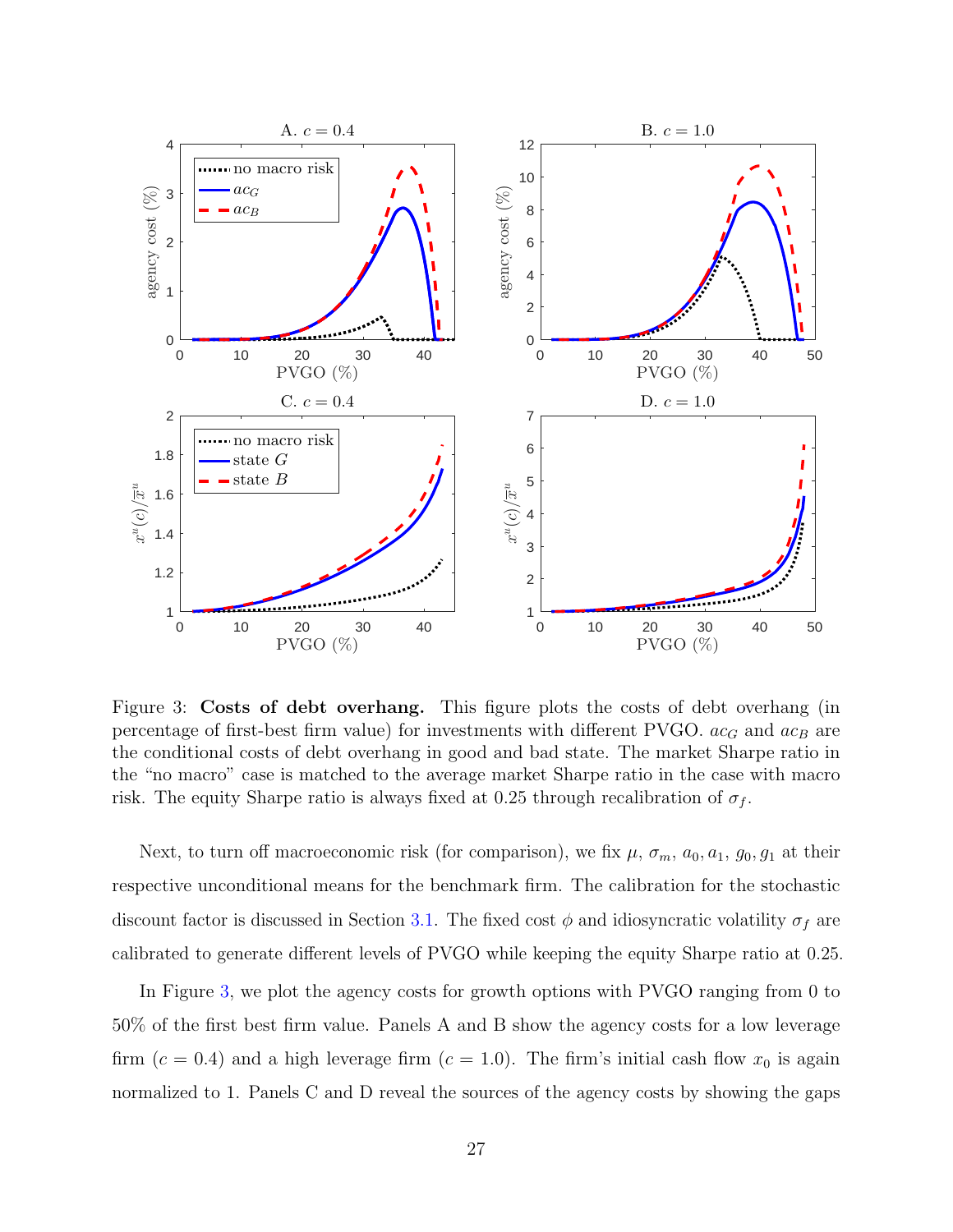Figure 3: **Costs of debt overhang.** This figure plots the costs of debt overhang (in percentage of first-best firm value) for investments with different PVGO. $ac_G$ and $ac_B$ are the conditional costs of debt overhang in good and bad state. The market Sharpe ratio in the "no macro" case is matched to the average market Sharpe ratio in the case with macro risk. The equity Sharpe ratio is always fixed at 0.25 through recalibration of $\sigma_f$.

Next, to turn off macroeconomic risk (for comparison), we fix $\mu$, $\sigma_m$, $a_0, a_1$, $g_0, g_1$ at their respective unconditional means for the benchmark firm. The calibration for the stochastic discount factor is discussed in Section 3.1. The fixed cost $\phi$ and idiosyncratic volatility $\sigma_f$ are calibrated to generate different levels of PVGO while keeping the equity Sharpe ratio at 0.25.

In Figure 3, we plot the agency costs for growth options with PVGO ranging from 0 to 50% of the first best firm value. Panels A and B show the agency costs for a low leverage firm ($c = 0.4$) and a high leverage firm ($c = 1.0$). The firm's initial cash flow $x_0$ is again normalized to 1. Panels C and D reveal the sources of the agency costs by showing the gaps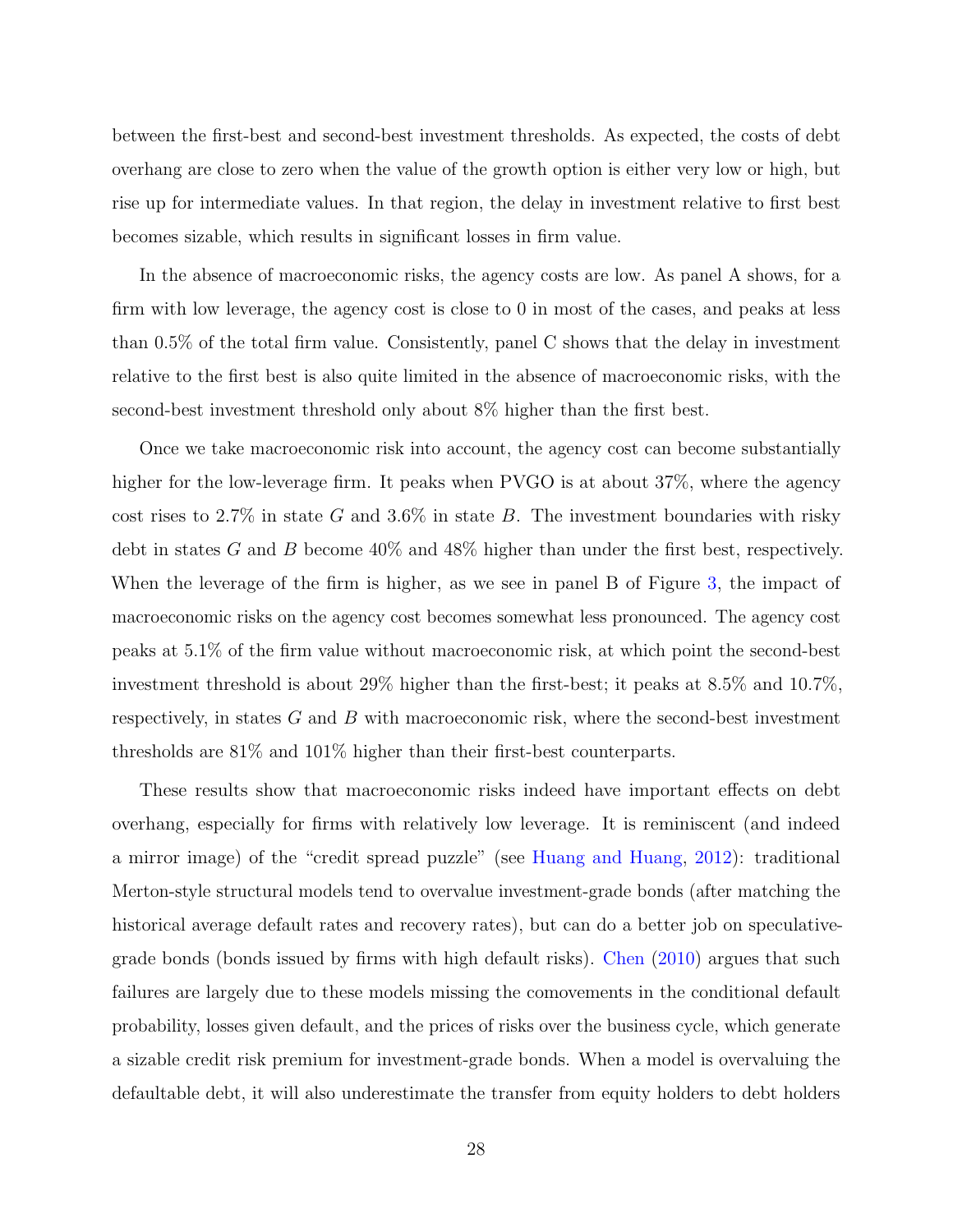between the first-best and second-best investment thresholds. As expected, the costs of debt overhang are close to zero when the value of the growth option is either very low or high, but rise up for intermediate values. In that region, the delay in investment relative to first best becomes sizable, which results in significant losses in firm value.

In the absence of macroeconomic risks, the agency costs are low. As panel A shows, for a firm with low leverage, the agency cost is close to 0 in most of the cases, and peaks at less than 0.5% of the total firm value. Consistently, panel C shows that the delay in investment relative to the first best is also quite limited in the absence of macroeconomic risks, with the second-best investment threshold only about 8% higher than the first best.

Once we take macroeconomic risk into account, the agency cost can become substantially higher for the low-leverage firm. It peaks when PVGO is at about 37%, where the agency cost rises to 2.7% in state $G$ and 3.6% in state $B$. The investment boundaries with risky debt in states $G$ and $B$ become 40% and 48% higher than under the first best, respectively. When the leverage of the firm is higher, as we see in panel B of Figure 3, the impact of macroeconomic risks on the agency cost becomes somewhat less pronounced. The agency cost peaks at 5.1% of the firm value without macroeconomic risk, at which point the second-best investment threshold is about 29% higher than the first-best; it peaks at 8.5% and 10.7%, respectively, in states $G$ and $B$ with macroeconomic risk, where the second-best investment thresholds are 81% and 101% higher than their first-best counterparts.

These results show that macroeconomic risks indeed have important effects on debt overhang, especially for firms with relatively low leverage. It is reminiscent (and indeed a mirror image) of the "credit spread puzzle" (see Huang and Huang, 2012): traditional Merton-style structural models tend to overvalue investment-grade bonds (after matching the historical average default rates and recovery rates), but can do a better job on speculative-grade bonds (bonds issued by firms with high default risks). Chen (2010) argues that such failures are largely due to these models missing the comovements in the conditional default probability, losses given default, and the prices of risks over the business cycle, which generate a sizable credit risk premium for investment-grade bonds. When a model is overvaluing the defaultable debt, it will also underestimate the transfer from equity holders to debt holders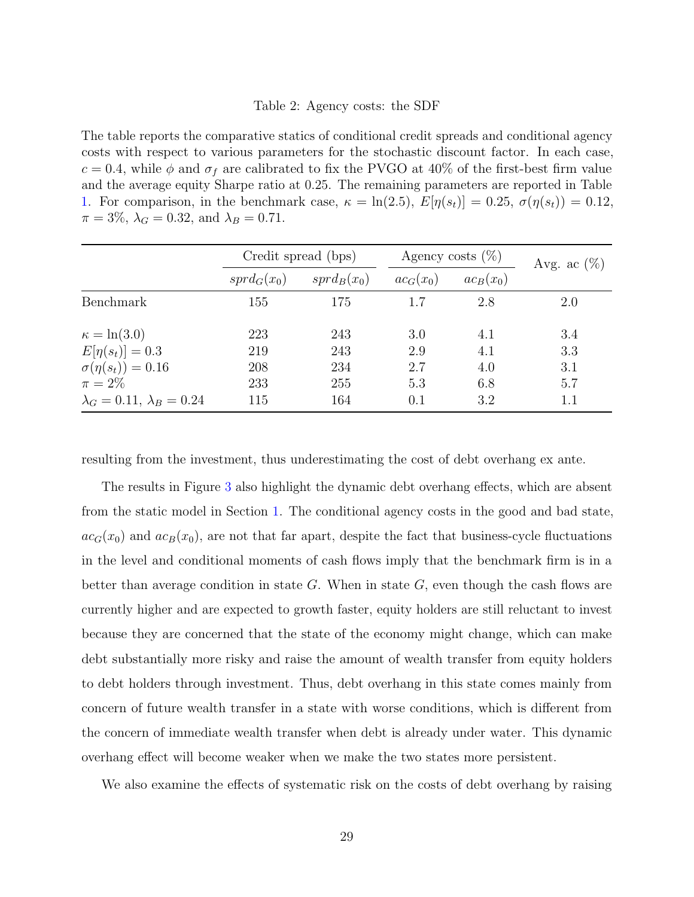Table 2: Agency costs: the SDF

The table reports the comparative statics of conditional credit spreads and conditional agency costs with respect to various parameters for the stochastic discount factor. In each case, $c = 0.4$, while $\phi$ and $\sigma_f$ are calibrated to fix the PVGO at 40% of the first-best firm value and the average equity Sharpe ratio at 0.25. The remaining parameters are reported in Table 1. For comparison, in the benchmark case, $\kappa = \ln(2.5)$, $E[\eta(s_t)] = 0.25$, $\sigma(\eta(s_t)) = 0.12$, $\pi = 3\%$, $\lambda_G = 0.32$, and $\lambda_B = 0.71$.

| | Credit spread (bps) | | Agency costs (%) | | Avg. ac (%) |
|---|---|---|---|---|---|
| | $sprd_G(x_0)$ | $sprd_B(x_0)$ | $ac_G(x_0)$ | $ac_B(x_0)$ | |
| Benchmark | 155 | 175 | 1.7 | 2.8 | 2.0 |
| $\kappa = \ln(3.0)$ | 223 | 243 | 3.0 | 4.1 | 3.4 |
| $E[\eta(s_t)] = 0.3$ | 219 | 243 | 2.9 | 4.1 | 3.3 |
| $\sigma(\eta(s_t)) = 0.16$ | 208 | 234 | 2.7 | 4.0 | 3.1 |
| $\pi = 2\%$ | 233 | 255 | 5.3 | 6.8 | 5.7 |
| $\lambda_G = 0.11$, $\lambda_B = 0.24$ | 115 | 164 | 0.1 | 3.2 | 1.1 |

resulting from the investment, thus underestimating the cost of debt overhang ex ante.

The results in Figure 3 also highlight the dynamic debt overhang effects, which are absent from the static model in Section 1. The conditional agency costs in the good and bad state, $ac_G(x_0)$ and $ac_B(x_0)$, are not that far apart, despite the fact that business-cycle fluctuations in the level and conditional moments of cash flows imply that the benchmark firm is in a better than average condition in state $G$. When in state $G$, even though the cash flows are currently higher and are expected to growth faster, equity holders are still reluctant to invest because they are concerned that the state of the economy might change, which can make debt substantially more risky and raise the amount of wealth transfer from equity holders to debt holders through investment. Thus, debt overhang in this state comes mainly from concern of future wealth transfer in a state with worse conditions, which is different from the concern of immediate wealth transfer when debt is already under water. This dynamic overhang effect will become weaker when we make the two states more persistent.

We also examine the effects of systematic risk on the costs of debt overhang by raising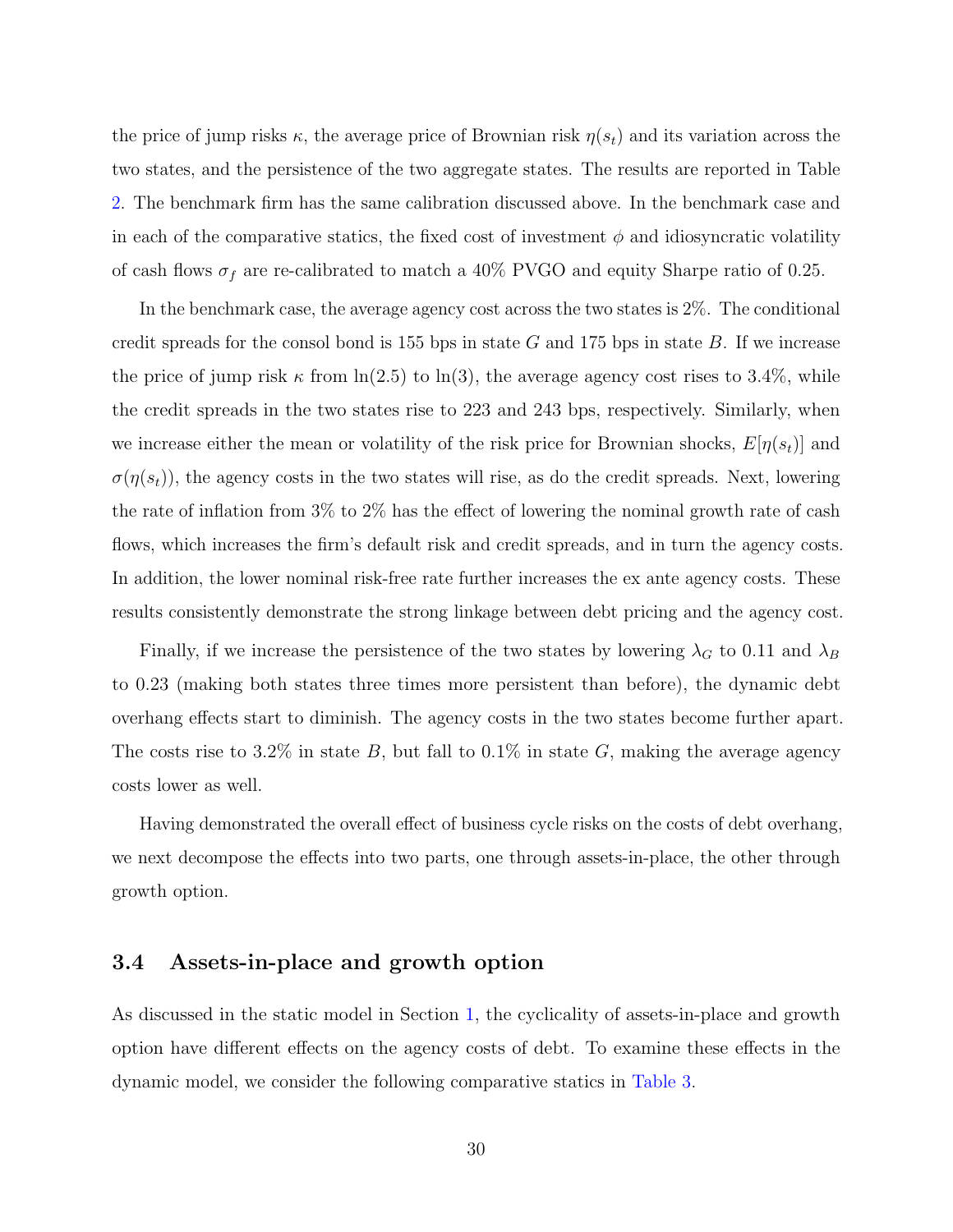the price of jump risks $\kappa$, the average price of Brownian risk $\eta(s_t)$ and its variation across the two states, and the persistence of the two aggregate states. The results are reported in Table 2. The benchmark firm has the same calibration discussed above. In the benchmark case and in each of the comparative statics, the fixed cost of investment $\phi$ and idiosyncratic volatility of cash flows $\sigma_f$ are re-calibrated to match a 40% PVGO and equity Sharpe ratio of 0.25.

In the benchmark case, the average agency cost across the two states is 2%. The conditional credit spreads for the consol bond is 155 bps in state $G$ and 175 bps in state $B$. If we increase the price of jump risk $\kappa$ from $\ln(2.5)$ to $\ln(3)$, the average agency cost rises to 3.4%, while the credit spreads in the two states rise to 223 and 243 bps, respectively. Similarly, when we increase either the mean or volatility of the risk price for Brownian shocks, $E[\eta(s_t)]$ and $\sigma(\eta(s_t))$, the agency costs in the two states will rise, as do the credit spreads. Next, lowering the rate of inflation from 3% to 2% has the effect of lowering the nominal growth rate of cash flows, which increases the firm's default risk and credit spreads, and in turn the agency costs. In addition, the lower nominal risk-free rate further increases the ex ante agency costs. These results consistently demonstrate the strong linkage between debt pricing and the agency cost.

Finally, if we increase the persistence of the two states by lowering $\lambda_G$ to 0.11 and $\lambda_B$ to 0.23 (making both states three times more persistent than before), the dynamic debt overhang effects start to diminish. The agency costs in the two states become further apart. The costs rise to 3.2% in state $B$, but fall to 0.1% in state $G$, making the average agency costs lower as well.

Having demonstrated the overall effect of business cycle risks on the costs of debt overhang, we next decompose the effects into two parts, one through assets-in-place, the other through growth option.

### 3.4 Assets-in-place and growth option

As discussed in the static model in Section 1, the cyclicality of assets-in-place and growth option have different effects on the agency costs of debt. To examine these effects in the dynamic model, we consider the following comparative statics in Table 3.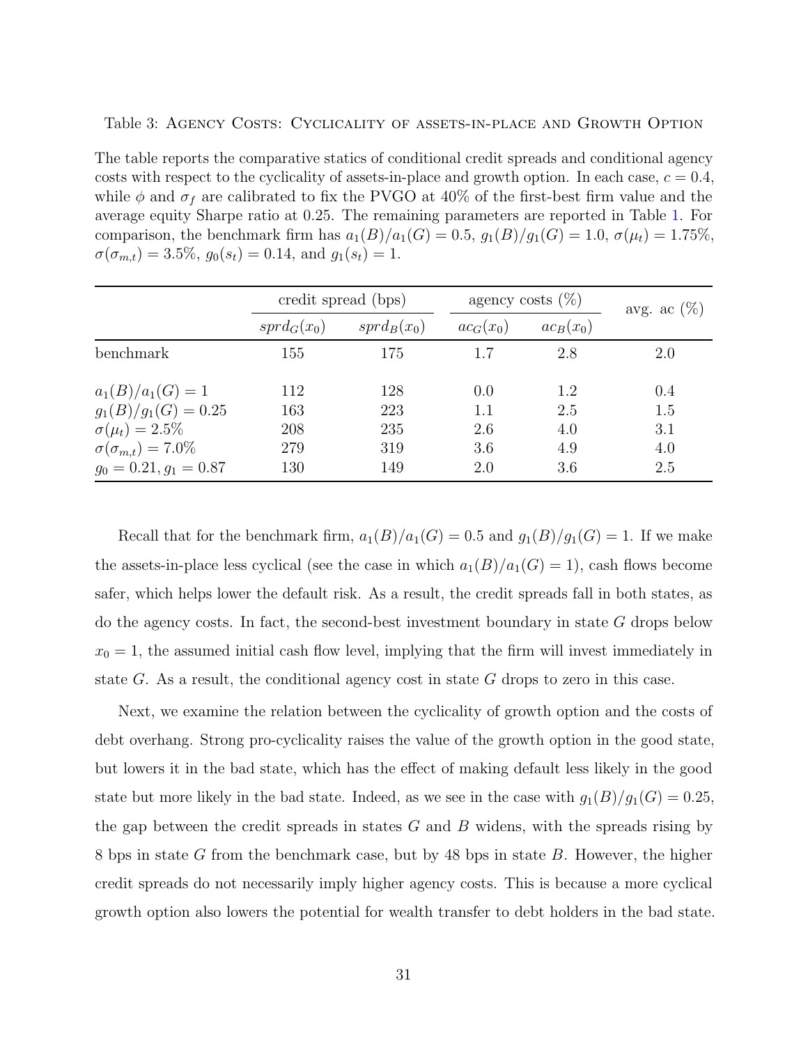Table 3: Agency Costs: Cyclicality of assets-in-place and Growth Option

The table reports the comparative statics of conditional credit spreads and conditional agency costs with respect to the cyclicality of assets-in-place and growth option. In each case, $c = 0.4$, while $\phi$ and $\sigma_f$ are calibrated to fix the PVGO at 40% of the first-best firm value and the average equity Sharpe ratio at 0.25. The remaining parameters are reported in Table 1. For comparison, the benchmark firm has $a_1(B)/a_1(G) = 0.5$, $g_1(B)/g_1(G) = 1.0$, $\sigma(\mu_t) = 1.75\%$, $\sigma(\sigma_{m,t}) = 3.5\%$, $g_0(s_t) = 0.14$, and $g_1(s_t) = 1$.

| | credit spread (bps) | | agency costs (%) | | avg. ac (%) |
|---|---|---|---|---|---|
| | $sprd_G(x_0)$ | $sprd_B(x_0)$ | $ac_G(x_0)$ | $ac_B(x_0)$ | |
| benchmark | 155 | 175 | 1.7 | 2.8 | 2.0 |
| $a_1(B)/a_1(G) = 1$ | 112 | 128 | 0.0 | 1.2 | 0.4 |
| $g_1(B)/g_1(G) = 0.25$ | 163 | 223 | 1.1 | 2.5 | 1.5 |
| $\sigma(\mu_t) = 2.5\%$ | 208 | 235 | 2.6 | 4.0 | 3.1 |
| $\sigma(\sigma_{m,t}) = 7.0\%$ | 279 | 319 | 3.6 | 4.9 | 4.0 |
| $g_0 = 0.21, g_1 = 0.87$ | 130 | 149 | 2.0 | 3.6 | 2.5 |

Recall that for the benchmark firm, $a_1(B)/a_1(G) = 0.5$ and $g_1(B)/g_1(G) = 1$. If we make the assets-in-place less cyclical (see the case in which $a_1(B)/a_1(G) = 1$), cash flows become safer, which helps lower the default risk. As a result, the credit spreads fall in both states, as do the agency costs. In fact, the second-best investment boundary in state $G$ drops below $x_0 = 1$, the assumed initial cash flow level, implying that the firm will invest immediately in state $G$. As a result, the conditional agency cost in state $G$ drops to zero in this case.

Next, we examine the relation between the cyclicality of growth option and the costs of debt overhang. Strong pro-cyclicality raises the value of the growth option in the good state, but lowers it in the bad state, which has the effect of making default less likely in the good state but more likely in the bad state. Indeed, as we see in the case with $g_1(B)/g_1(G) = 0.25$, the gap between the credit spreads in states $G$ and $B$ widens, with the spreads rising by 8 bps in state $G$ from the benchmark case, but by 48 bps in state $B$. However, the higher credit spreads do not necessarily imply higher agency costs. This is because a more cyclical growth option also lowers the potential for wealth transfer to debt holders in the bad state.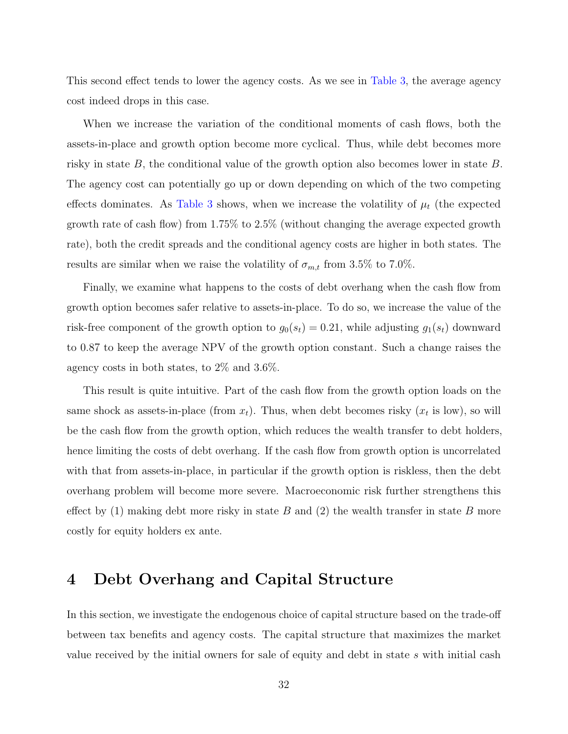This second effect tends to lower the agency costs. As we see in Table 3, the average agency cost indeed drops in this case.

When we increase the variation of the conditional moments of cash flows, both the assets-in-place and growth option become more cyclical. Thus, while debt becomes more risky in state $B$, the conditional value of the growth option also becomes lower in state $B$. The agency cost can potentially go up or down depending on which of the two competing effects dominates. As Table 3 shows, when we increase the volatility of $\mu_t$ (the expected growth rate of cash flow) from 1.75% to 2.5% (without changing the average expected growth rate), both the credit spreads and the conditional agency costs are higher in both states. The results are similar when we raise the volatility of $\sigma_{m,t}$ from 3.5% to 7.0%.

Finally, we examine what happens to the costs of debt overhang when the cash flow from growth option becomes safer relative to assets-in-place. To do so, we increase the value of the risk-free component of the growth option to $g_0(s_t) = 0.21$, while adjusting $g_1(s_t)$ downward to 0.87 to keep the average NPV of the growth option constant. Such a change raises the agency costs in both states, to 2% and 3.6%.

This result is quite intuitive. Part of the cash flow from the growth option loads on the same shock as assets-in-place (from $x_t$). Thus, when debt becomes risky ($x_t$ is low), so will be the cash flow from the growth option, which reduces the wealth transfer to debt holders, hence limiting the costs of debt overhang. If the cash flow from growth option is uncorrelated with that from assets-in-place, in particular if the growth option is riskless, then the debt overhang problem will become more severe. Macroeconomic risk further strengthens this effect by (1) making debt more risky in state $B$ and (2) the wealth transfer in state $B$ more costly for equity holders ex ante.

# 4 Debt Overhang and Capital Structure

In this section, we investigate the endogenous choice of capital structure based on the trade-off between tax benefits and agency costs. The capital structure that maximizes the market value received by the initial owners for sale of equity and debt in state $s$ with initial cash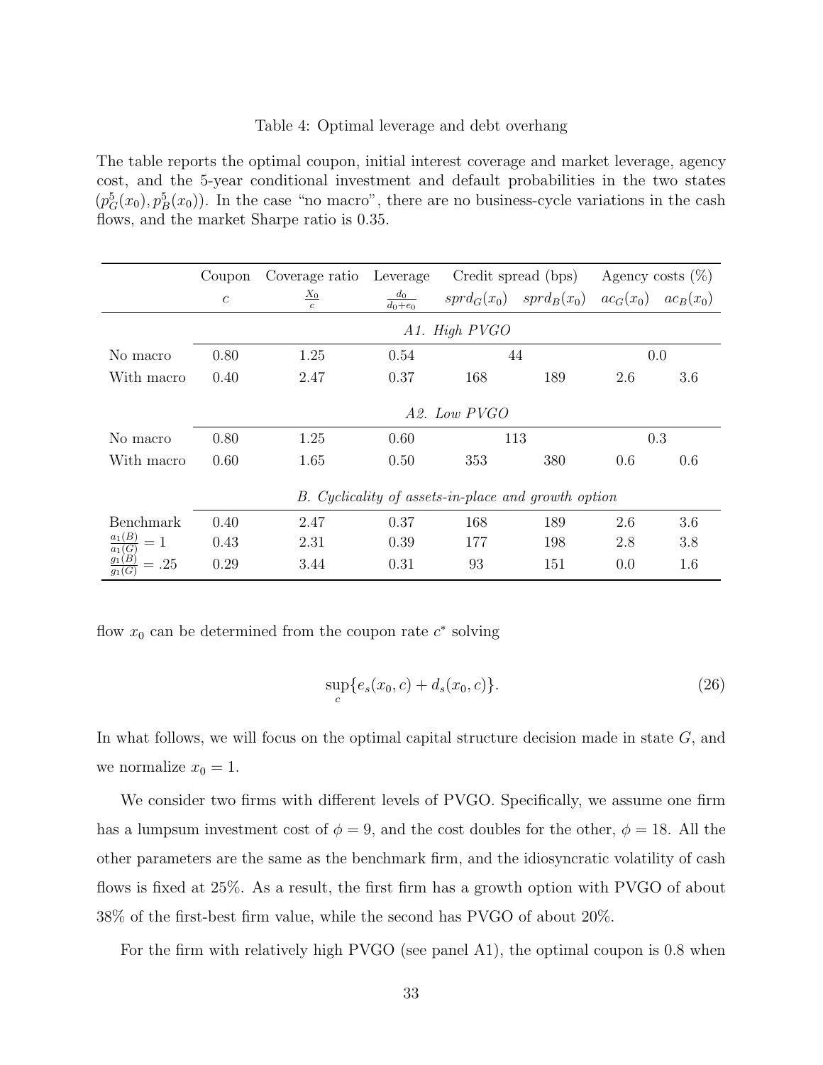Table 4: Optimal leverage and debt overhang

The table reports the optimal coupon, initial interest coverage and market leverage, agency cost, and the 5-year conditional investment and default probabilities in the two states $(p_G^5(x_0), p_B^5(x_0))$. In the case "no macro", there are no business-cycle variations in the cash flows, and the market Sharpe ratio is 0.35.

| | Coupon | Coverage ratio | Leverage | Credit spread (bps) | | Agency costs (%) | |
|---|---|---|---|---|---|---|---|
| | $c$ | $\frac{X_0}{c}$ | $\frac{d_0}{d_0+e_0}$ | $sprd_G(x_0)$ | $sprd_B(x_0)$ | $ac_G(x_0)$ | $ac_B(x_0)$ |
| | | | *A1. High PVGO* | | | | |
| No macro | 0.80 | 1.25 | 0.54 | 44 | | 0.0 | |
| With macro | 0.40 | 2.47 | 0.37 | 168 | 189 | 2.6 | 3.6 |
| | | | *A2. Low PVGO* | | | | |
| No macro | 0.80 | 1.25 | 0.60 | 113 | | 0.3 | |
| With macro | 0.60 | 1.65 | 0.50 | 353 | 380 | 0.6 | 0.6 |
| | | | *B. Cyclicality of assets-in-place and growth option* | | | | |
| Benchmark | 0.40 | 2.47 | 0.37 | 168 | 189 | 2.6 | 3.6 |
| $\frac{a_1(B)}{a_1(G)} = 1$ | 0.43 | 2.31 | 0.39 | 177 | 198 | 2.8 | 3.8 |
| $\frac{g_1(B)}{g_1(G)} = .25$ | 0.29 | 3.44 | 0.31 | 93 | 151 | 0.0 | 1.6 |

flow $x_0$ can be determined from the coupon rate $c^*$ solving

$$\sup_c \{e_s(x_0, c) + d_s(x_0, c)\}. \tag{26}$$

In what follows, we will focus on the optimal capital structure decision made in state $G$, and we normalize $x_0 = 1$.

We consider two firms with different levels of PVGO. Specifically, we assume one firm has a lumpsum investment cost of $\phi = 9$, and the cost doubles for the other, $\phi = 18$. All the other parameters are the same as the benchmark firm, and the idiosyncratic volatility of cash flows is fixed at 25%. As a result, the first firm has a growth option with PVGO of about 38% of the first-best firm value, while the second has PVGO of about 20%.

For the firm with relatively high PVGO (see panel A1), the optimal coupon is 0.8 when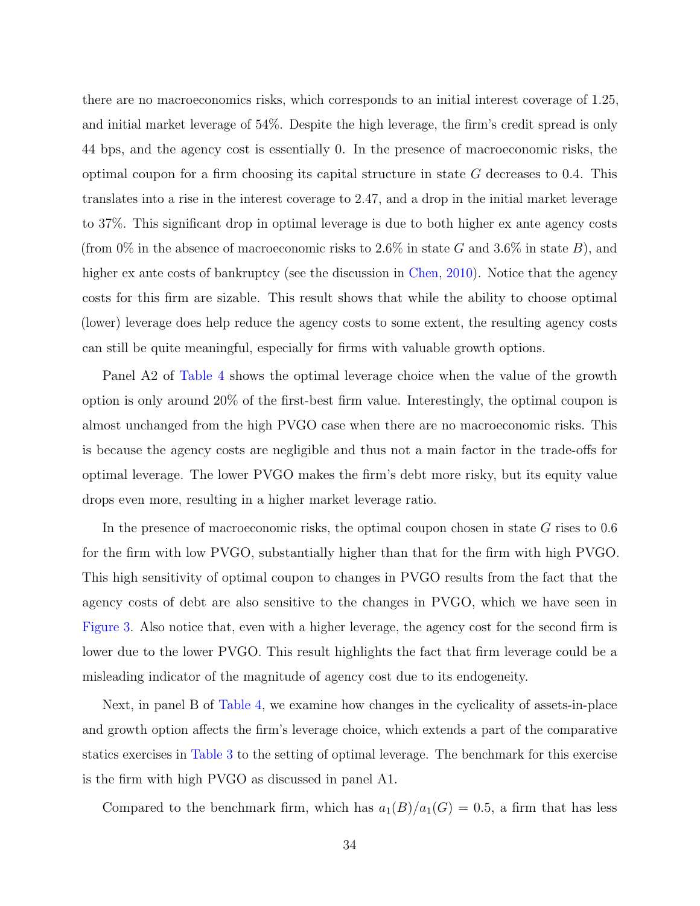there are no macroeconomics risks, which corresponds to an initial interest coverage of 1.25, and initial market leverage of 54%. Despite the high leverage, the firm's credit spread is only 44 bps, and the agency cost is essentially 0. In the presence of macroeconomic risks, the optimal coupon for a firm choosing its capital structure in state $G$ decreases to 0.4. This translates into a rise in the interest coverage to 2.47, and a drop in the initial market leverage to 37%. This significant drop in optimal leverage is due to both higher ex ante agency costs (from 0% in the absence of macroeconomic risks to 2.6% in state $G$ and 3.6% in state $B$), and higher ex ante costs of bankruptcy (see the discussion in Chen, 2010). Notice that the agency costs for this firm are sizable. This result shows that while the ability to choose optimal (lower) leverage does help reduce the agency costs to some extent, the resulting agency costs can still be quite meaningful, especially for firms with valuable growth options.

Panel A2 of Table 4 shows the optimal leverage choice when the value of the growth option is only around 20% of the first-best firm value. Interestingly, the optimal coupon is almost unchanged from the high PVGO case when there are no macroeconomic risks. This is because the agency costs are negligible and thus not a main factor in the trade-offs for optimal leverage. The lower PVGO makes the firm's debt more risky, but its equity value drops even more, resulting in a higher market leverage ratio.

In the presence of macroeconomic risks, the optimal coupon chosen in state $G$ rises to 0.6 for the firm with low PVGO, substantially higher than that for the firm with high PVGO. This high sensitivity of optimal coupon to changes in PVGO results from the fact that the agency costs of debt are also sensitive to the changes in PVGO, which we have seen in Figure 3. Also notice that, even with a higher leverage, the agency cost for the second firm is lower due to the lower PVGO. This result highlights the fact that firm leverage could be a misleading indicator of the magnitude of agency cost due to its endogeneity.

Next, in panel B of Table 4, we examine how changes in the cyclicality of assets-in-place and growth option affects the firm's leverage choice, which extends a part of the comparative statics exercises in Table 3 to the setting of optimal leverage. The benchmark for this exercise is the firm with high PVGO as discussed in panel A1.

Compared to the benchmark firm, which has $a_1(B)/a_1(G) = 0.5$, a firm that has less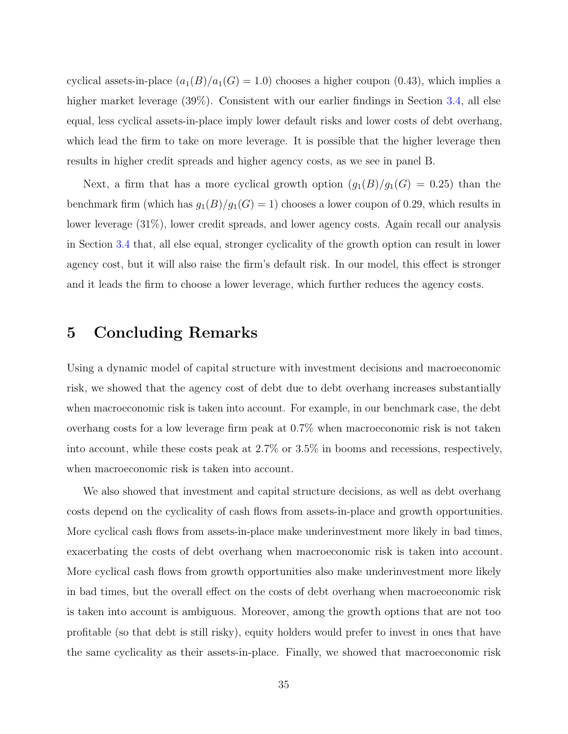cyclical assets-in-place ($a_1(B)/a_1(G) = 1.0$) chooses a higher coupon (0.43), which implies a higher market leverage (39%). Consistent with our earlier findings in Section 3.4, all else equal, less cyclical assets-in-place imply lower default risks and lower costs of debt overhang, which lead the firm to take on more leverage. It is possible that the higher leverage then results in higher credit spreads and higher agency costs, as we see in panel B.

Next, a firm that has a more cyclical growth option ($g_1(B)/g_1(G) = 0.25$) than the benchmark firm (which has $g_1(B)/g_1(G) = 1$) chooses a lower coupon of 0.29, which results in lower leverage (31%), lower credit spreads, and lower agency costs. Again recall our analysis in Section 3.4 that, all else equal, stronger cyclicality of the growth option can result in lower agency cost, but it will also raise the firm's default risk. In our model, this effect is stronger and it leads the firm to choose a lower leverage, which further reduces the agency costs.

# 5 Concluding Remarks

Using a dynamic model of capital structure with investment decisions and macroeconomic risk, we showed that the agency cost of debt due to debt overhang increases substantially when macroeconomic risk is taken into account. For example, in our benchmark case, the debt overhang costs for a low leverage firm peak at 0.7% when macroeconomic risk is not taken into account, while these costs peak at 2.7% or 3.5% in booms and recessions, respectively, when macroeconomic risk is taken into account.

We also showed that investment and capital structure decisions, as well as debt overhang costs depend on the cyclicality of cash flows from assets-in-place and growth opportunities. More cyclical cash flows from assets-in-place make underinvestment more likely in bad times, exacerbating the costs of debt overhang when macroeconomic risk is taken into account. More cyclical cash flows from growth opportunities also make underinvestment more likely in bad times, but the overall effect on the costs of debt overhang when macroeconomic risk is taken into account is ambiguous. Moreover, among the growth options that are not too profitable (so that debt is still risky), equity holders would prefer to invest in ones that have the same cyclicality as their assets-in-place. Finally, we showed that macroeconomic risk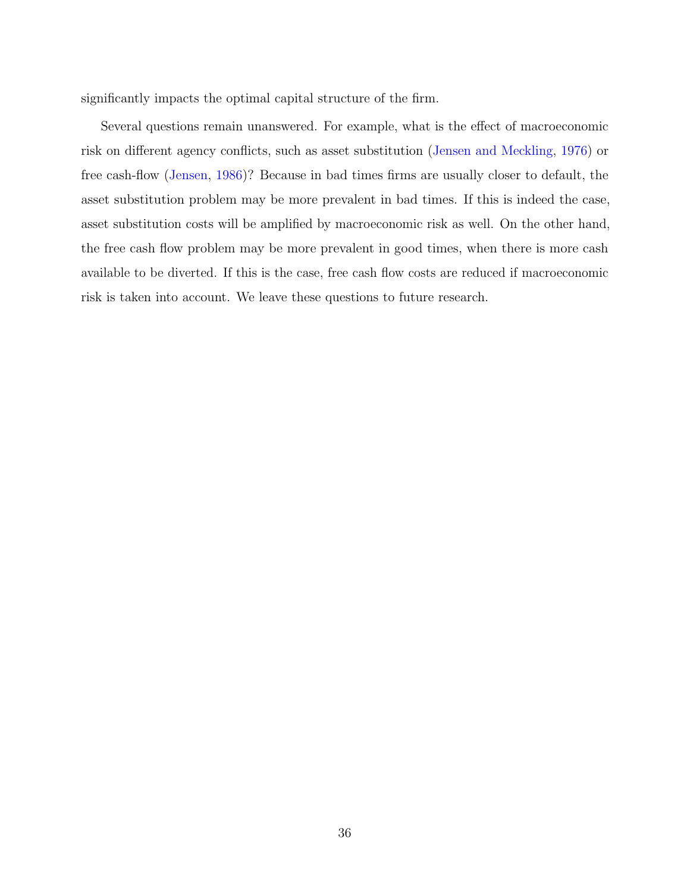significantly impacts the optimal capital structure of the firm.

Several questions remain unanswered. For example, what is the effect of macroeconomic risk on different agency conflicts, such as asset substitution (Jensen and Meckling, 1976) or free cash-flow (Jensen, 1986)? Because in bad times firms are usually closer to default, the asset substitution problem may be more prevalent in bad times. If this is indeed the case, asset substitution costs will be amplified by macroeconomic risk as well. On the other hand, the free cash flow problem may be more prevalent in good times, when there is more cash available to be diverted. If this is the case, free cash flow costs are reduced if macroeconomic risk is taken into account. We leave these questions to future research.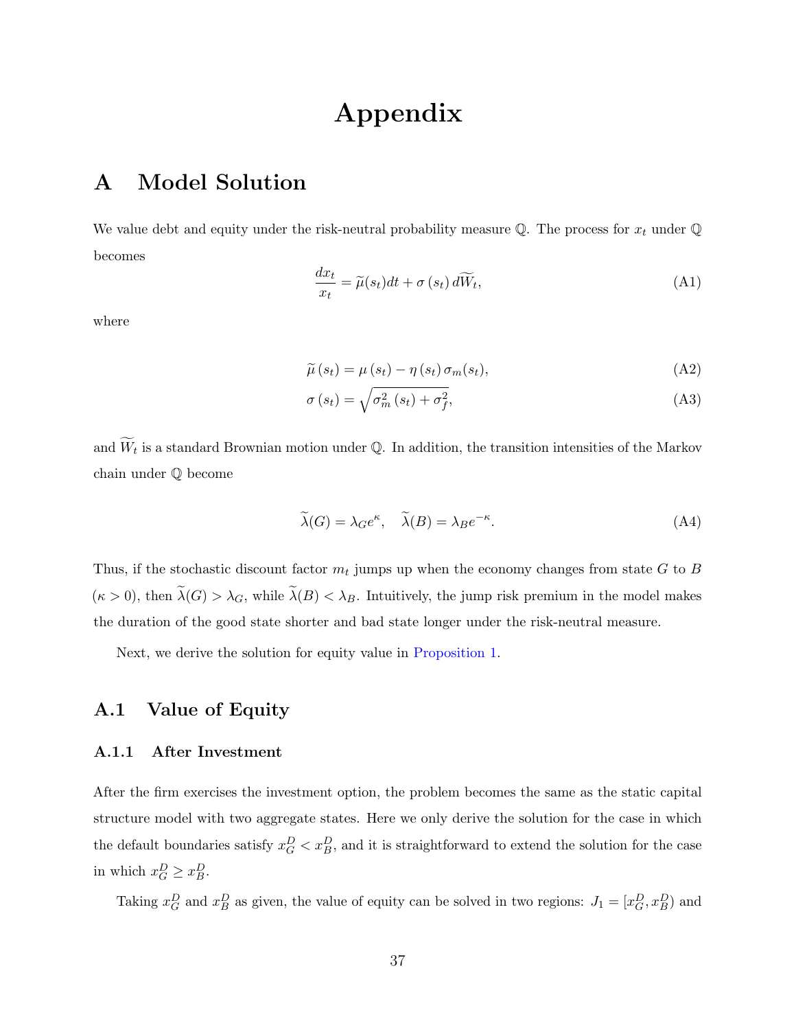# Appendix

## A Model Solution

We value debt and equity under the risk-neutral probability measure $\mathbb{Q}$. The process for $x_t$ under $\mathbb{Q}$ becomes

$$\frac{dx_t}{x_t} = \widetilde{\mu}(s_t)dt + \sigma(s_t)\, d\widetilde{W}_t, \tag{A1}$$

where

$$\widetilde{\mu}(s_t) = \mu(s_t) - \eta(s_t)\, \sigma_m(s_t), \tag{A2}$$

$$\sigma(s_t) = \sqrt{\sigma_m^2(s_t) + \sigma_f^2}, \tag{A3}$$

and $\widetilde{W}_t$ is a standard Brownian motion under $\mathbb{Q}$. In addition, the transition intensities of the Markov chain under $\mathbb{Q}$ become

$$\widetilde{\lambda}(G) = \lambda_G e^{\kappa}, \quad \widetilde{\lambda}(B) = \lambda_B e^{-\kappa}. \tag{A4}$$

Thus, if the stochastic discount factor $m_t$ jumps up when the economy changes from state $G$ to $B$ ($\kappa > 0$), then $\widetilde{\lambda}(G) > \lambda_G$, while $\widetilde{\lambda}(B) < \lambda_B$. Intuitively, the jump risk premium in the model makes the duration of the good state shorter and bad state longer under the risk-neutral measure.

Next, we derive the solution for equity value in Proposition 1.

### A.1 Value of Equity

#### A.1.1 After Investment

After the firm exercises the investment option, the problem becomes the same as the static capital structure model with two aggregate states. Here we only derive the solution for the case in which the default boundaries satisfy $x_G^D < x_B^D$, and it is straightforward to extend the solution for the case in which $x_G^D \geq x_B^D$.

Taking $x_G^D$ and $x_B^D$ as given, the value of equity can be solved in two regions: $J_1 = [x_G^D, x_B^D)$ and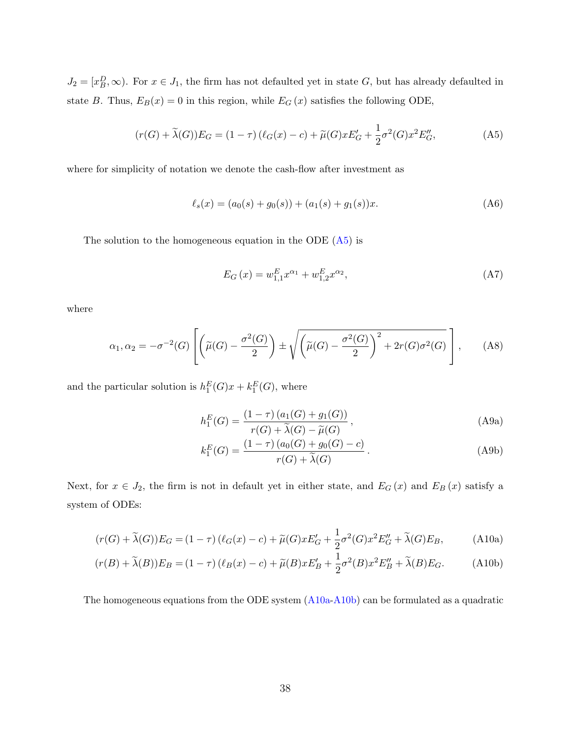$J_2 = [x_B^D, \infty)$. For $x \in J_1$, the firm has not defaulted yet in state $G$, but has already defaulted in state $B$. Thus, $E_B(x) = 0$ in this region, while $E_G(x)$ satisfies the following ODE,

$$(r(G) + \widetilde{\lambda}(G))E_G = (1 - \tau)(\ell_G(x) - c) + \widetilde{\mu}(G)xE'_G + \frac{1}{2}\sigma^2(G)x^2E''_G, \tag{A5}$$

where for simplicity of notation we denote the cash-flow after investment as

$$\ell_s(x) = (a_0(s) + g_0(s)) + (a_1(s) + g_1(s))x. \tag{A6}$$

The solution to the homogeneous equation in the ODE (A5) is

$$E_G(x) = w_{1,1}^E x^{\alpha_1} + w_{1,2}^E x^{\alpha_2}, \tag{A7}$$

where

$$\alpha_1, \alpha_2 = -\sigma^{-2}(G)\left[\left(\widetilde{\mu}(G) - \frac{\sigma^2(G)}{2}\right) \pm \sqrt{\left(\widetilde{\mu}(G) - \frac{\sigma^2(G)}{2}\right)^2 + 2r(G)\sigma^2(G)}\right], \tag{A8}$$

and the particular solution is $h_1^E(G)x + k_1^E(G)$, where

$$h_1^E(G) = \frac{(1-\tau)(a_1(G) + g_1(G))}{r(G) + \widetilde{\lambda}(G) - \widetilde{\mu}(G)}, \tag{A9a}$$

$$k_1^E(G) = \frac{(1-\tau)(a_0(G) + g_0(G) - c)}{r(G) + \widetilde{\lambda}(G)}. \tag{A9b}$$

Next, for $x \in J_2$, the firm is not in default yet in either state, and $E_G(x)$ and $E_B(x)$ satisfy a system of ODEs:

$$(r(G) + \widetilde{\lambda}(G))E_G = (1 - \tau)(\ell_G(x) - c) + \widetilde{\mu}(G)xE'_G + \frac{1}{2}\sigma^2(G)x^2E''_G + \widetilde{\lambda}(G)E_B, \tag{A10a}$$

$$(r(B) + \widetilde{\lambda}(B))E_B = (1 - \tau)(\ell_B(x) - c) + \widetilde{\mu}(B)xE'_B + \frac{1}{2}\sigma^2(B)x^2E''_B + \widetilde{\lambda}(B)E_G. \tag{A10b}$$

The homogeneous equations from the ODE system (A10a-A10b) can be formulated as a quadratic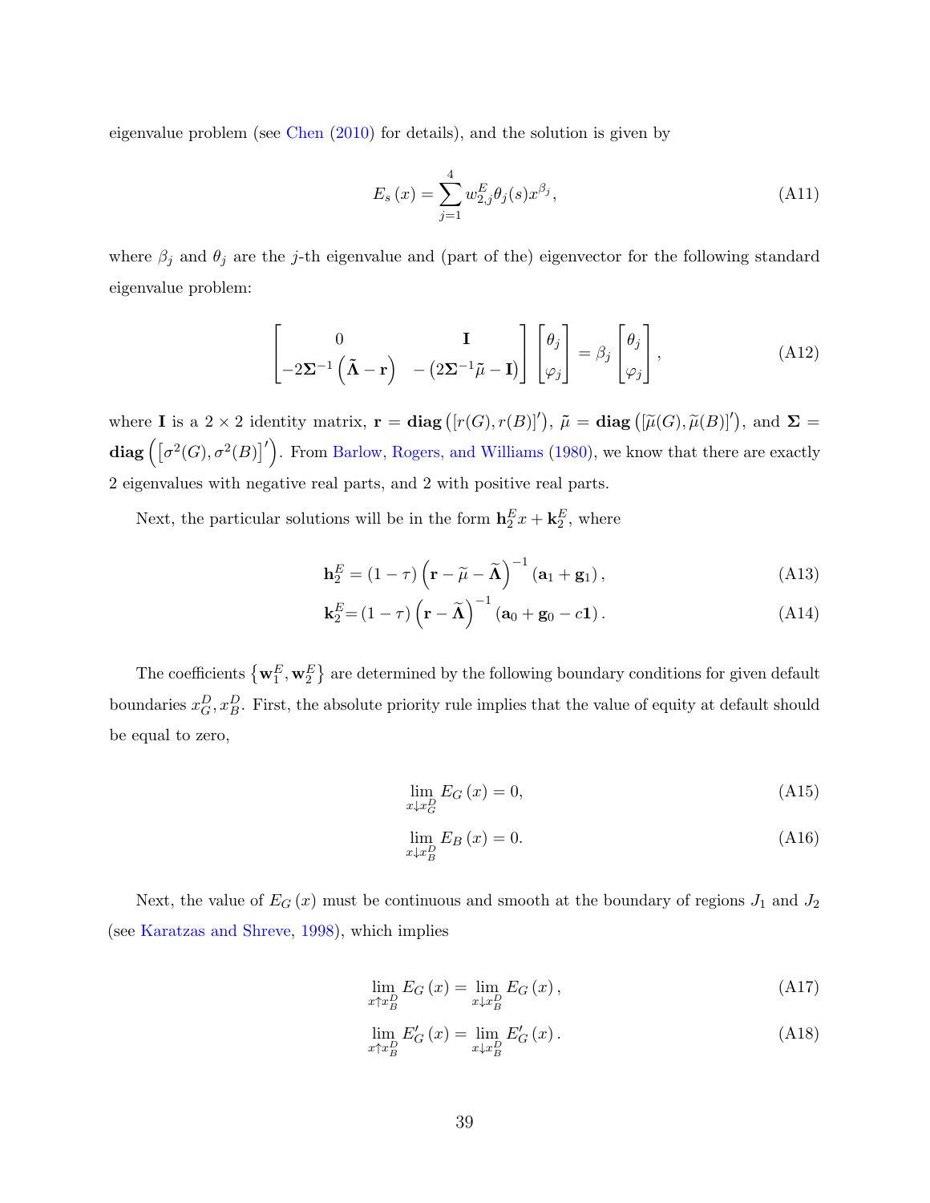eigenvalue problem (see Chen (2010) for details), and the solution is given by

$$E_s(x) = \sum_{j=1}^{4} w_{2,j}^E \theta_j(s) x^{\beta_j}, \tag{A11}$$

where $\beta_j$ and $\theta_j$ are the $j$-th eigenvalue and (part of the) eigenvector for the following standard eigenvalue problem:

$$\begin{bmatrix} 0 & \mathbf{I} \\ -2\boldsymbol{\Sigma}^{-1}\left(\tilde{\boldsymbol{\Lambda}} - \mathbf{r}\right) & -\left(2\boldsymbol{\Sigma}^{-1}\tilde{\mu} - \mathbf{I}\right) \end{bmatrix} \begin{bmatrix} \theta_j \\ \varphi_j \end{bmatrix} = \beta_j \begin{bmatrix} \theta_j \\ \varphi_j \end{bmatrix}, \tag{A12}$$

where $\mathbf{I}$ is a $2 \times 2$ identity matrix, $\mathbf{r} = \mathbf{diag}\left([r(G), r(B)]'\right)$, $\tilde{\mu} = \mathbf{diag}\left([\tilde{\mu}(G), \tilde{\mu}(B)]'\right)$, and $\boldsymbol{\Sigma} = \mathbf{diag}\left(\left[\sigma^2(G), \sigma^2(B)\right]'\right)$. From Barlow, Rogers, and Williams (1980), we know that there are exactly 2 eigenvalues with negative real parts, and 2 with positive real parts.

Next, the particular solutions will be in the form $\mathbf{h}_2^E x + \mathbf{k}_2^E$, where

$$\mathbf{h}_2^E = (1-\tau)\left(\mathbf{r} - \tilde{\mu} - \widetilde{\boldsymbol{\Lambda}}\right)^{-1}(\mathbf{a}_1 + \mathbf{g}_1), \tag{A13}$$

$$\mathbf{k}_2^E = (1-\tau)\left(\mathbf{r} - \widetilde{\boldsymbol{\Lambda}}\right)^{-1}(\mathbf{a}_0 + \mathbf{g}_0 - c\mathbf{1}). \tag{A14}$$

The coefficients $\left\{\mathbf{w}_1^E, \mathbf{w}_2^E\right\}$ are determined by the following boundary conditions for given default boundaries $x_G^D, x_B^D$. First, the absolute priority rule implies that the value of equity at default should be equal to zero,

$$\lim_{x \downarrow x_G^D} E_G(x) = 0, \tag{A15}$$

$$\lim_{x \downarrow x_B^D} E_B(x) = 0. \tag{A16}$$

Next, the value of $E_G(x)$ must be continuous and smooth at the boundary of regions $J_1$ and $J_2$ (see Karatzas and Shreve, 1998), which implies

$$\lim_{x \uparrow x_B^D} E_G(x) = \lim_{x \downarrow x_B^D} E_G(x), \tag{A17}$$

$$\lim_{x \uparrow x_B^D} E_G'(x) = \lim_{x \downarrow x_B^D} E_G'(x). \tag{A18}$$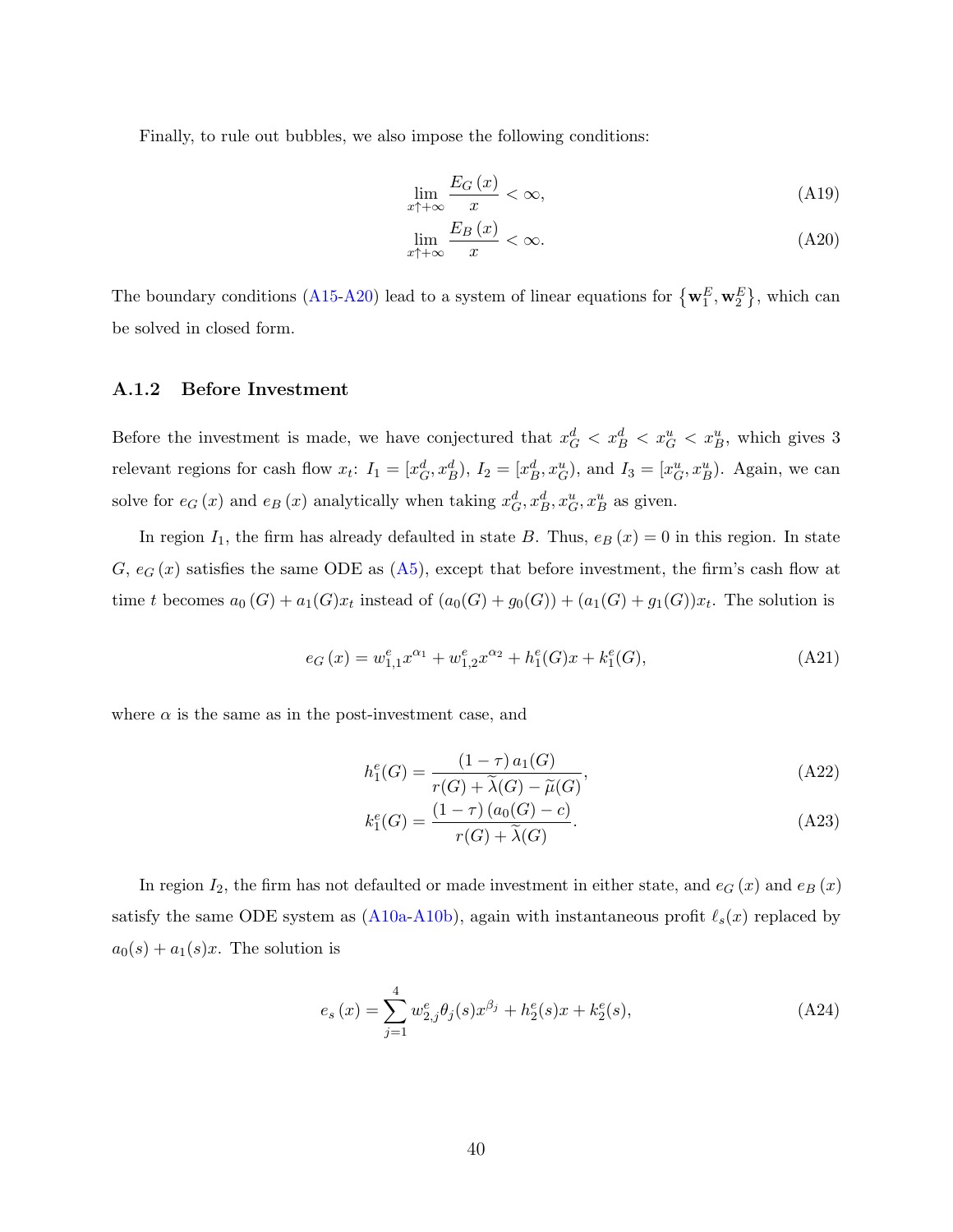Finally, to rule out bubbles, we also impose the following conditions:

$$\lim_{x \uparrow +\infty} \frac{E_G(x)}{x} < \infty, \tag{A19}$$

$$\lim_{x \uparrow +\infty} \frac{E_B(x)}{x} < \infty. \tag{A20}$$

The boundary conditions (A15-A20) lead to a system of linear equations for $\{\mathbf{w}_1^E, \mathbf{w}_2^E\}$, which can be solved in closed form.

### A.1.2 Before Investment

Before the investment is made, we have conjectured that $x_G^d < x_B^d < x_G^u < x_B^u$, which gives 3 relevant regions for cash flow $x_t$: $I_1 = [x_G^d, x_B^d)$, $I_2 = [x_B^d, x_G^u)$, and $I_3 = [x_G^u, x_B^u)$. Again, we can solve for $e_G(x)$ and $e_B(x)$ analytically when taking $x_G^d, x_B^d, x_G^u, x_B^u$ as given.

In region $I_1$, the firm has already defaulted in state $B$. Thus, $e_B(x) = 0$ in this region. In state $G$, $e_G(x)$ satisfies the same ODE as (A5), except that before investment, the firm's cash flow at time $t$ becomes $a_0(G) + a_1(G)x_t$ instead of $(a_0(G) + g_0(G)) + (a_1(G) + g_1(G))x_t$. The solution is

$$e_G(x) = w_{1,1}^e x^{\alpha_1} + w_{1,2}^e x^{\alpha_2} + h_1^e(G)x + k_1^e(G), \tag{A21}$$

where $\alpha$ is the same as in the post-investment case, and

$$h_1^e(G) = \frac{(1-\tau)\, a_1(G)}{r(G) + \widetilde{\lambda}(G) - \widetilde{\mu}(G)}, \tag{A22}$$

$$k_1^e(G) = \frac{(1-\tau)\,(a_0(G) - c)}{r(G) + \widetilde{\lambda}(G)}. \tag{A23}$$

In region $I_2$, the firm has not defaulted or made investment in either state, and $e_G(x)$ and $e_B(x)$ satisfy the same ODE system as (A10a-A10b), again with instantaneous profit $\ell_s(x)$ replaced by $a_0(s) + a_1(s)x$. The solution is

$$e_s(x) = \sum_{j=1}^{4} w_{2,j}^e \theta_j(s) x^{\beta_j} + h_2^e(s)x + k_2^e(s), \tag{A24}$$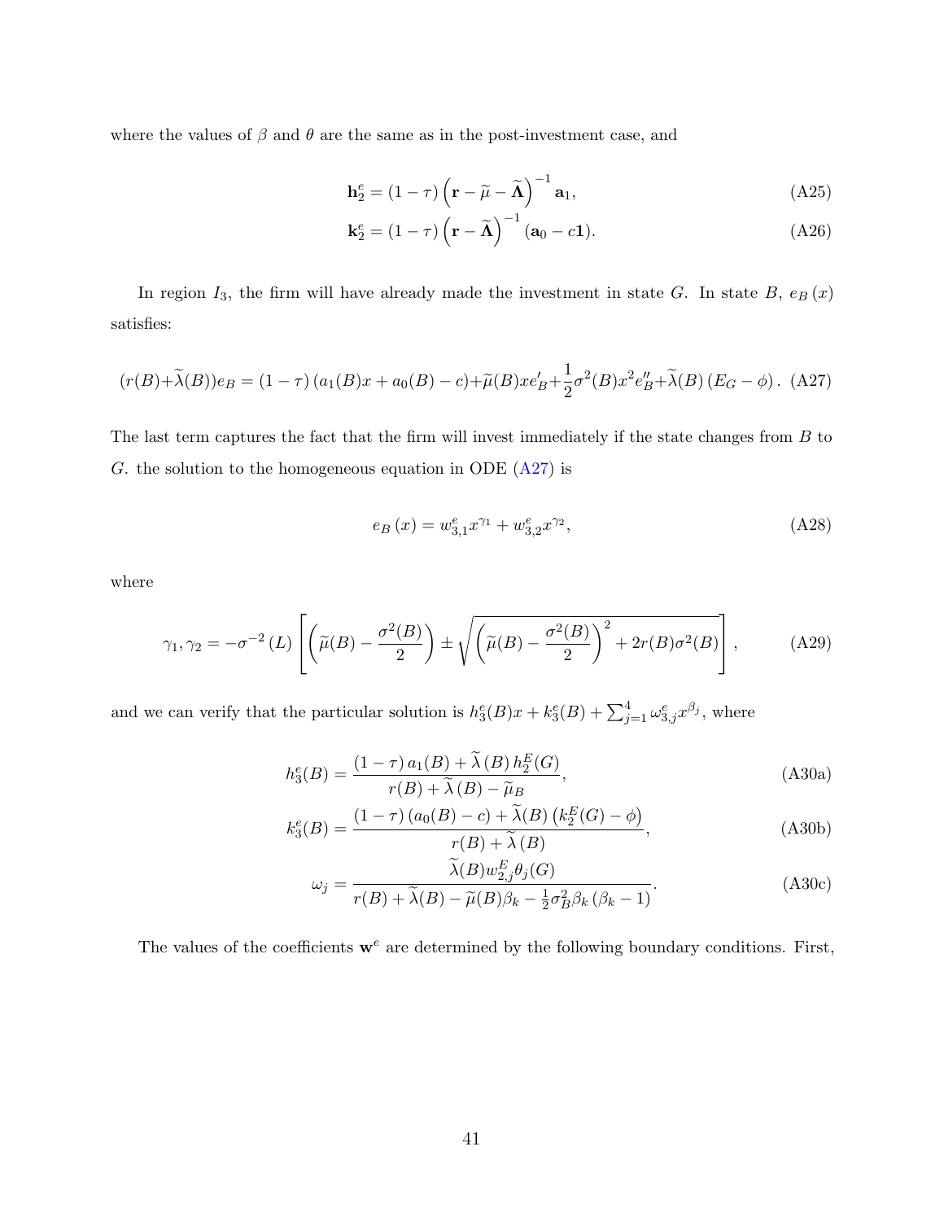where the values of $\beta$ and $\theta$ are the same as in the post-investment case, and

$$\mathbf{h}_2^e = (1-\tau)\left(\mathbf{r} - \widetilde{\mu} - \widetilde{\boldsymbol{\Lambda}}\right)^{-1}\mathbf{a}_1, \tag{A25}$$

$$\mathbf{k}_2^e = (1-\tau)\left(\mathbf{r} - \widetilde{\boldsymbol{\Lambda}}\right)^{-1}(\mathbf{a}_0 - c\mathbf{1}). \tag{A26}$$

In region $I_3$, the firm will have already made the investment in state $G$. In state $B$, $e_B(x)$ satisfies:

$$(r(B)+\widetilde{\lambda}(B))e_B = (1-\tau)\left(a_1(B)x + a_0(B) - c\right) + \widetilde{\mu}(B)xe_B' + \frac{1}{2}\sigma^2(B)x^2 e_B'' + \widetilde{\lambda}(B)\left(E_G - \phi\right). \tag{A27}$$

The last term captures the fact that the firm will invest immediately if the state changes from $B$ to $G$. the solution to the homogeneous equation in ODE (A27) is

$$e_B(x) = w_{3,1}^e x^{\gamma_1} + w_{3,2}^e x^{\gamma_2}, \tag{A28}$$

where

$$\gamma_1, \gamma_2 = -\sigma^{-2}(L)\left[\left(\widetilde{\mu}(B) - \frac{\sigma^2(B)}{2}\right) \pm \sqrt{\left(\widetilde{\mu}(B) - \frac{\sigma^2(B)}{2}\right)^2 + 2r(B)\sigma^2(B)}\right], \tag{A29}$$

and we can verify that the particular solution is $h_3^e(B)x + k_3^e(B) + \sum_{j=1}^4 \omega_{3,j}^e x^{\beta_j}$, where

$$h_3^e(B) = \frac{(1-\tau)\,a_1(B) + \widetilde{\lambda}(B)\,h_2^E(G)}{r(B) + \widetilde{\lambda}(B) - \widetilde{\mu}_B}, \tag{A30a}$$

$$k_3^e(B) = \frac{(1-\tau)\left(a_0(B) - c\right) + \widetilde{\lambda}(B)\left(k_2^E(G) - \phi\right)}{r(B) + \widetilde{\lambda}(B)}, \tag{A30b}$$

$$\omega_j = \frac{\widetilde{\lambda}(B) w_{2,j}^E \theta_j(G)}{r(B) + \widetilde{\lambda}(B) - \widetilde{\mu}(B)\beta_k - \frac{1}{2}\sigma_B^2 \beta_k(\beta_k - 1)}. \tag{A30c}$$

The values of the coefficients $\mathbf{w}^e$ are determined by the following boundary conditions. First,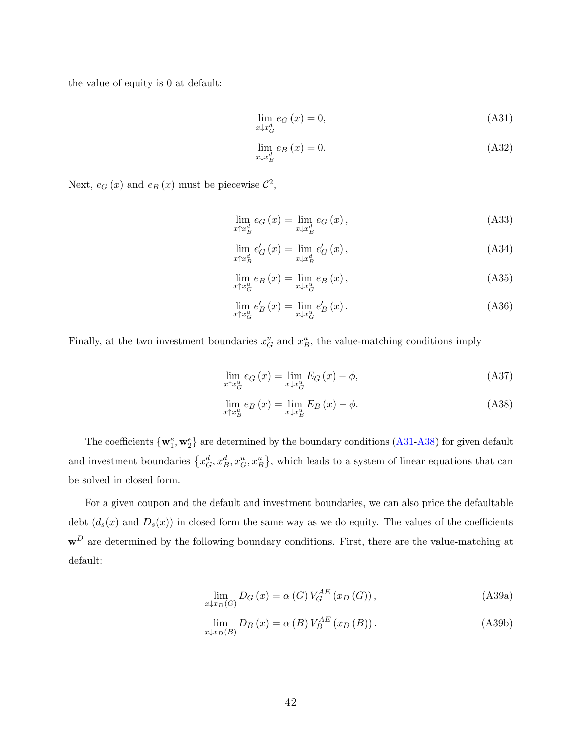the value of equity is 0 at default:

$$\lim_{x \downarrow x_G^d} e_G(x) = 0, \tag{A31}$$

$$\lim_{x \downarrow x_B^d} e_B(x) = 0. \tag{A32}$$

Next, $e_G(x)$ and $e_B(x)$ must be piecewise $\mathcal{C}^2$,

$$\lim_{x \uparrow x_B^d} e_G(x) = \lim_{x \downarrow x_B^d} e_G(x), \tag{A33}$$

$$\lim_{x \uparrow x_B^d} e'_G(x) = \lim_{x \downarrow x_B^d} e'_G(x), \tag{A34}$$

$$\lim_{x \uparrow x_G^u} e_B(x) = \lim_{x \downarrow x_G^u} e_B(x), \tag{A35}$$

$$\lim_{x \uparrow x_G^u} e'_B(x) = \lim_{x \downarrow x_G^u} e'_B(x). \tag{A36}$$

Finally, at the two investment boundaries $x_G^u$ and $x_B^u$, the value-matching conditions imply

$$\lim_{x \uparrow x_G^u} e_G(x) = \lim_{x \downarrow x_G^u} E_G(x) - \phi, \tag{A37}$$

$$\lim_{x \uparrow x_B^u} e_B(x) = \lim_{x \downarrow x_B^u} E_B(x) - \phi. \tag{A38}$$

The coefficients $\{\mathbf{w}_1^e, \mathbf{w}_2^e\}$ are determined by the boundary conditions (A31-A38) for given default and investment boundaries $\{x_G^d, x_B^d, x_G^u, x_B^u\}$, which leads to a system of linear equations that can be solved in closed form.

For a given coupon and the default and investment boundaries, we can also price the defaultable debt ($d_s(x)$ and $D_s(x)$) in closed form the same way as we do equity. The values of the coefficients $\mathbf{w}^D$ are determined by the following boundary conditions. First, there are the value-matching at default:

$$\lim_{x \downarrow x_D(G)} D_G(x) = \alpha(G) V_G^{AE}(x_D(G)), \tag{A39a}$$

$$\lim_{x \downarrow x_D(B)} D_B(x) = \alpha(B) V_B^{AE}(x_D(B)). \tag{A39b}$$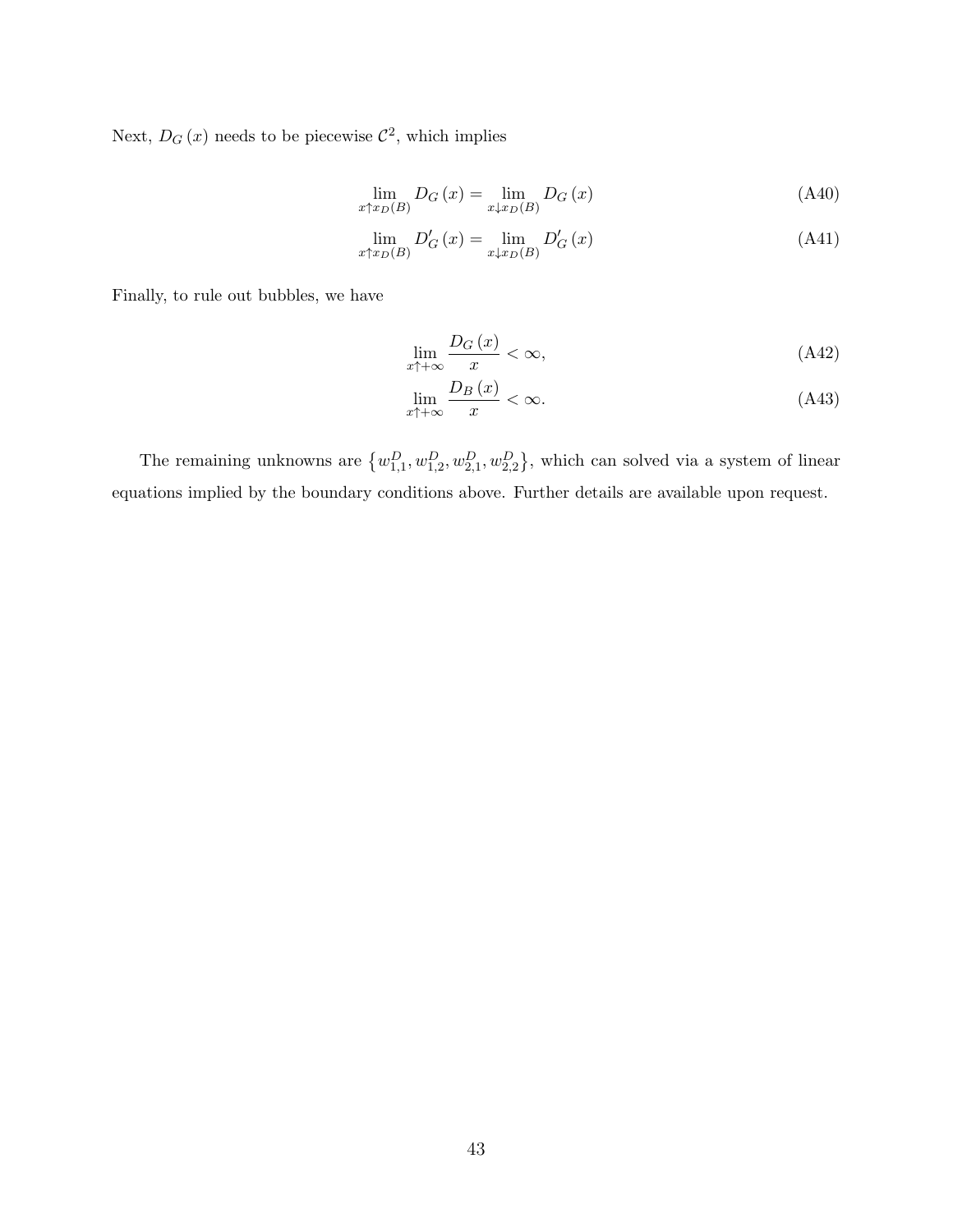Next, $D_G(x)$ needs to be piecewise $\mathcal{C}^2$, which implies

$$\lim_{x \uparrow x_D(B)} D_G(x) = \lim_{x \downarrow x_D(B)} D_G(x) \tag{A40}$$

$$\lim_{x \uparrow x_D(B)} D'_G(x) = \lim_{x \downarrow x_D(B)} D'_G(x) \tag{A41}$$

Finally, to rule out bubbles, we have

$$\lim_{x \uparrow +\infty} \frac{D_G(x)}{x} < \infty, \tag{A42}$$

$$\lim_{x \uparrow +\infty} \frac{D_B(x)}{x} < \infty. \tag{A43}$$

The remaining unknowns are $\left\{w_{1,1}^D, w_{1,2}^D, w_{2,1}^D, w_{2,2}^D\right\}$, which can solved via a system of linear equations implied by the boundary conditions above. Further details are available upon request.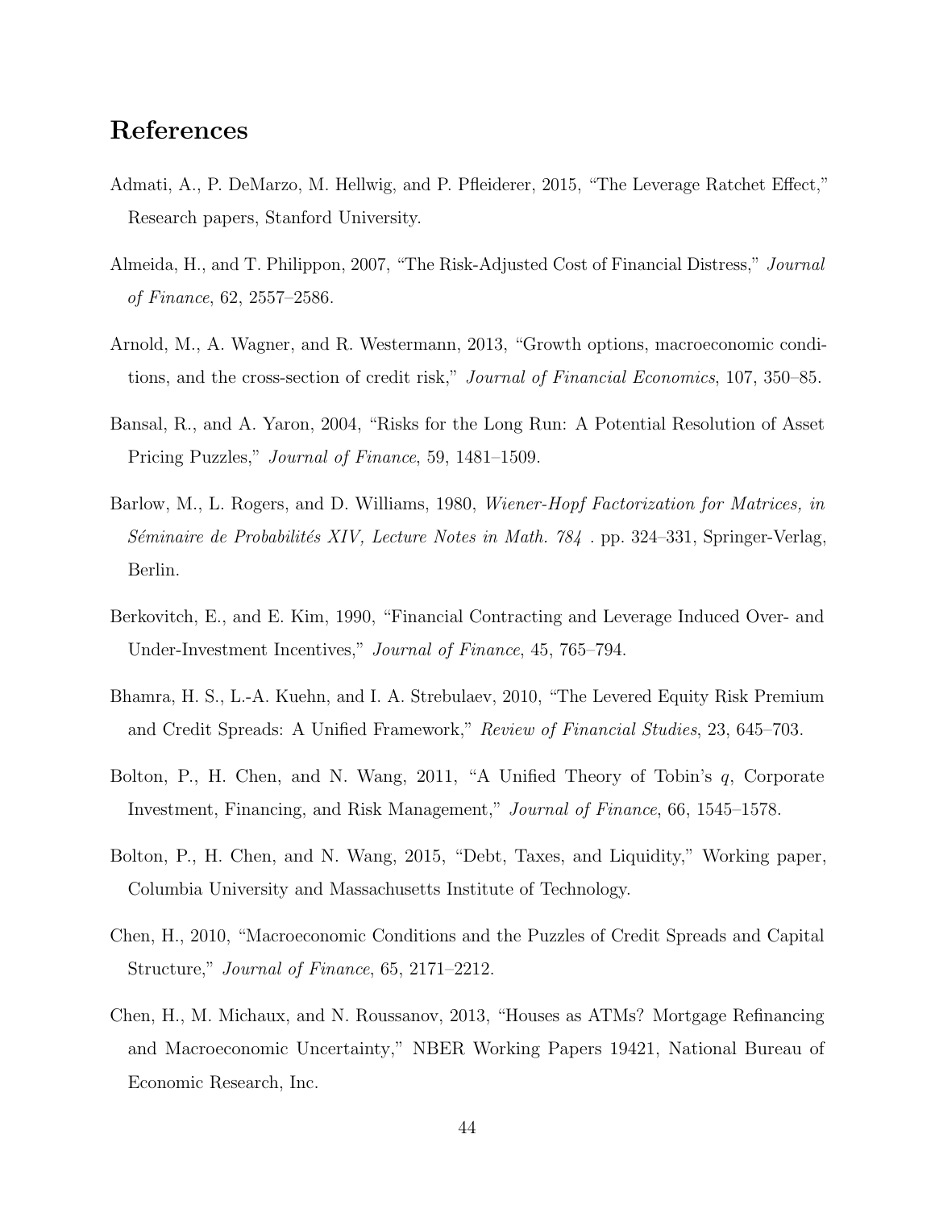# References

Admati, A., P. DeMarzo, M. Hellwig, and P. Pfleiderer, 2015, "The Leverage Ratchet Effect," Research papers, Stanford University.

Almeida, H., and T. Philippon, 2007, "The Risk-Adjusted Cost of Financial Distress," *Journal of Finance*, 62, 2557–2586.

Arnold, M., A. Wagner, and R. Westermann, 2013, "Growth options, macroeconomic conditions, and the cross-section of credit risk," *Journal of Financial Economics*, 107, 350–85.

Bansal, R., and A. Yaron, 2004, "Risks for the Long Run: A Potential Resolution of Asset Pricing Puzzles," *Journal of Finance*, 59, 1481–1509.

Barlow, M., L. Rogers, and D. Williams, 1980, *Wiener-Hopf Factorization for Matrices, in Séminaire de Probabilités XIV, Lecture Notes in Math. 784* . pp. 324–331, Springer-Verlag, Berlin.

Berkovitch, E., and E. Kim, 1990, "Financial Contracting and Leverage Induced Over- and Under-Investment Incentives," *Journal of Finance*, 45, 765–794.

Bhamra, H. S., L.-A. Kuehn, and I. A. Strebulaev, 2010, "The Levered Equity Risk Premium and Credit Spreads: A Unified Framework," *Review of Financial Studies*, 23, 645–703.

Bolton, P., H. Chen, and N. Wang, 2011, "A Unified Theory of Tobin's $q$, Corporate Investment, Financing, and Risk Management," *Journal of Finance*, 66, 1545–1578.

Bolton, P., H. Chen, and N. Wang, 2015, "Debt, Taxes, and Liquidity," Working paper, Columbia University and Massachusetts Institute of Technology.

Chen, H., 2010, "Macroeconomic Conditions and the Puzzles of Credit Spreads and Capital Structure," *Journal of Finance*, 65, 2171–2212.

Chen, H., M. Michaux, and N. Roussanov, 2013, "Houses as ATMs? Mortgage Refinancing and Macroeconomic Uncertainty," NBER Working Papers 19421, National Bureau of Economic Research, Inc.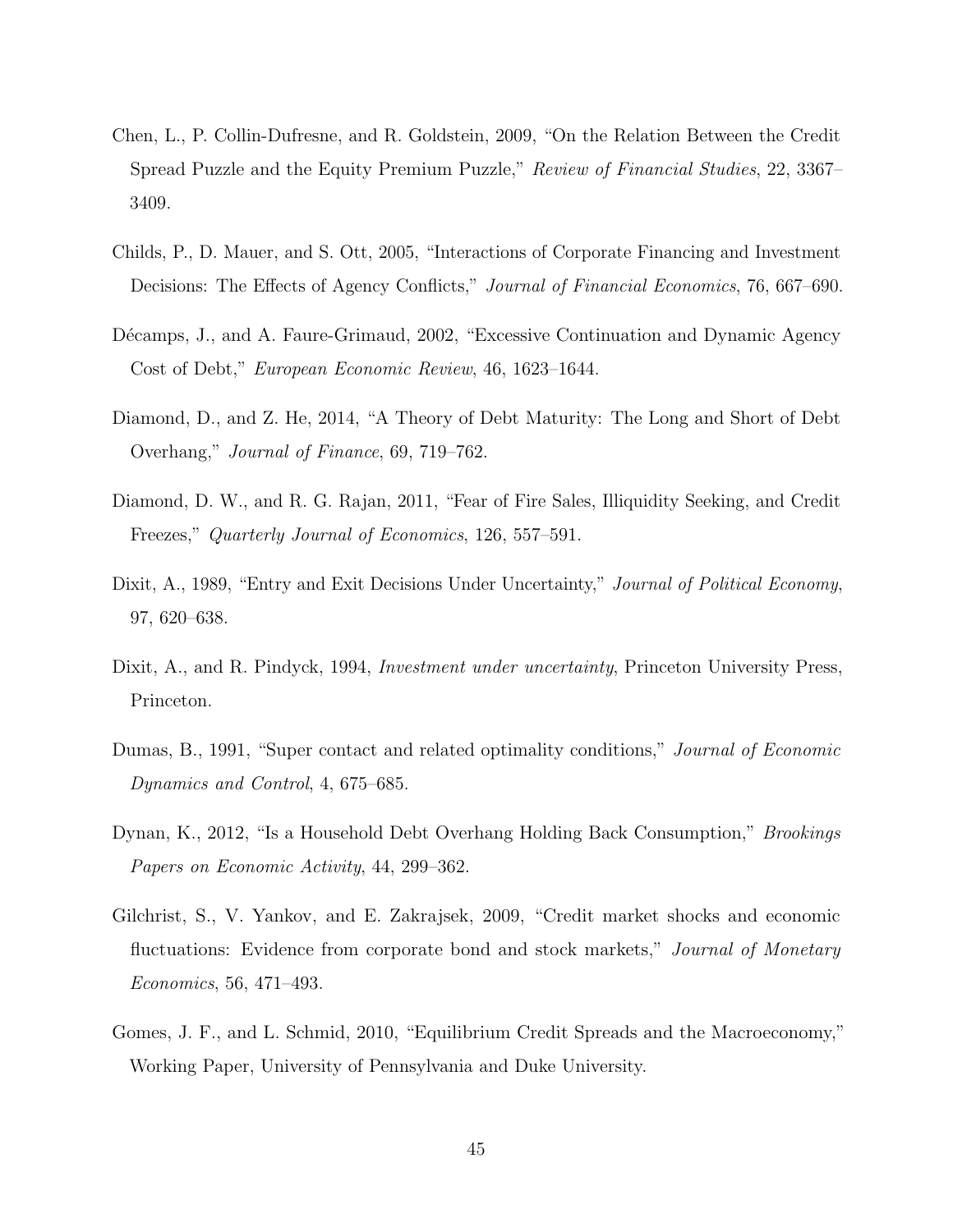Chen, L., P. Collin-Dufresne, and R. Goldstein, 2009, "On the Relation Between the Credit Spread Puzzle and the Equity Premium Puzzle," *Review of Financial Studies*, 22, 3367–3409.

Childs, P., D. Mauer, and S. Ott, 2005, "Interactions of Corporate Financing and Investment Decisions: The Effects of Agency Conflicts," *Journal of Financial Economics*, 76, 667–690.

Décamps, J., and A. Faure-Grimaud, 2002, "Excessive Continuation and Dynamic Agency Cost of Debt," *European Economic Review*, 46, 1623–1644.

Diamond, D., and Z. He, 2014, "A Theory of Debt Maturity: The Long and Short of Debt Overhang," *Journal of Finance*, 69, 719–762.

Diamond, D. W., and R. G. Rajan, 2011, "Fear of Fire Sales, Illiquidity Seeking, and Credit Freezes," *Quarterly Journal of Economics*, 126, 557–591.

Dixit, A., 1989, "Entry and Exit Decisions Under Uncertainty," *Journal of Political Economy*, 97, 620–638.

Dixit, A., and R. Pindyck, 1994, *Investment under uncertainty*, Princeton University Press, Princeton.

Dumas, B., 1991, "Super contact and related optimality conditions," *Journal of Economic Dynamics and Control*, 4, 675–685.

Dynan, K., 2012, "Is a Household Debt Overhang Holding Back Consumption," *Brookings Papers on Economic Activity*, 44, 299–362.

Gilchrist, S., V. Yankov, and E. Zakrajsek, 2009, "Credit market shocks and economic fluctuations: Evidence from corporate bond and stock markets," *Journal of Monetary Economics*, 56, 471–493.

Gomes, J. F., and L. Schmid, 2010, "Equilibrium Credit Spreads and the Macroeconomy," Working Paper, University of Pennsylvania and Duke University.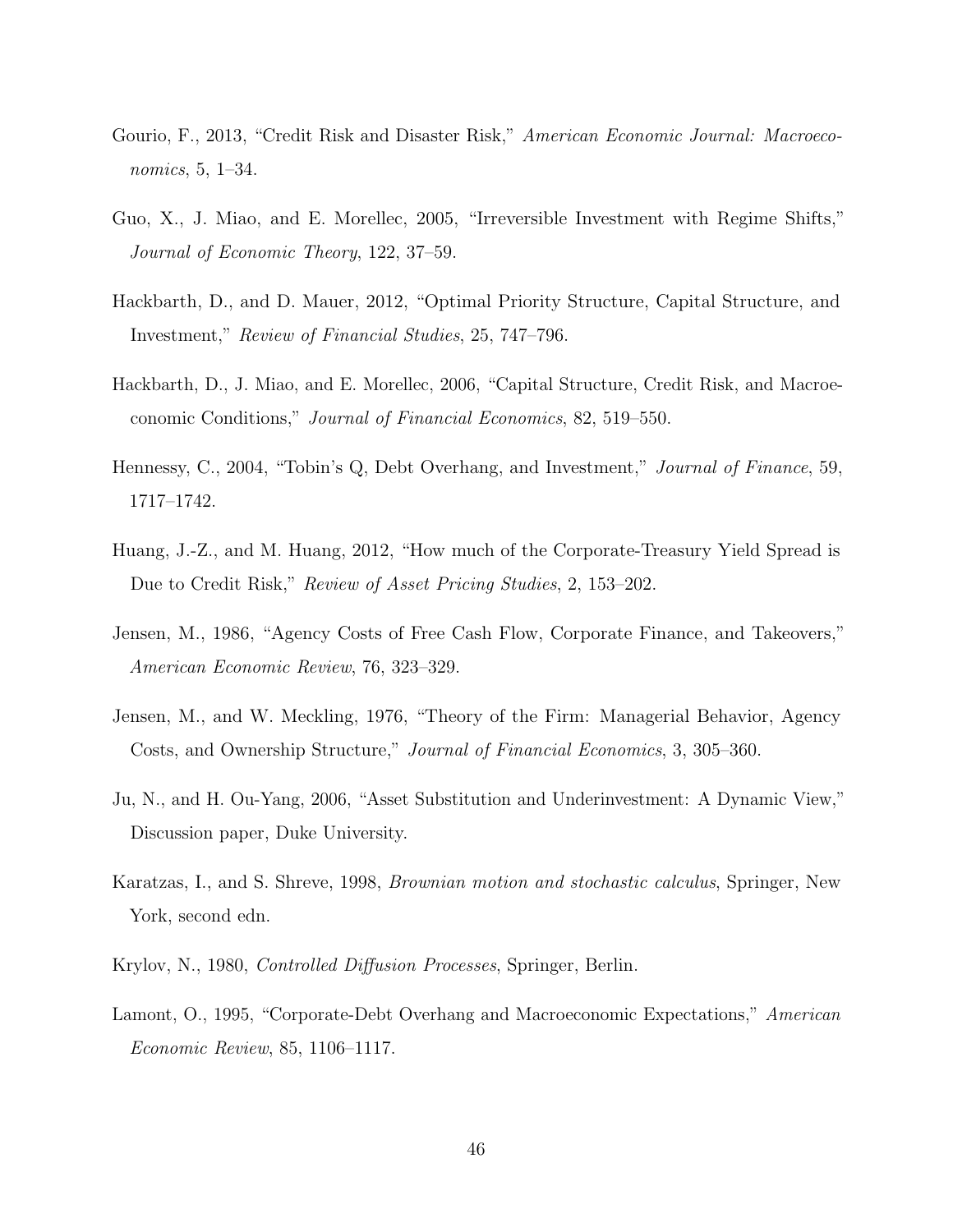Gourio, F., 2013, "Credit Risk and Disaster Risk," *American Economic Journal: Macroeconomics*, 5, 1–34.

Guo, X., J. Miao, and E. Morellec, 2005, "Irreversible Investment with Regime Shifts," *Journal of Economic Theory*, 122, 37–59.

Hackbarth, D., and D. Mauer, 2012, "Optimal Priority Structure, Capital Structure, and Investment," *Review of Financial Studies*, 25, 747–796.

Hackbarth, D., J. Miao, and E. Morellec, 2006, "Capital Structure, Credit Risk, and Macroeconomic Conditions," *Journal of Financial Economics*, 82, 519–550.

Hennessy, C., 2004, "Tobin's Q, Debt Overhang, and Investment," *Journal of Finance*, 59, 1717–1742.

Huang, J.-Z., and M. Huang, 2012, "How much of the Corporate-Treasury Yield Spread is Due to Credit Risk," *Review of Asset Pricing Studies*, 2, 153–202.

Jensen, M., 1986, "Agency Costs of Free Cash Flow, Corporate Finance, and Takeovers," *American Economic Review*, 76, 323–329.

Jensen, M., and W. Meckling, 1976, "Theory of the Firm: Managerial Behavior, Agency Costs, and Ownership Structure," *Journal of Financial Economics*, 3, 305–360.

Ju, N., and H. Ou-Yang, 2006, "Asset Substitution and Underinvestment: A Dynamic View," Discussion paper, Duke University.

Karatzas, I., and S. Shreve, 1998, *Brownian motion and stochastic calculus*, Springer, New York, second edn.

Krylov, N., 1980, *Controlled Diffusion Processes*, Springer, Berlin.

Lamont, O., 1995, "Corporate-Debt Overhang and Macroeconomic Expectations," *American Economic Review*, 85, 1106–1117.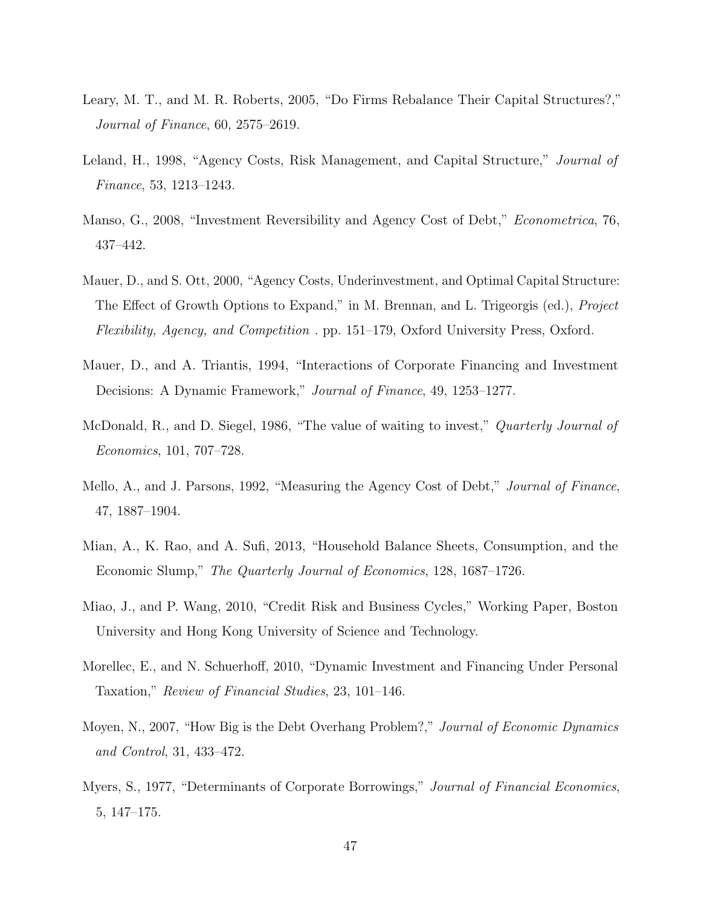Leary, M. T., and M. R. Roberts, 2005, "Do Firms Rebalance Their Capital Structures?," *Journal of Finance*, 60, 2575–2619.

Leland, H., 1998, "Agency Costs, Risk Management, and Capital Structure," *Journal of Finance*, 53, 1213–1243.

Manso, G., 2008, "Investment Reversibility and Agency Cost of Debt," *Econometrica*, 76, 437–442.

Mauer, D., and S. Ott, 2000, "Agency Costs, Underinvestment, and Optimal Capital Structure: The Effect of Growth Options to Expand," in M. Brennan, and L. Trigeorgis (ed.), *Project Flexibility, Agency, and Competition* . pp. 151–179, Oxford University Press, Oxford.

Mauer, D., and A. Triantis, 1994, "Interactions of Corporate Financing and Investment Decisions: A Dynamic Framework," *Journal of Finance*, 49, 1253–1277.

McDonald, R., and D. Siegel, 1986, "The value of waiting to invest," *Quarterly Journal of Economics*, 101, 707–728.

Mello, A., and J. Parsons, 1992, "Measuring the Agency Cost of Debt," *Journal of Finance*, 47, 1887–1904.

Mian, A., K. Rao, and A. Sufi, 2013, "Household Balance Sheets, Consumption, and the Economic Slump," *The Quarterly Journal of Economics*, 128, 1687–1726.

Miao, J., and P. Wang, 2010, "Credit Risk and Business Cycles," Working Paper, Boston University and Hong Kong University of Science and Technology.

Morellec, E., and N. Schuerhoff, 2010, "Dynamic Investment and Financing Under Personal Taxation," *Review of Financial Studies*, 23, 101–146.

Moyen, N., 2007, "How Big is the Debt Overhang Problem?," *Journal of Economic Dynamics and Control*, 31, 433–472.

Myers, S., 1977, "Determinants of Corporate Borrowings," *Journal of Financial Economics*, 5, 147–175.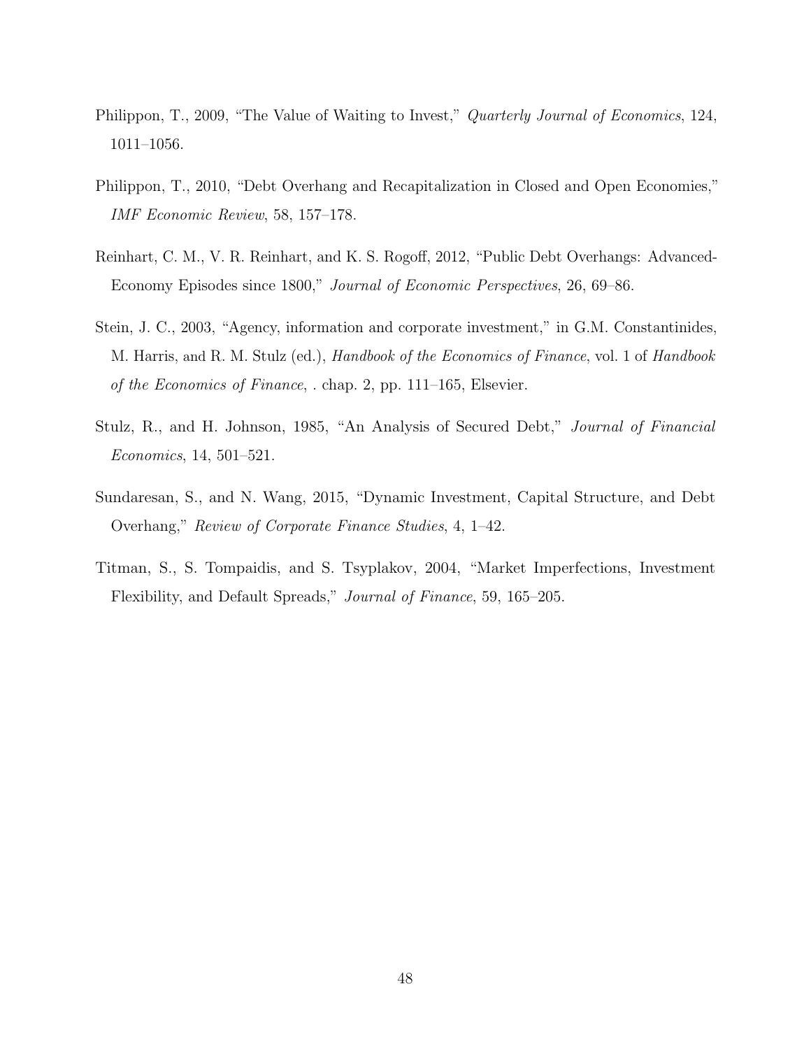Philippon, T., 2009, "The Value of Waiting to Invest," *Quarterly Journal of Economics*, 124, 1011–1056.

Philippon, T., 2010, "Debt Overhang and Recapitalization in Closed and Open Economies," *IMF Economic Review*, 58, 157–178.

Reinhart, C. M., V. R. Reinhart, and K. S. Rogoff, 2012, "Public Debt Overhangs: Advanced-Economy Episodes since 1800," *Journal of Economic Perspectives*, 26, 69–86.

Stein, J. C., 2003, "Agency, information and corporate investment," in G.M. Constantinides, M. Harris, and R. M. Stulz (ed.), *Handbook of the Economics of Finance*, vol. 1 of *Handbook of the Economics of Finance*, . chap. 2, pp. 111–165, Elsevier.

Stulz, R., and H. Johnson, 1985, "An Analysis of Secured Debt," *Journal of Financial Economics*, 14, 501–521.

Sundaresan, S., and N. Wang, 2015, "Dynamic Investment, Capital Structure, and Debt Overhang," *Review of Corporate Finance Studies*, 4, 1–42.

Titman, S., S. Tompaidis, and S. Tsyplakov, 2004, "Market Imperfections, Investment Flexibility, and Default Spreads," *Journal of Finance*, 59, 165–205.